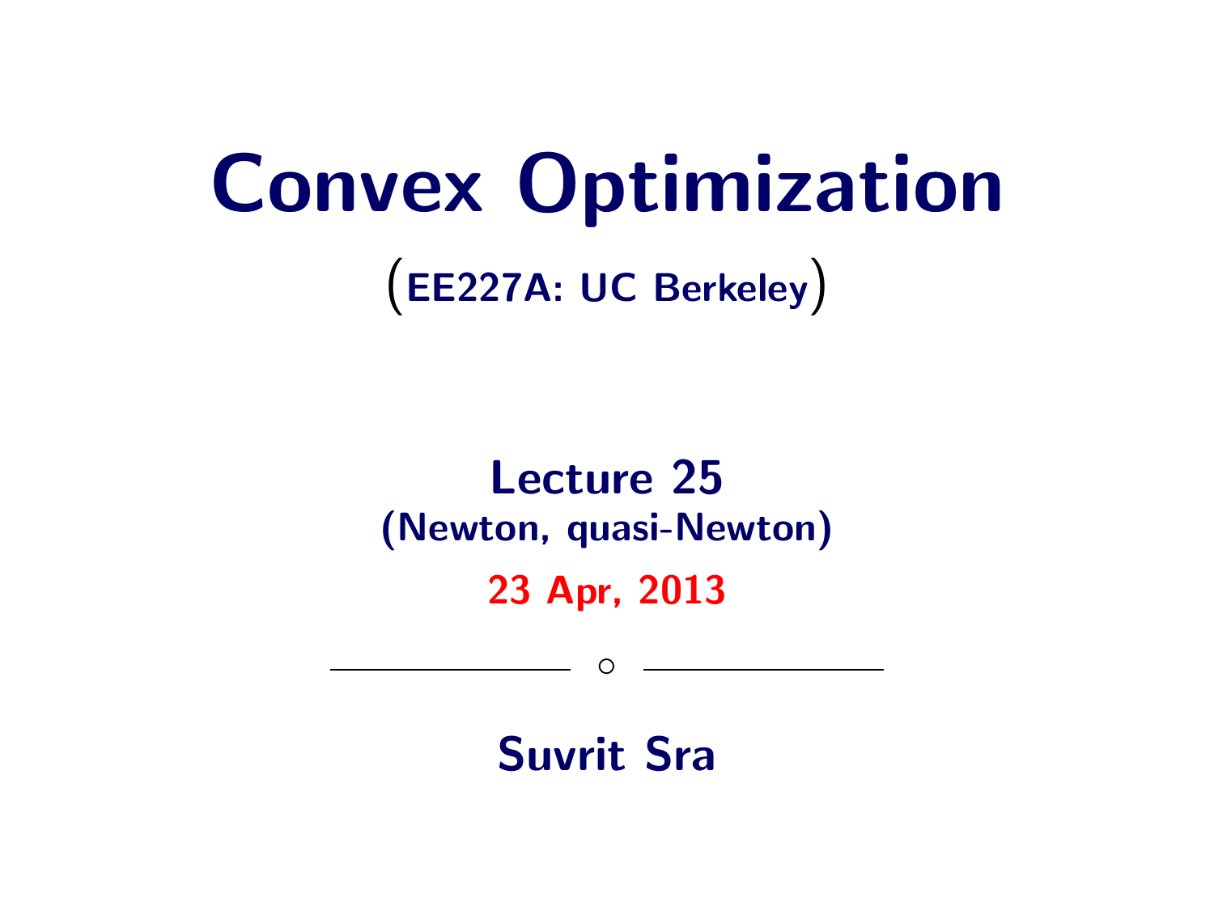# Convex Optimization

(EE227A: UC Berkeley)

## Lecture 25

**(Newton, quasi-Newton)**

**23 Apr, 2013**

---

**Suvrit Sra**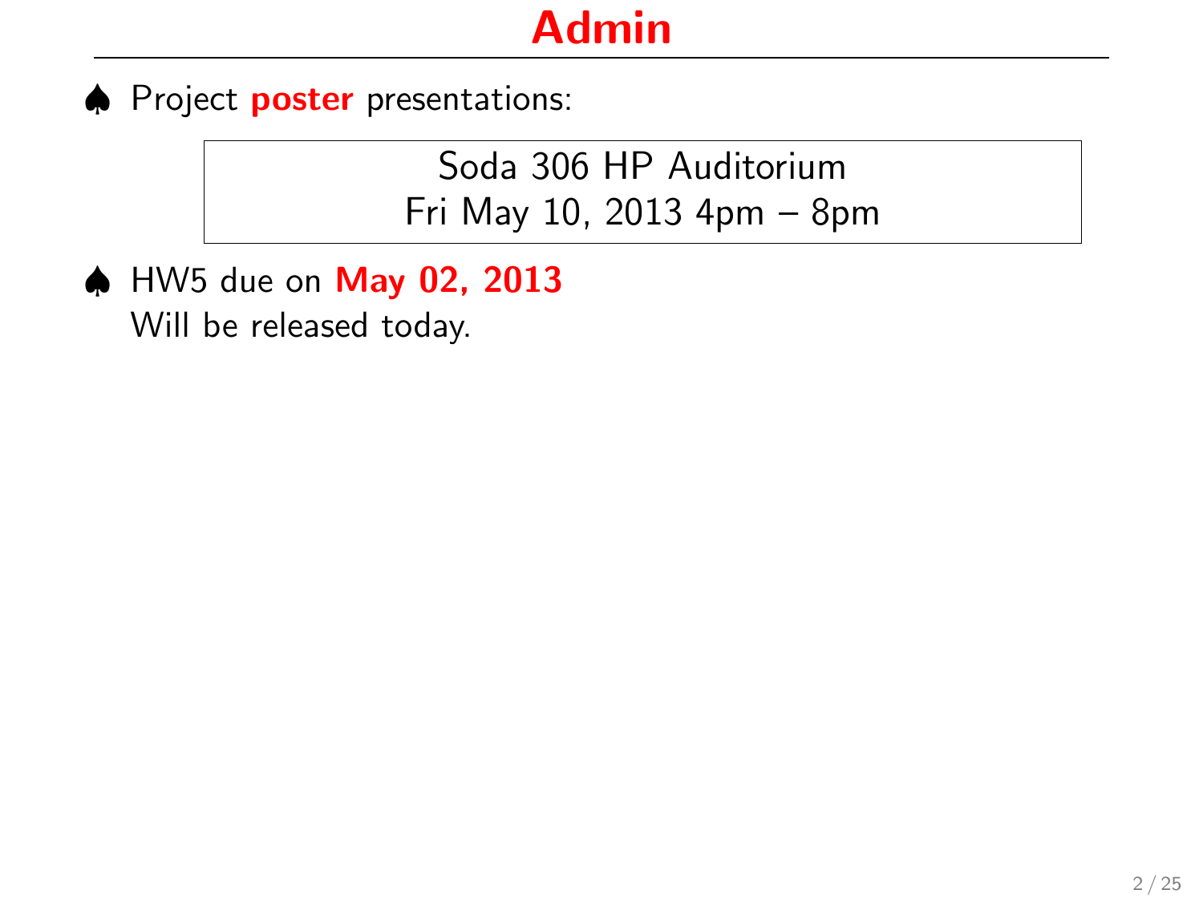# Admin

- ♠ Project **poster** presentations:

  Soda 306 HP Auditorium
  Fri May 10, 2013 4pm – 8pm

- ♠ HW5 due on **May 02, 2013**
  Will be released today.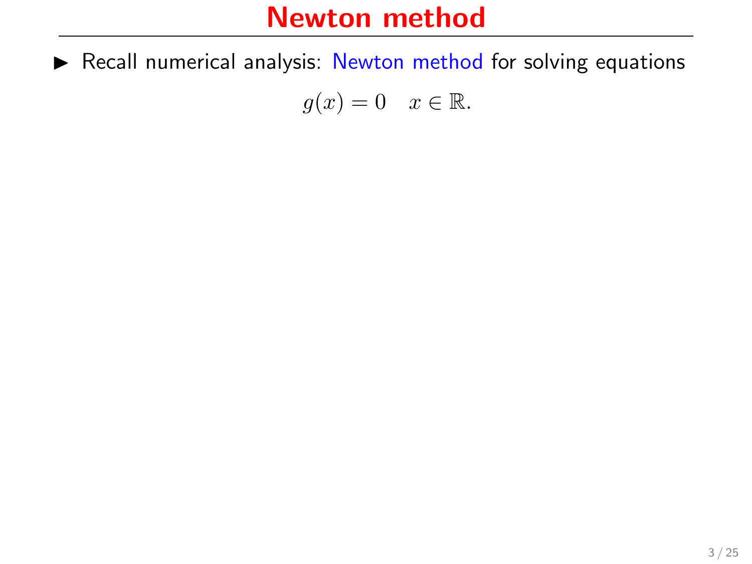# Newton method

- Recall numerical analysis: Newton method for solving equations

$$g(x) = 0 \quad x \in \mathbb{R}.$$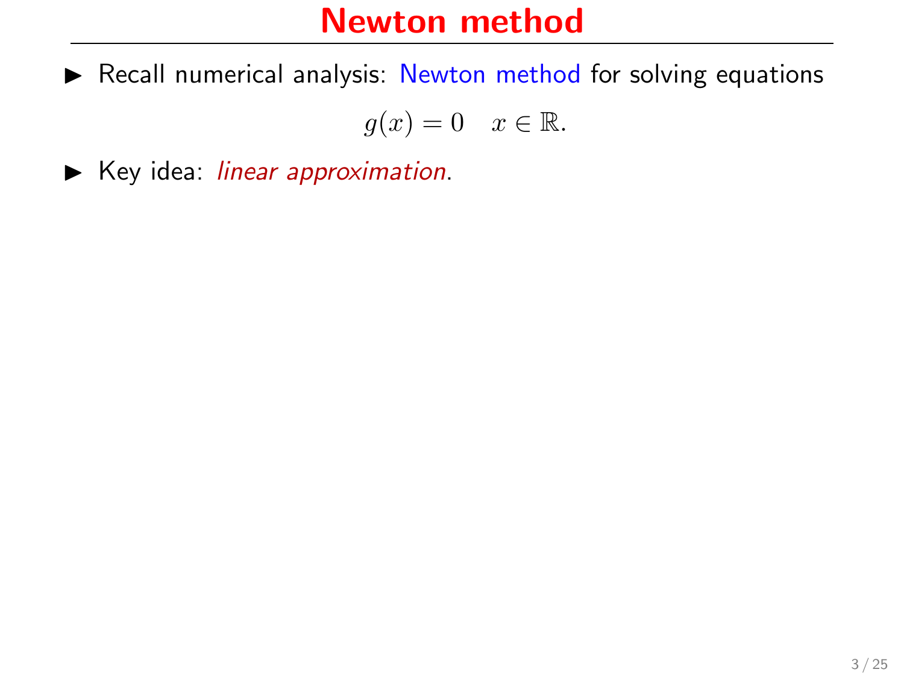# Newton method

- Recall numerical analysis: Newton method for solving equations

$$g(x) = 0 \quad x \in \mathbb{R}.$$

- Key idea: *linear approximation*.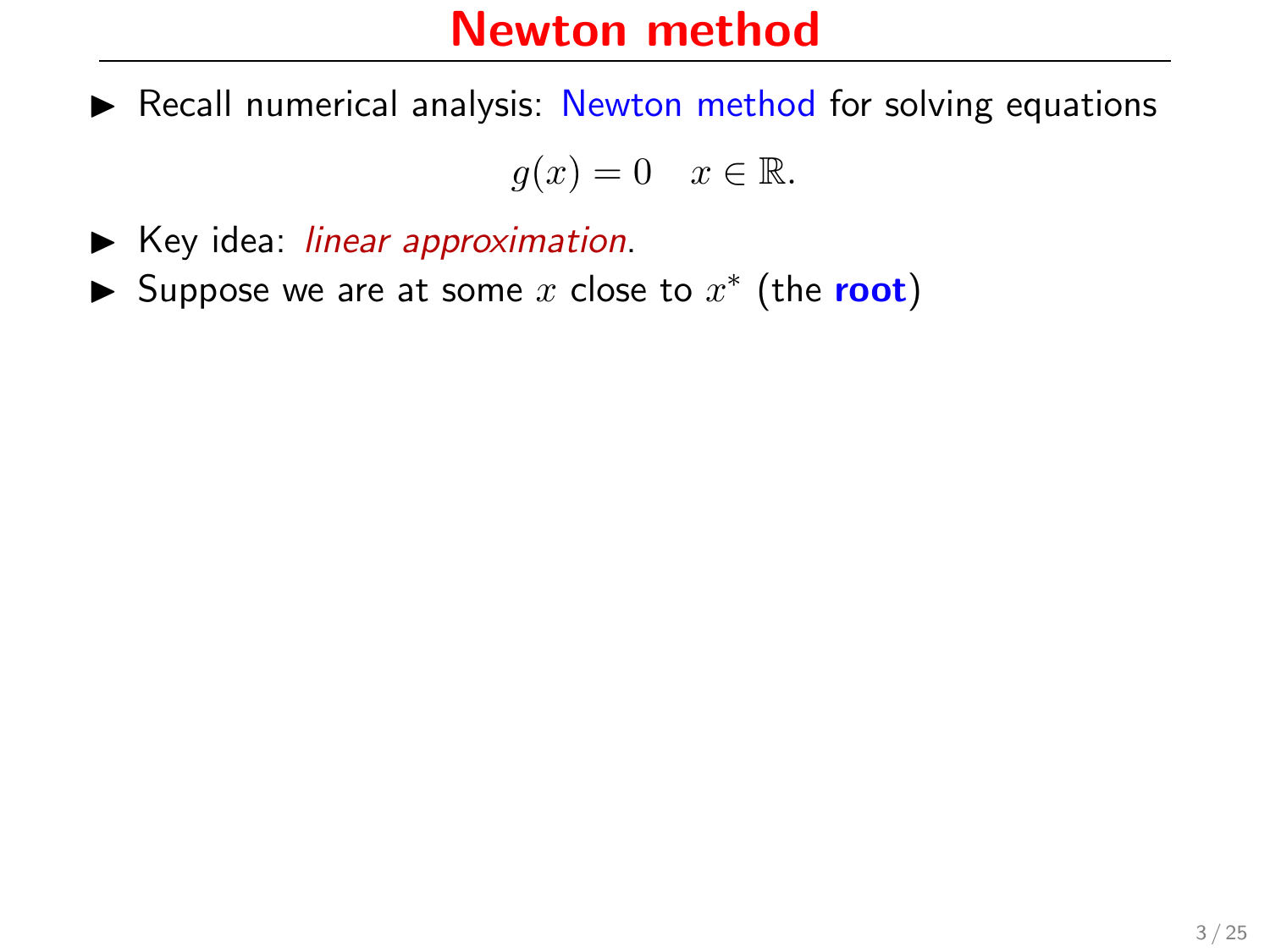# Newton method

- Recall numerical analysis: Newton method for solving equations

$$g(x) = 0 \quad x \in \mathbb{R}.$$

- Key idea: *linear approximation*.
- Suppose we are at some $x$ close to $x^*$ (the **root**)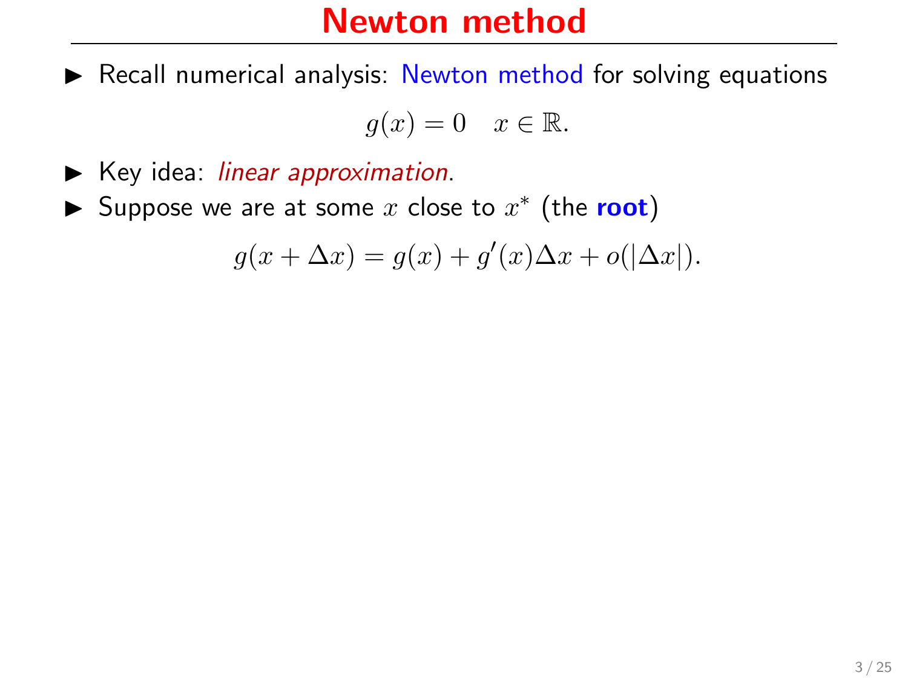# Newton method

- Recall numerical analysis: Newton method for solving equations

$$g(x) = 0 \quad x \in \mathbb{R}.$$

- Key idea: *linear approximation*.
- Suppose we are at some $x$ close to $x^*$ (the **root**)

$$g(x + \Delta x) = g(x) + g'(x)\Delta x + o(|\Delta x|).$$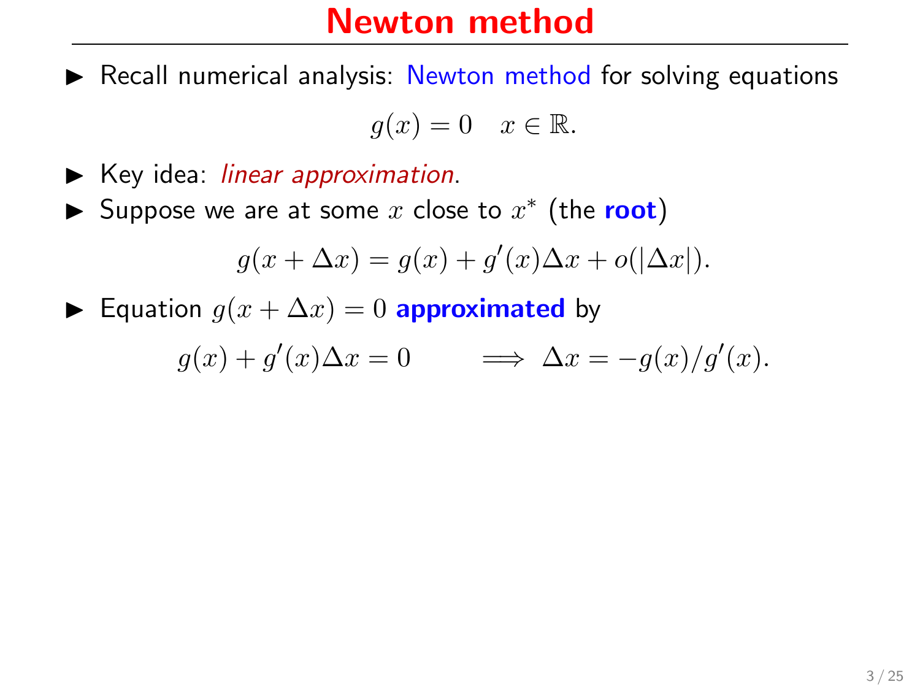# Newton method

- Recall numerical analysis: Newton method for solving equations

$$g(x) = 0 \quad x \in \mathbb{R}.$$

- Key idea: *linear approximation*.
- Suppose we are at some $x$ close to $x^*$ (the **root**)

$$g(x + \Delta x) = g(x) + g'(x)\Delta x + o(|\Delta x|).$$

- Equation $g(x + \Delta x) = 0$ **approximated** by

$$g(x) + g'(x)\Delta x = 0 \qquad \implies \Delta x = -g(x)/g'(x).$$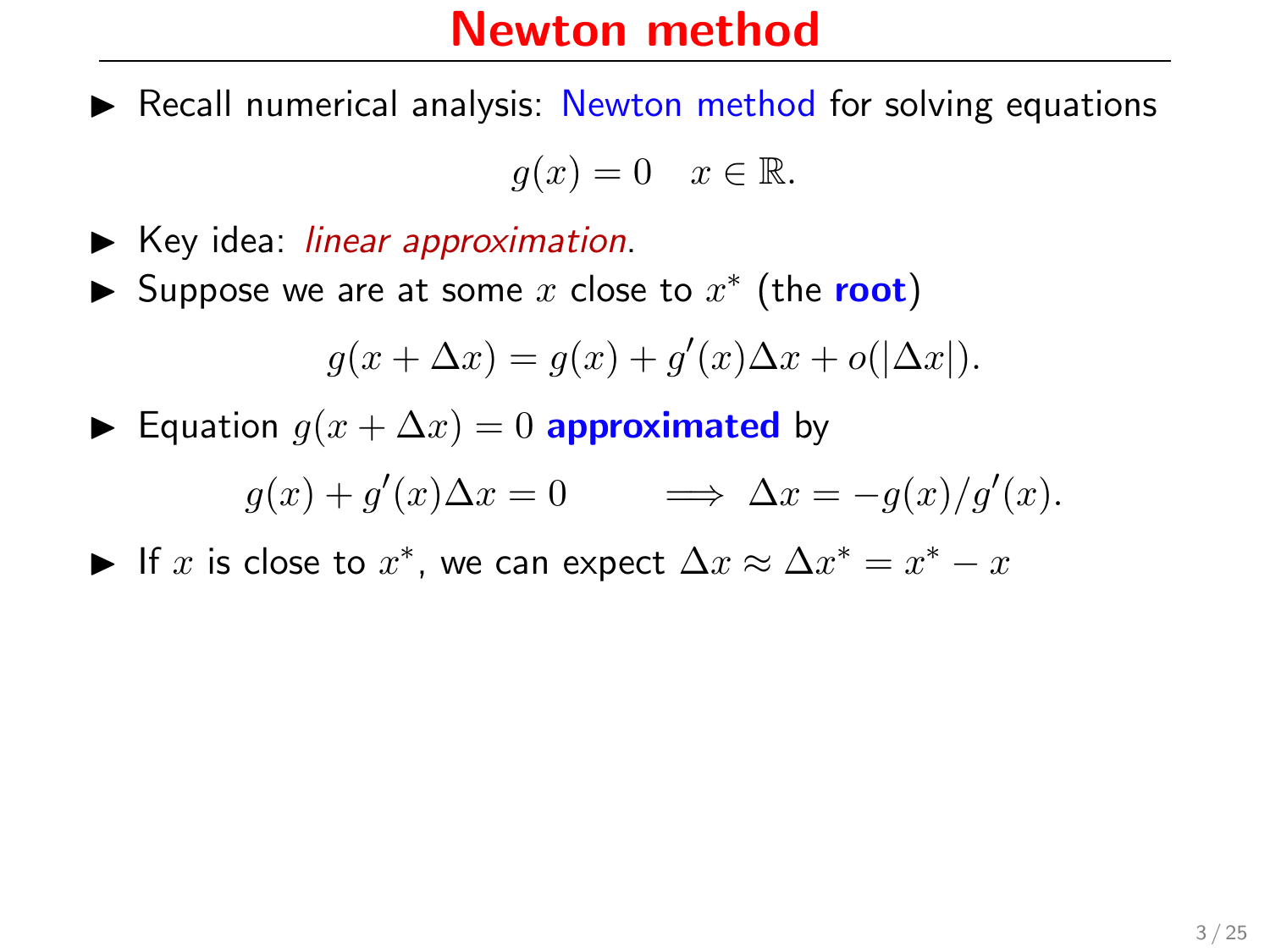# Newton method

- Recall numerical analysis: Newton method for solving equations

$$g(x) = 0 \quad x \in \mathbb{R}.$$

- Key idea: *linear approximation*.
- Suppose we are at some $x$ close to $x^*$ (the **root**)

$$g(x + \Delta x) = g(x) + g'(x)\Delta x + o(|\Delta x|).$$

- Equation $g(x + \Delta x) = 0$ **approximated** by

$$g(x) + g'(x)\Delta x = 0 \qquad \Longrightarrow \; \Delta x = -g(x)/g'(x).$$

- If $x$ is close to $x^*$, we can expect $\Delta x \approx \Delta x^* = x^* - x$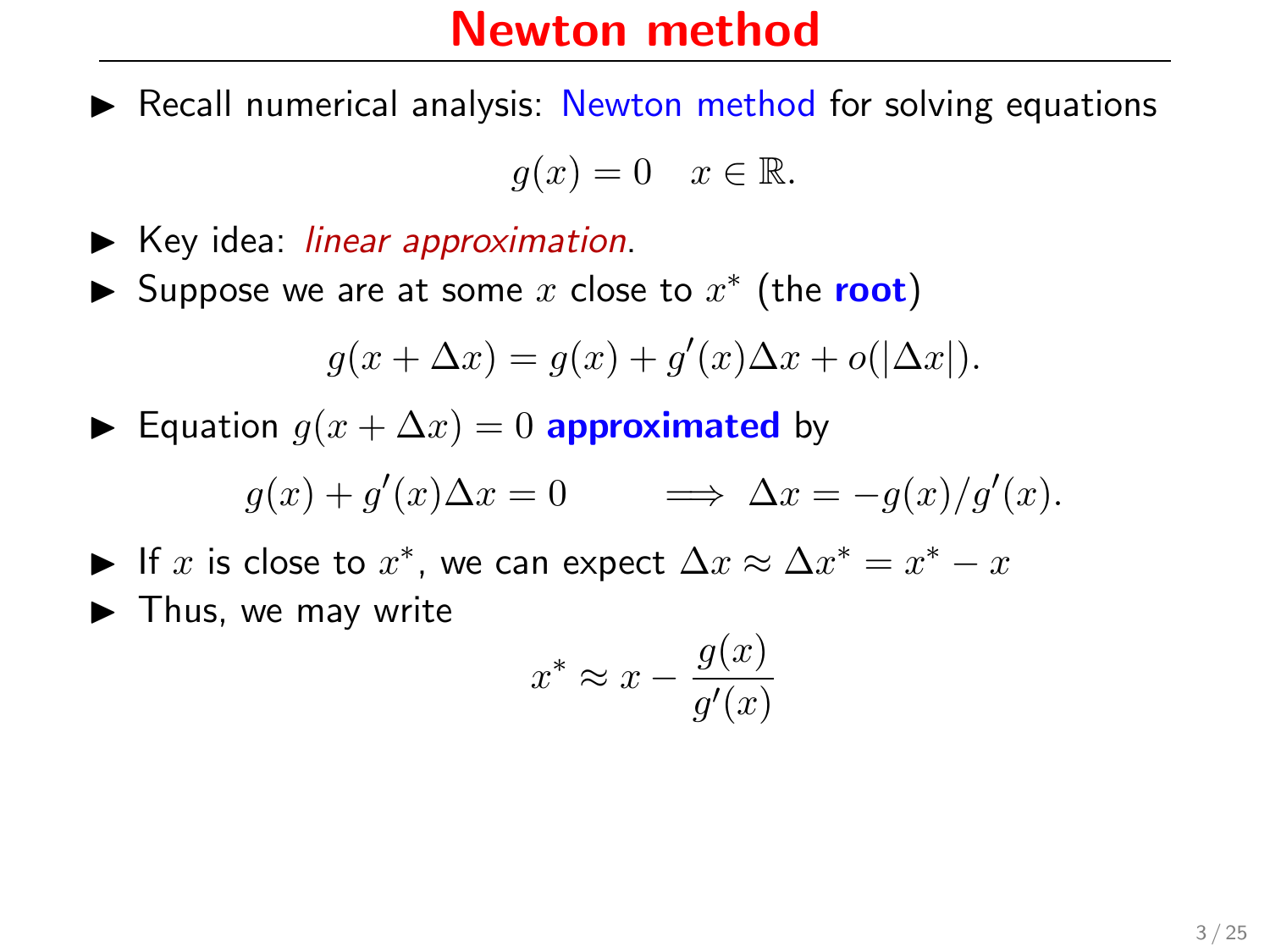# Newton method

- Recall numerical analysis: Newton method for solving equations

$$g(x) = 0 \quad x \in \mathbb{R}.$$

- Key idea: *linear approximation*.
- Suppose we are at some $x$ close to $x^*$ (the **root**)

$$g(x + \Delta x) = g(x) + g'(x)\Delta x + o(|\Delta x|).$$

- Equation $g(x + \Delta x) = 0$ **approximated** by

$$g(x) + g'(x)\Delta x = 0 \qquad \Longrightarrow \Delta x = -g(x)/g'(x).$$

- If $x$ is close to $x^*$, we can expect $\Delta x \approx \Delta x^* = x^* - x$
- Thus, we may write

$$x^* \approx x - \frac{g(x)}{g'(x)}$$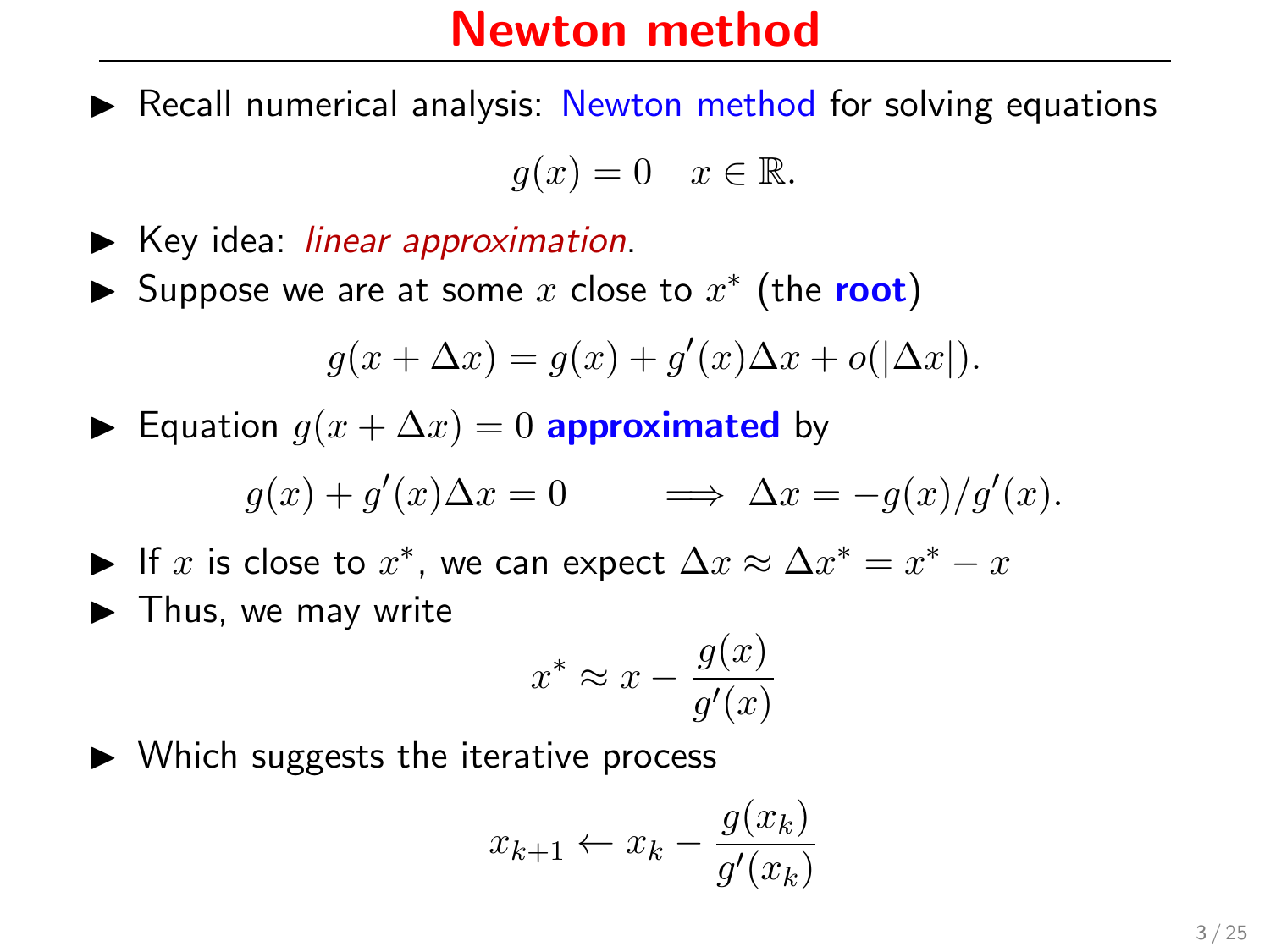# Newton method

- Recall numerical analysis: Newton method for solving equations

$$g(x) = 0 \quad x \in \mathbb{R}.$$

- Key idea: *linear approximation*.
- Suppose we are at some $x$ close to $x^*$ (the **root**)

$$g(x + \Delta x) = g(x) + g'(x)\Delta x + o(|\Delta x|).$$

- Equation $g(x + \Delta x) = 0$ **approximated** by

$$g(x) + g'(x)\Delta x = 0 \qquad \Longrightarrow \; \Delta x = -g(x)/g'(x).$$

- If $x$ is close to $x^*$, we can expect $\Delta x \approx \Delta x^* = x^* - x$
- Thus, we may write

$$x^* \approx x - \frac{g(x)}{g'(x)}$$

- Which suggests the iterative process

$$x_{k+1} \leftarrow x_k - \frac{g(x_k)}{g'(x_k)}$$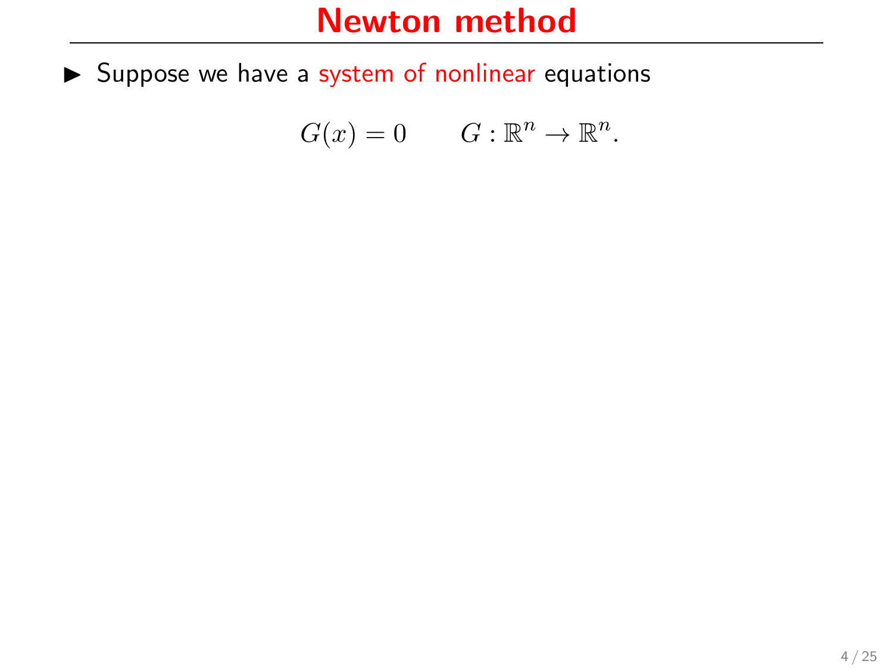# Newton method

- Suppose we have a system of nonlinear equations

$$G(x) = 0 \qquad G : \mathbb{R}^n \to \mathbb{R}^n.$$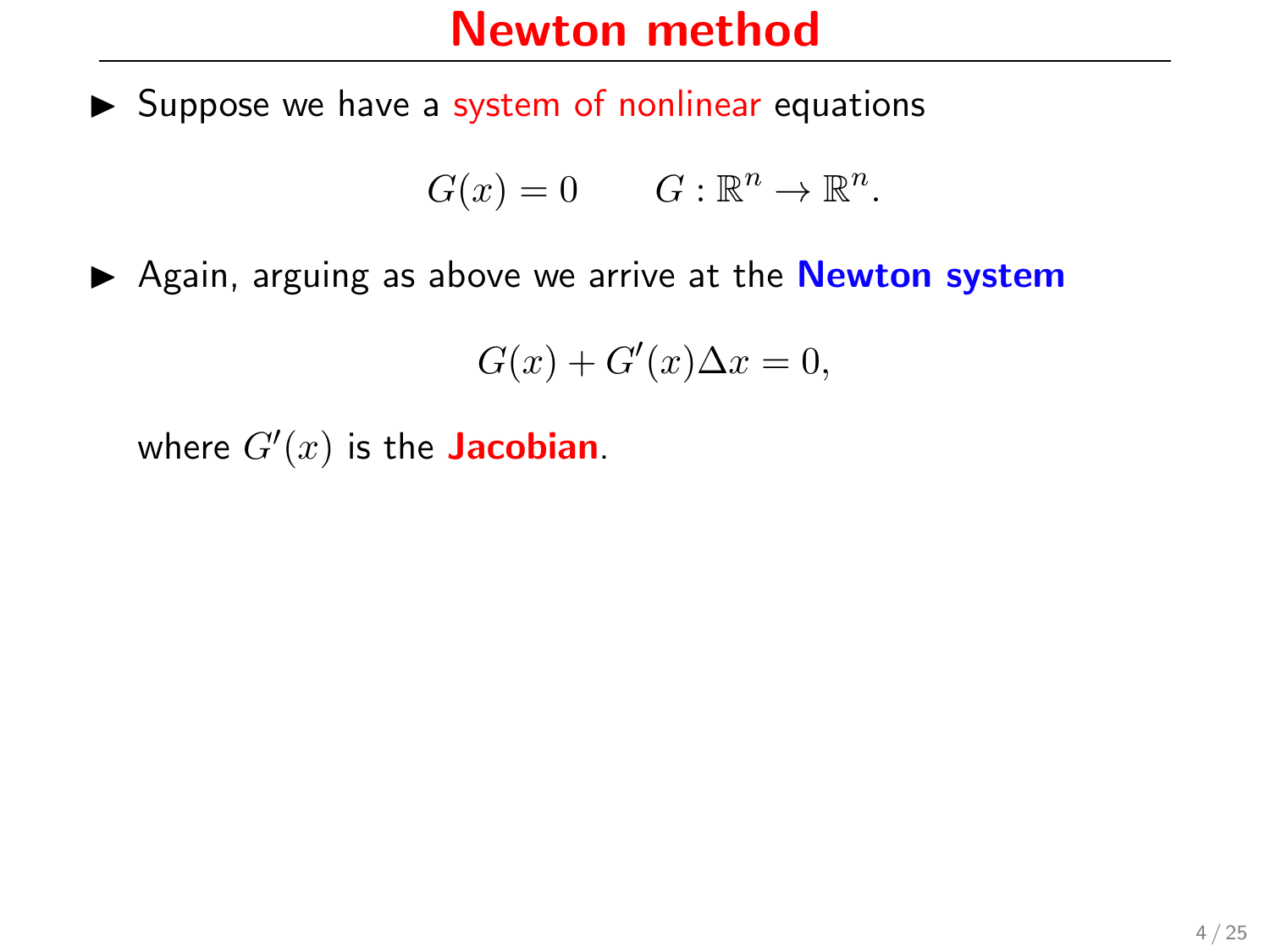# Newton method

- Suppose we have a system of nonlinear equations

$$G(x) = 0 \qquad G : \mathbb{R}^n \to \mathbb{R}^n.$$

- Again, arguing as above we arrive at the **Newton system**

$$G(x) + G'(x)\Delta x = 0,$$

where $G'(x)$ is the **Jacobian**.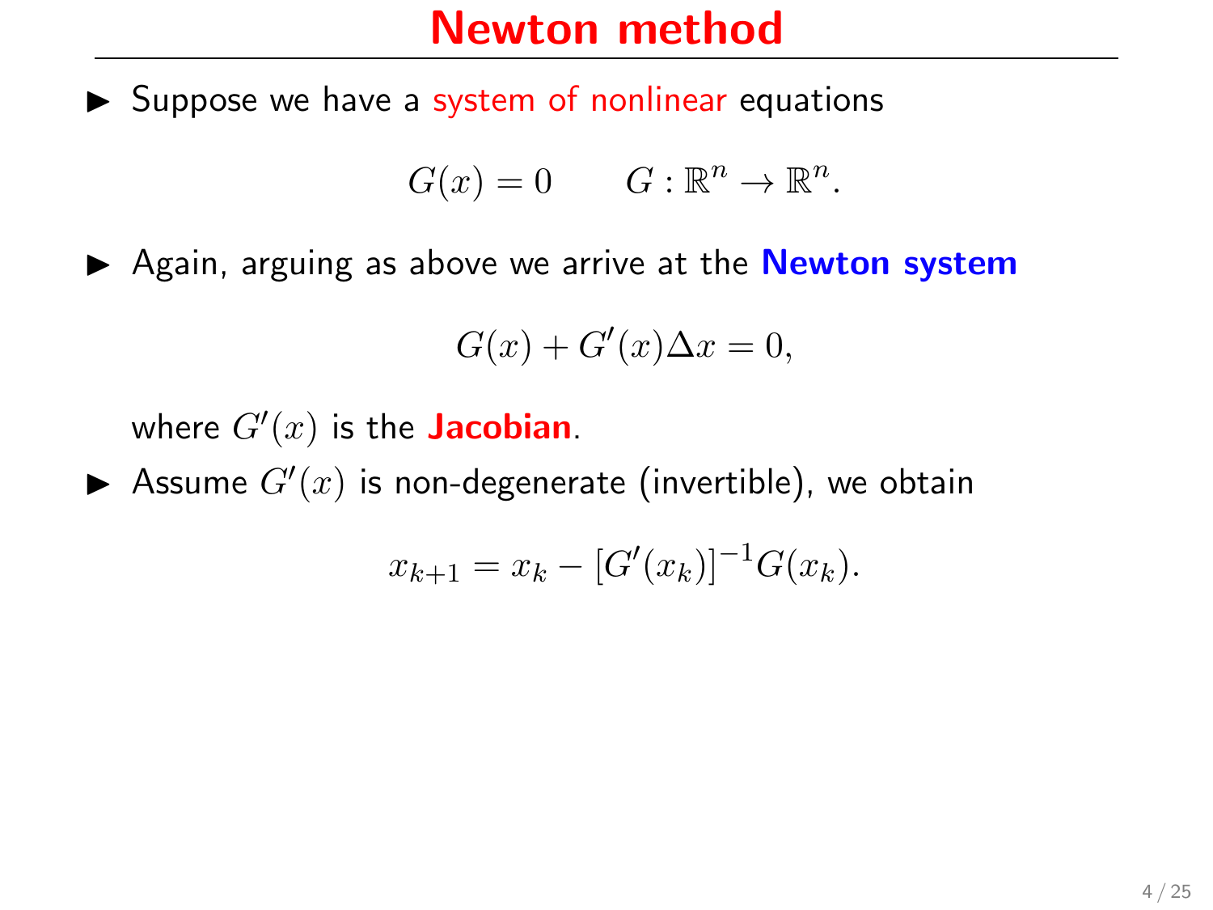# Newton method

- Suppose we have a system of nonlinear equations

$$G(x) = 0 \qquad G : \mathbb{R}^n \to \mathbb{R}^n.$$

- Again, arguing as above we arrive at the **Newton system**

$$G(x) + G'(x)\Delta x = 0,$$

  where $G'(x)$ is the **Jacobian**.

- Assume $G'(x)$ is non-degenerate (invertible), we obtain

$$x_{k+1} = x_k - [G'(x_k)]^{-1}G(x_k).$$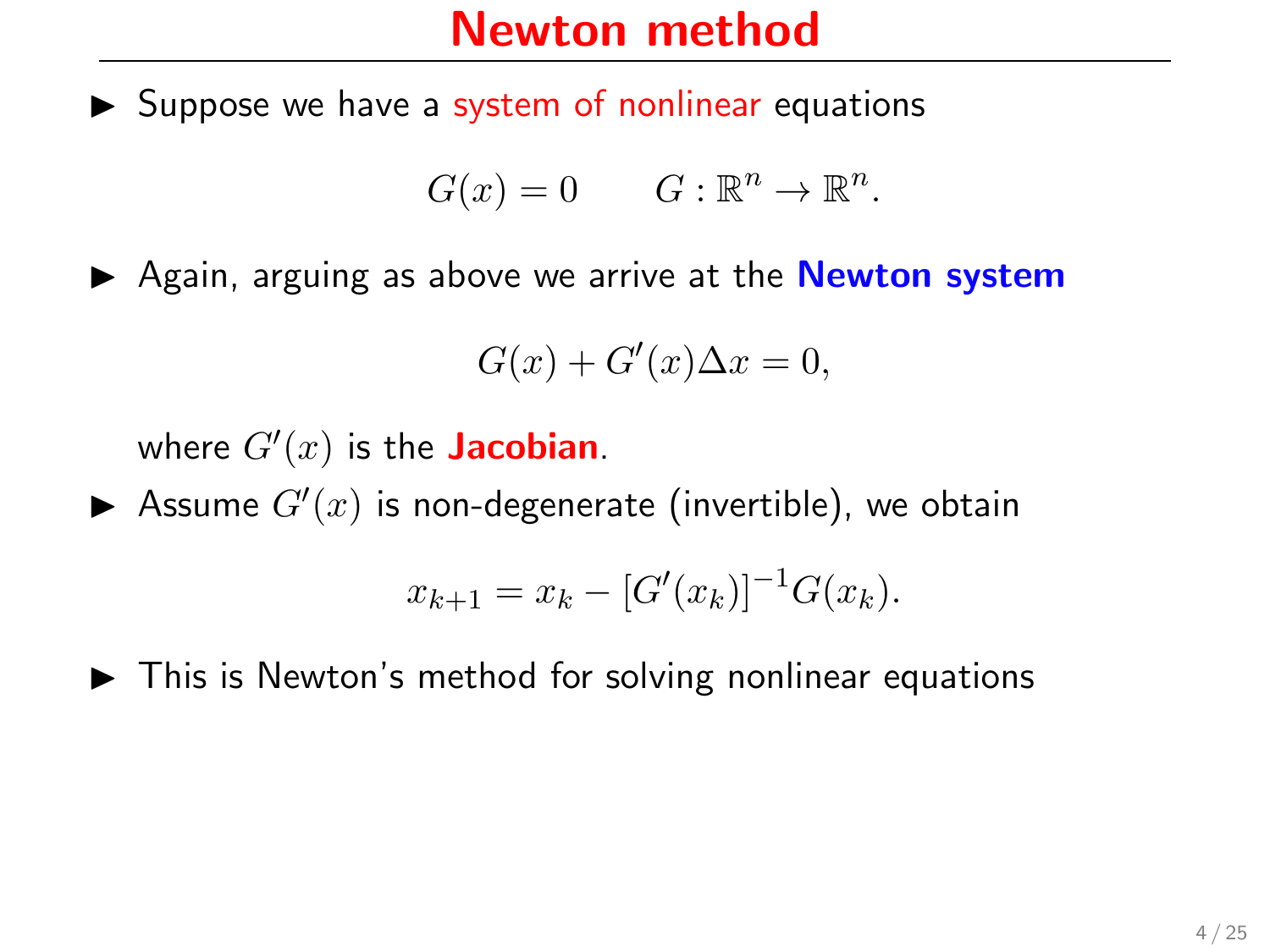# Newton method

- Suppose we have a system of nonlinear equations

$$G(x) = 0 \qquad G : \mathbb{R}^n \to \mathbb{R}^n.$$

- Again, arguing as above we arrive at the **Newton system**

$$G(x) + G'(x)\Delta x = 0,$$

  where $G'(x)$ is the **Jacobian**.

- Assume $G'(x)$ is non-degenerate (invertible), we obtain

$$x_{k+1} = x_k - [G'(x_k)]^{-1} G(x_k).$$

- This is Newton's method for solving nonlinear equations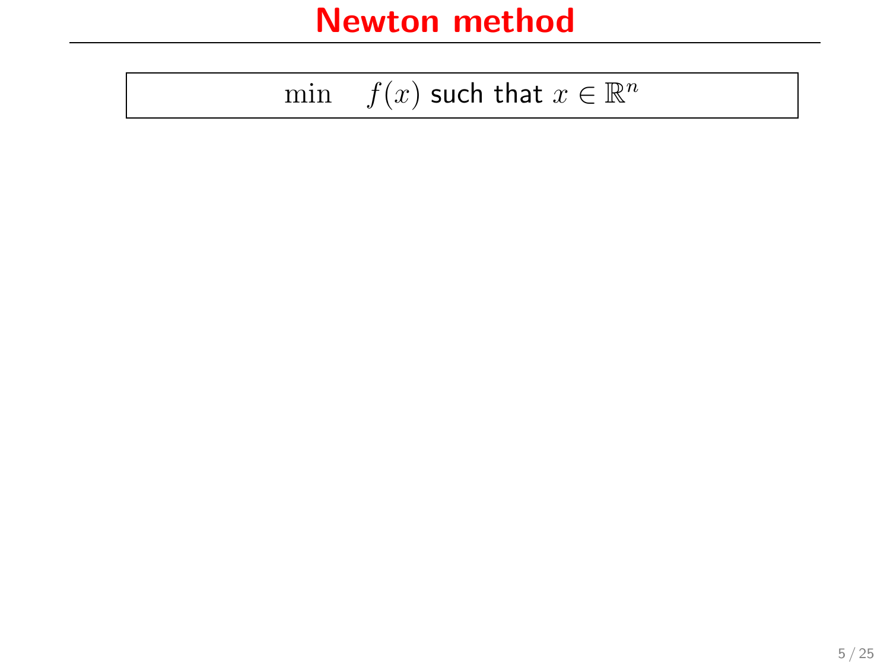# Newton method

$$\min \quad f(x) \text{ such that } x \in \mathbb{R}^n$$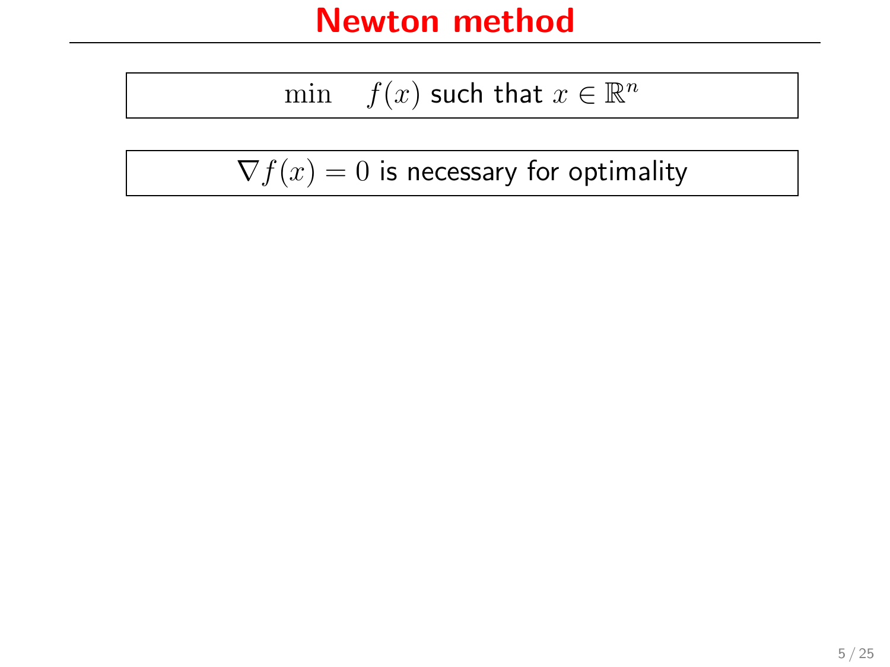# Newton method

$$\min \quad f(x) \text{ such that } x \in \mathbb{R}^n$$

$\nabla f(x) = 0$ is necessary for optimality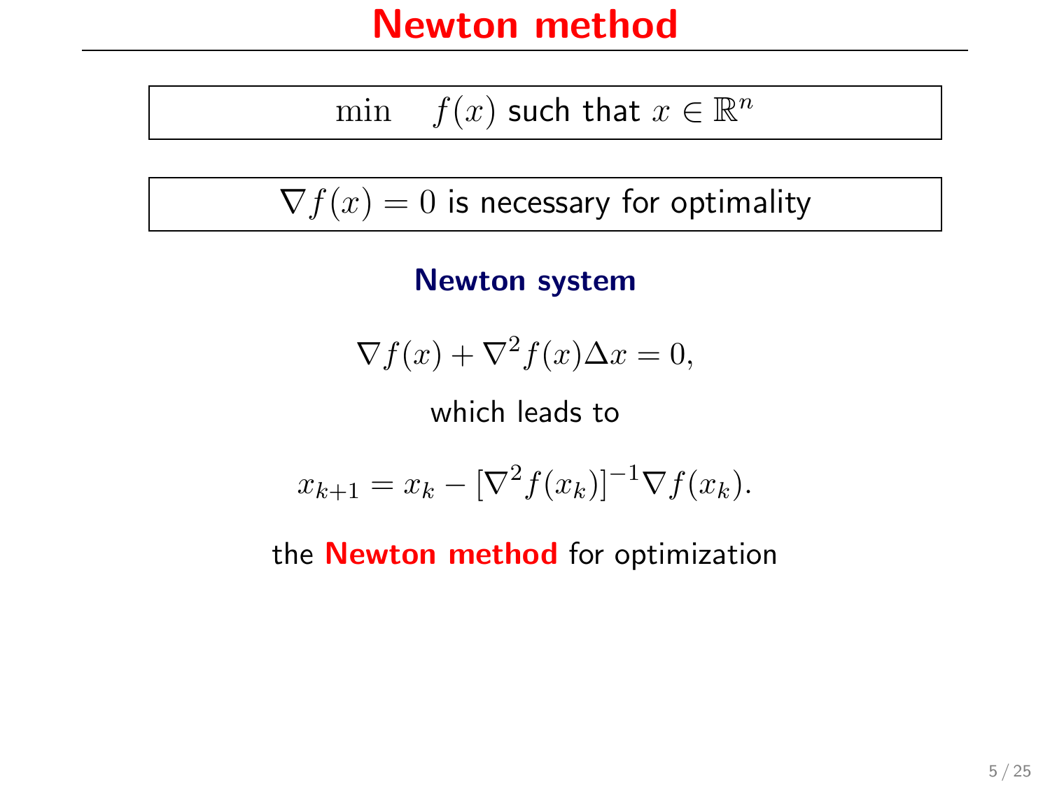# Newton method

$$\min \quad f(x) \text{ such that } x \in \mathbb{R}^n$$

$\nabla f(x) = 0$ is necessary for optimality

**Newton system**

$$\nabla f(x) + \nabla^2 f(x) \Delta x = 0,$$

which leads to

$$x_{k+1} = x_k - [\nabla^2 f(x_k)]^{-1} \nabla f(x_k).$$

the **Newton method** for optimization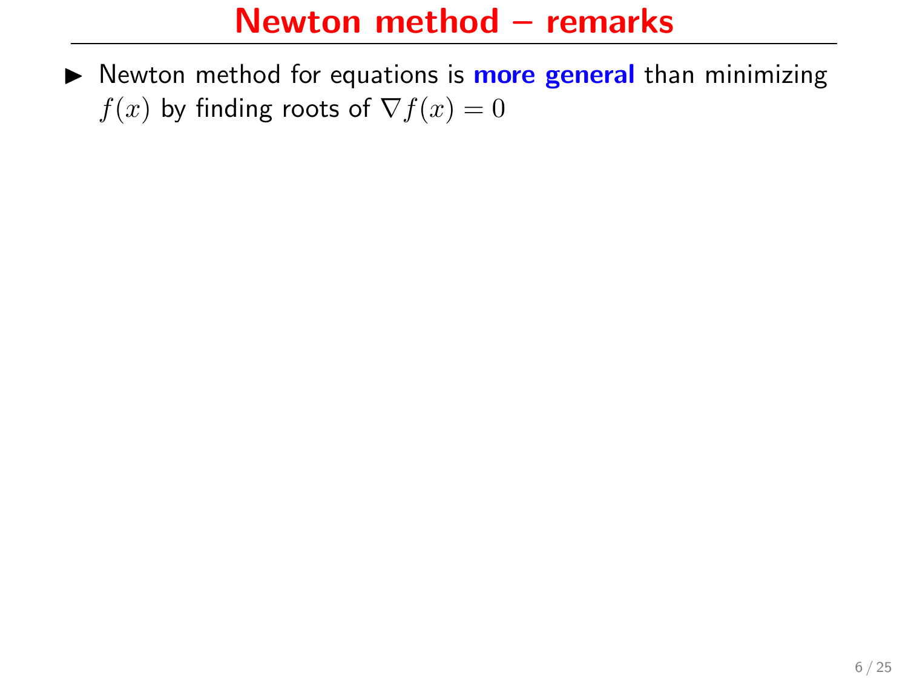# Newton method – remarks

- Newton method for equations is **more general** than minimizing $f(x)$ by finding roots of $\nabla f(x) = 0$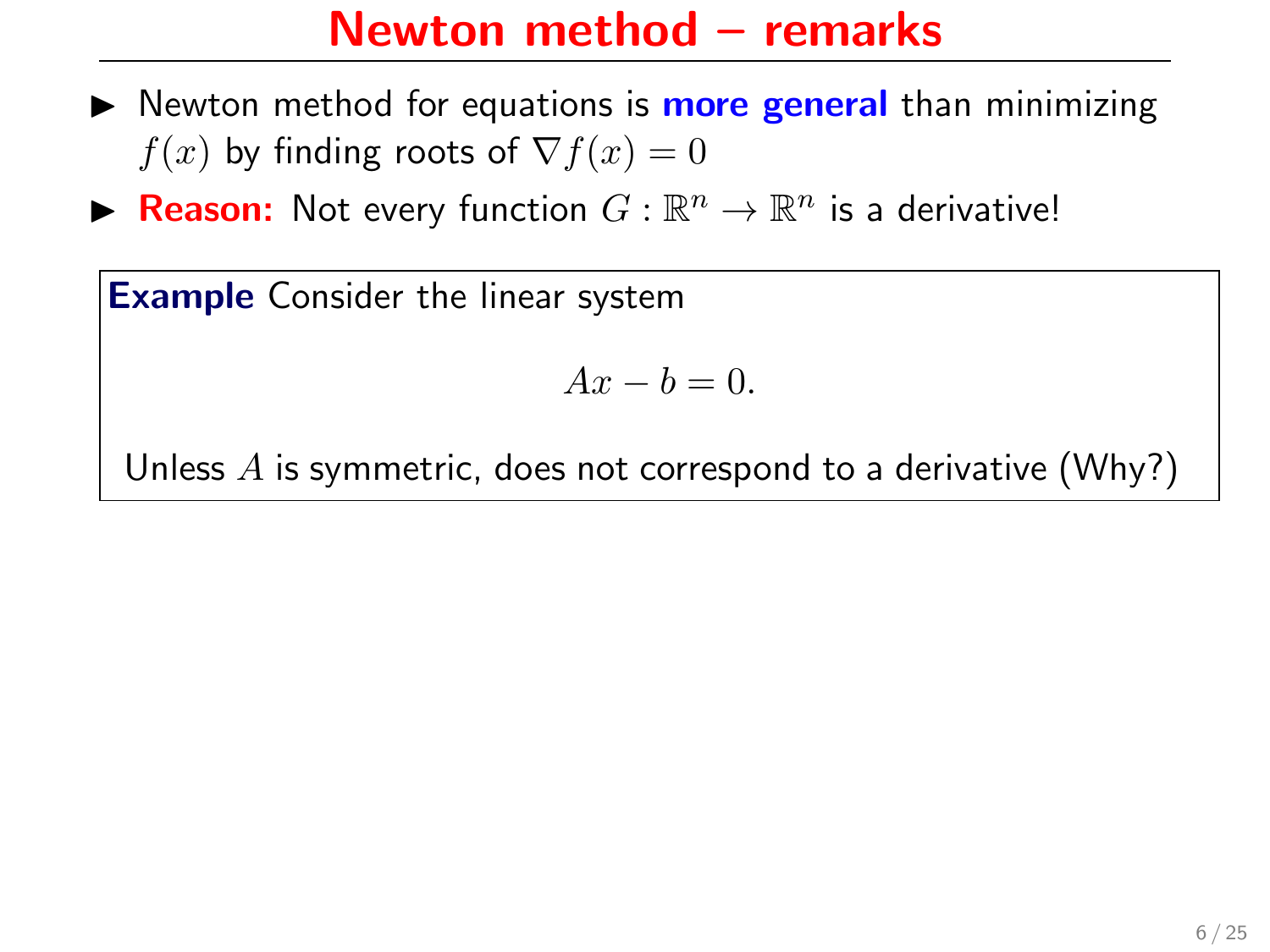# Newton method – remarks

- Newton method for equations is **more general** than minimizing $f(x)$ by finding roots of $\nabla f(x) = 0$
- **Reason:** Not every function $G : \mathbb{R}^n \to \mathbb{R}^n$ is a derivative!

**Example** Consider the linear system

$$Ax - b = 0.$$

Unless $A$ is symmetric, does not correspond to a derivative (Why?)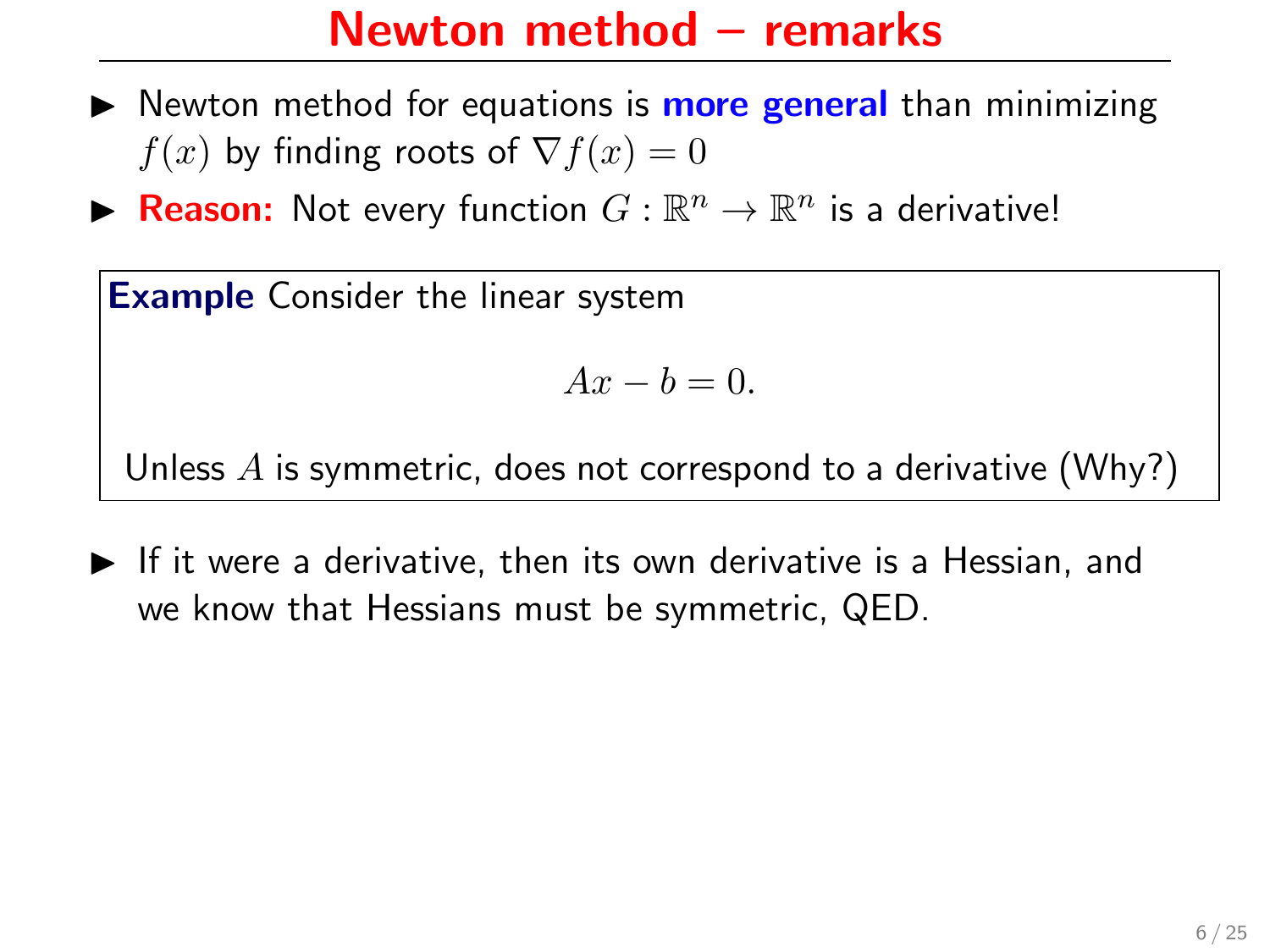# Newton method – remarks

- Newton method for equations is **more general** than minimizing $f(x)$ by finding roots of $\nabla f(x) = 0$
- **Reason:** Not every function $G : \mathbb{R}^n \to \mathbb{R}^n$ is a derivative!

> **Example** Consider the linear system
>
> $$Ax - b = 0.$$
>
> Unless $A$ is symmetric, does not correspond to a derivative (Why?)

- If it were a derivative, then its own derivative is a Hessian, and we know that Hessians must be symmetric, QED.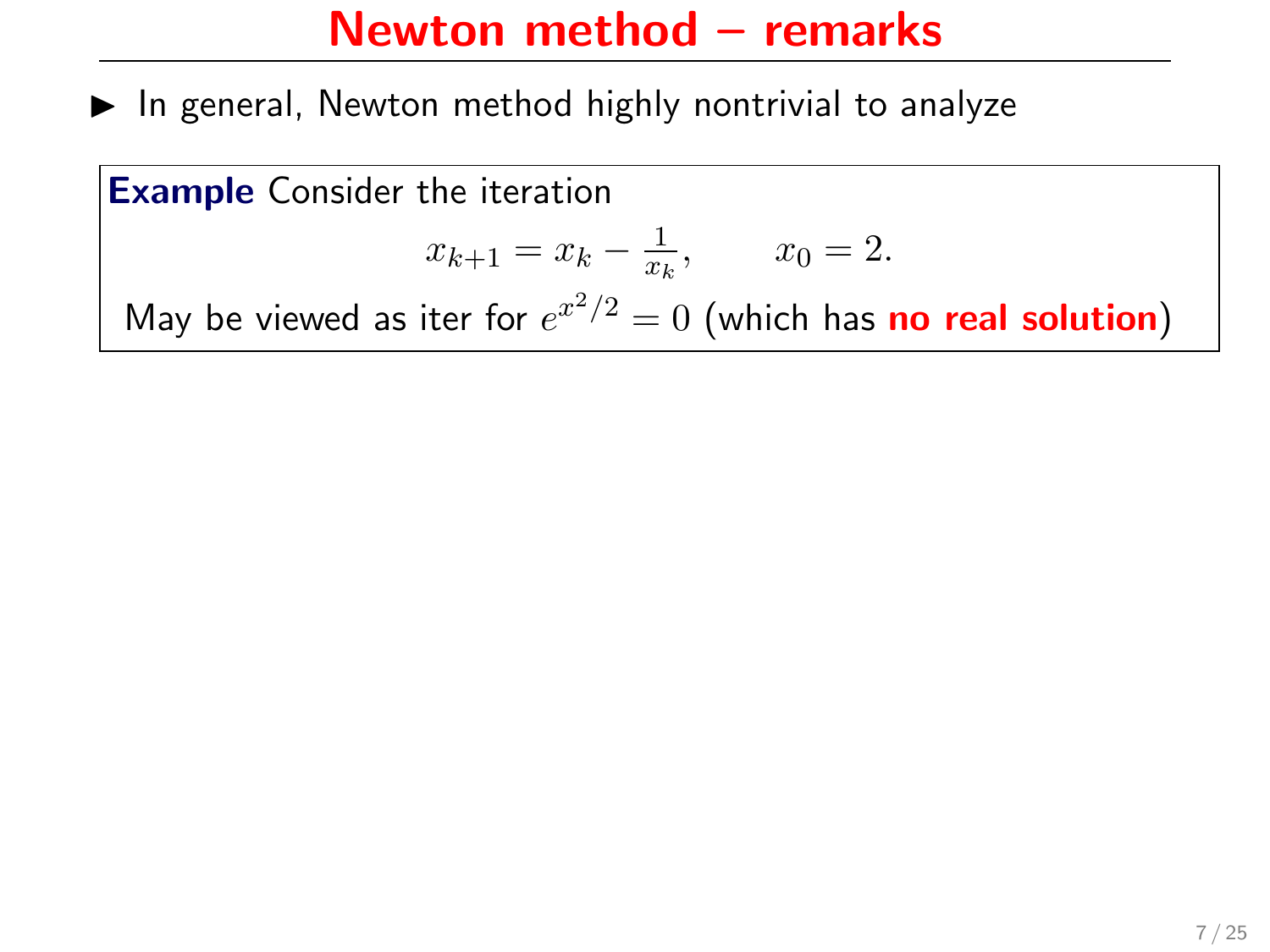# Newton method – remarks

- In general, Newton method highly nontrivial to analyze

**Example** Consider the iteration

$$x_{k+1} = x_k - \frac{1}{x_k}, \qquad x_0 = 2.$$

May be viewed as iter for $e^{x^2/2} = 0$ (which has **no real solution**)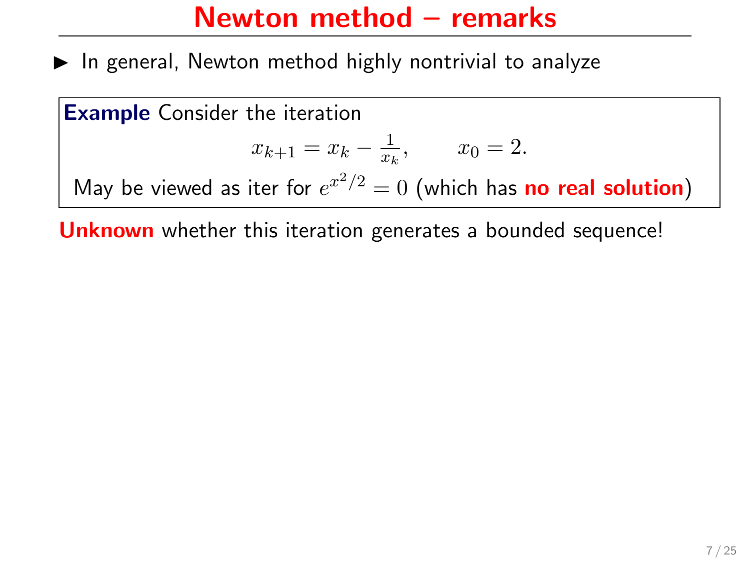# Newton method – remarks

- In general, Newton method highly nontrivial to analyze

**Example** Consider the iteration

$$x_{k+1} = x_k - \frac{1}{x_k}, \qquad x_0 = 2.$$

May be viewed as iter for $e^{x^2/2} = 0$ (which has **no real solution**)

**Unknown** whether this iteration generates a bounded sequence!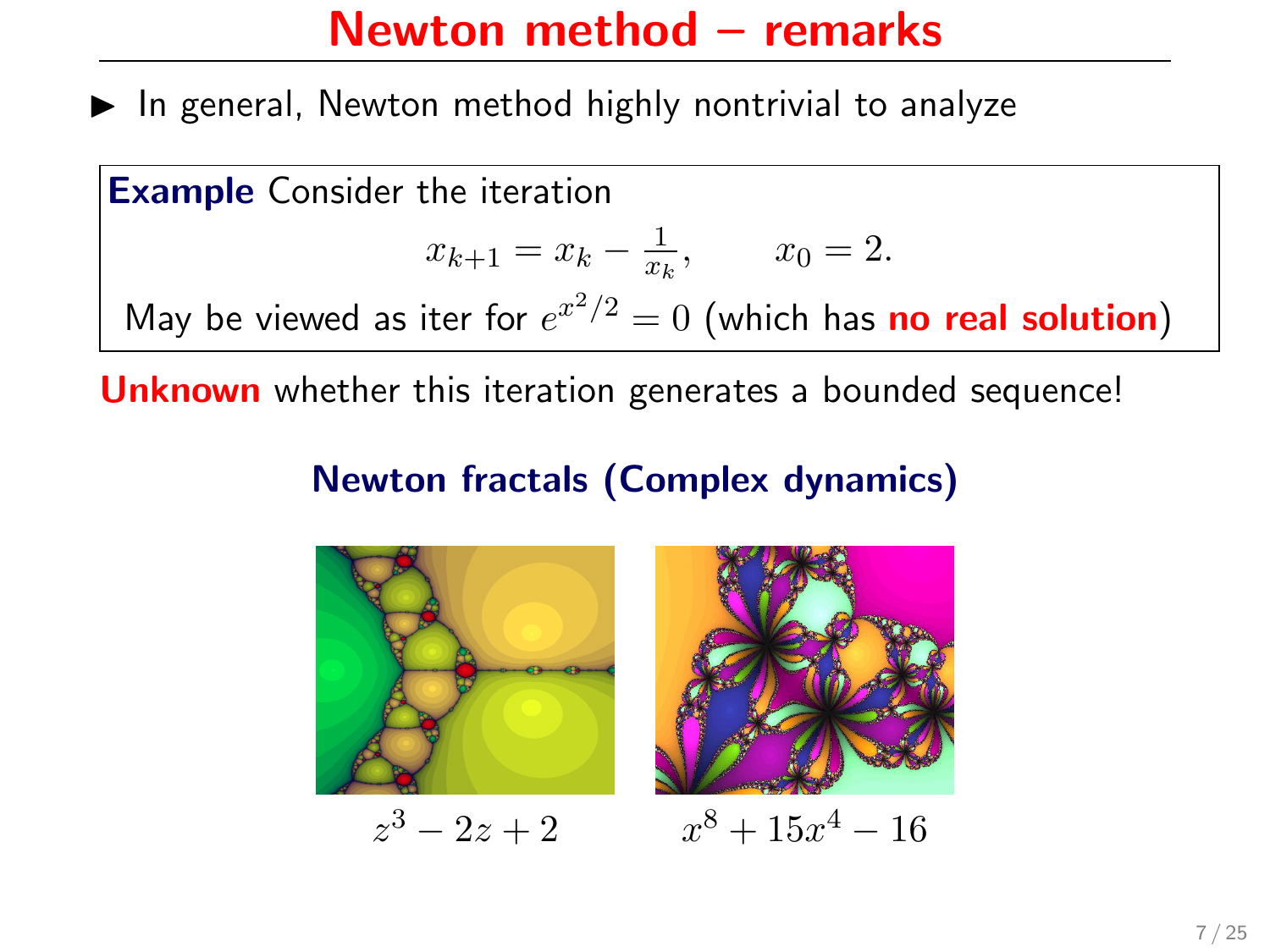# Newton method – remarks

- In general, Newton method highly nontrivial to analyze

**Example** Consider the iteration

$$x_{k+1} = x_k - \tfrac{1}{x_k}, \qquad x_0 = 2.$$

May be viewed as iter for $e^{x^2/2} = 0$ (which has **no real solution**)

**Unknown** whether this iteration generates a bounded sequence!

**Newton fractals (Complex dynamics)**

$z^3 - 2z + 2$ $\qquad$ $x^8 + 15x^4 - 16$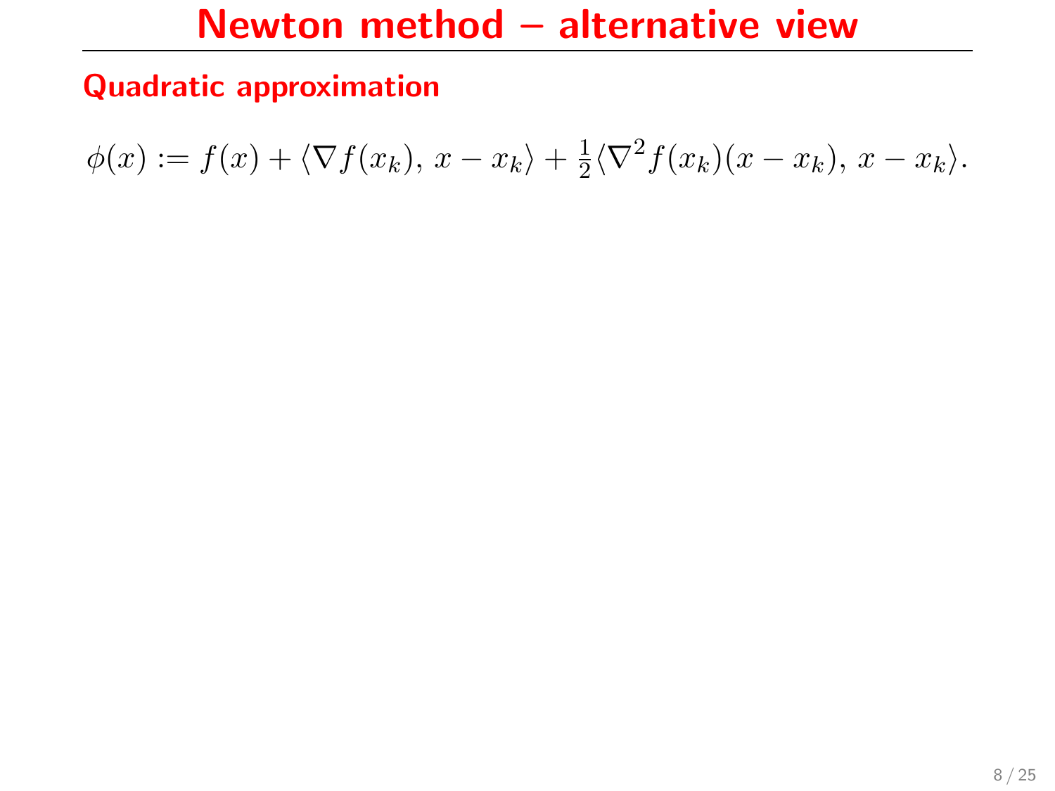# Newton method – alternative view

## Quadratic approximation

$$\phi(x) := f(x) + \langle \nabla f(x_k),\, x - x_k \rangle + \tfrac{1}{2}\langle \nabla^2 f(x_k)(x - x_k),\, x - x_k \rangle.$$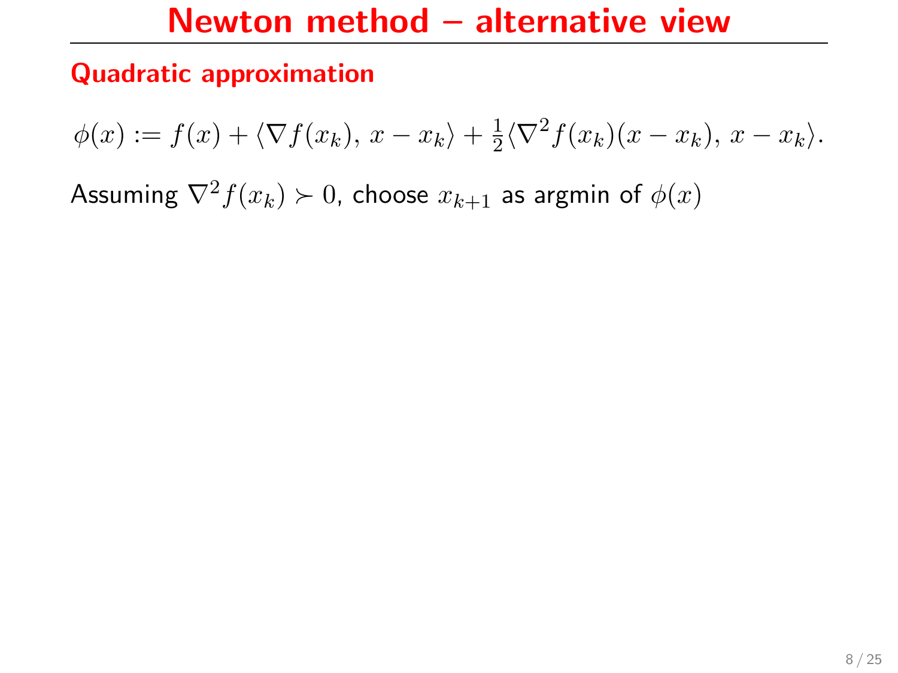# Newton method – alternative view

## Quadratic approximation

$$\phi(x) := f(x) + \langle \nabla f(x_k),\, x - x_k \rangle + \tfrac{1}{2}\langle \nabla^2 f(x_k)(x - x_k),\, x - x_k \rangle.$$

Assuming $\nabla^2 f(x_k) \succ 0$, choose $x_{k+1}$ as argmin of $\phi(x)$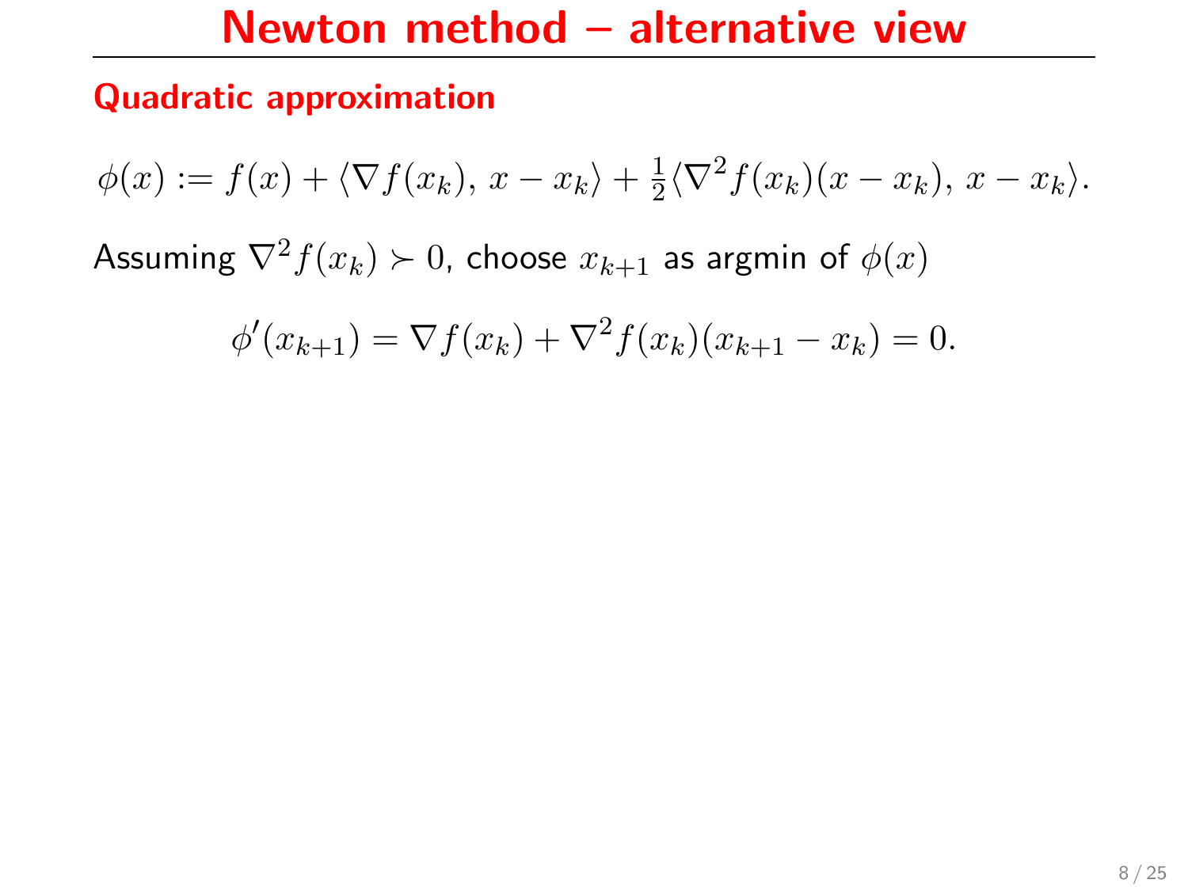# Newton method – alternative view

## Quadratic approximation

$$\phi(x) := f(x) + \langle \nabla f(x_k),\, x - x_k \rangle + \tfrac{1}{2}\langle \nabla^2 f(x_k)(x - x_k),\, x - x_k \rangle.$$

Assuming $\nabla^2 f(x_k) \succ 0$, choose $x_{k+1}$ as argmin of $\phi(x)$

$$\phi'(x_{k+1}) = \nabla f(x_k) + \nabla^2 f(x_k)(x_{k+1} - x_k) = 0.$$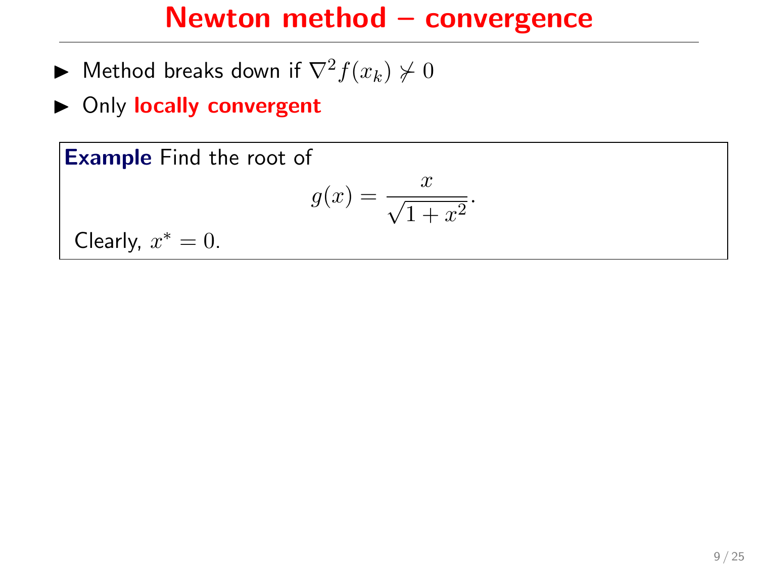# Newton method – convergence

- Method breaks down if $\nabla^2 f(x_k) \not\succ 0$
- Only **locally convergent**

**Example** Find the root of

$$g(x) = \frac{x}{\sqrt{1+x^2}}.$$

Clearly, $x^* = 0$.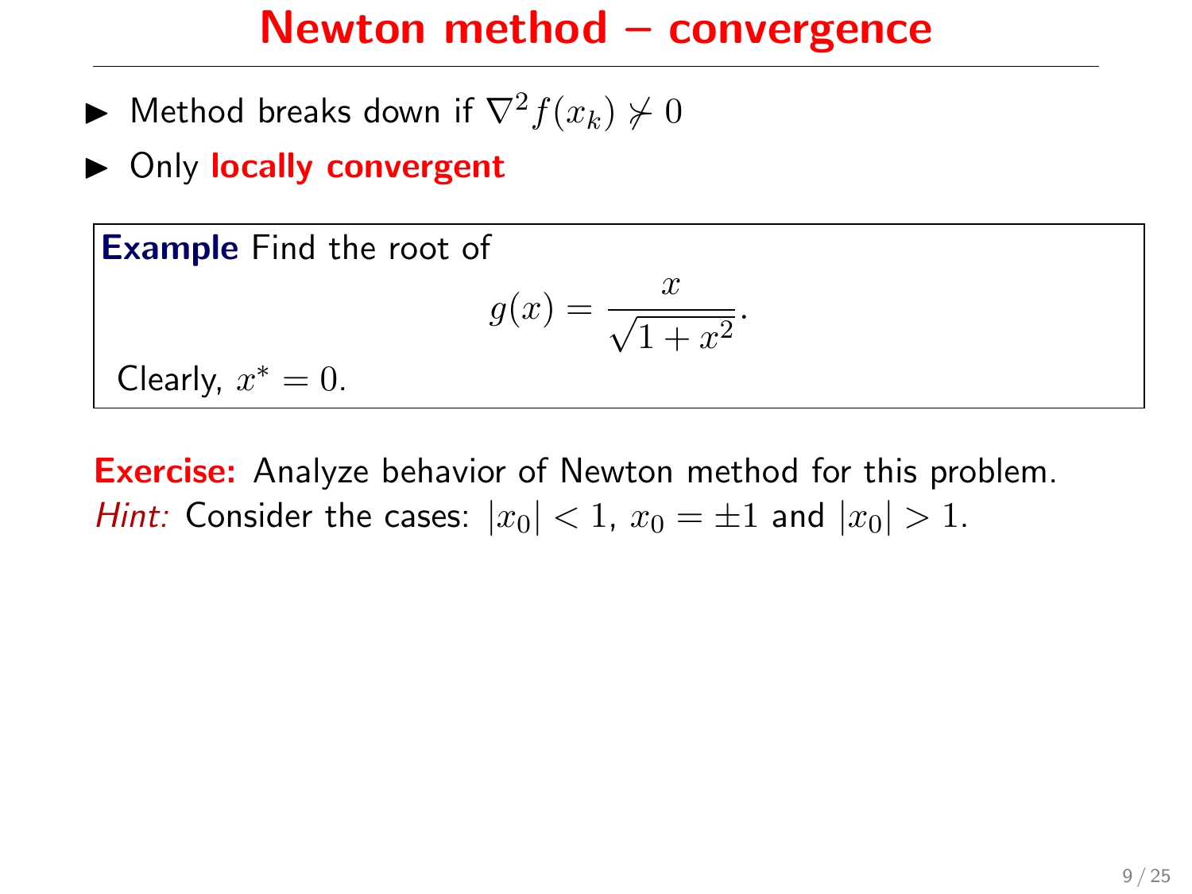# Newton method – convergence

- Method breaks down if $\nabla^2 f(x_k) \nsucc 0$
- Only **locally convergent**

**Example** Find the root of

$$g(x) = \frac{x}{\sqrt{1+x^2}}.$$

Clearly, $x^* = 0$.

**Exercise:** Analyze behavior of Newton method for this problem.
*Hint:* Consider the cases: $|x_0| < 1$, $x_0 = \pm 1$ and $|x_0| > 1$.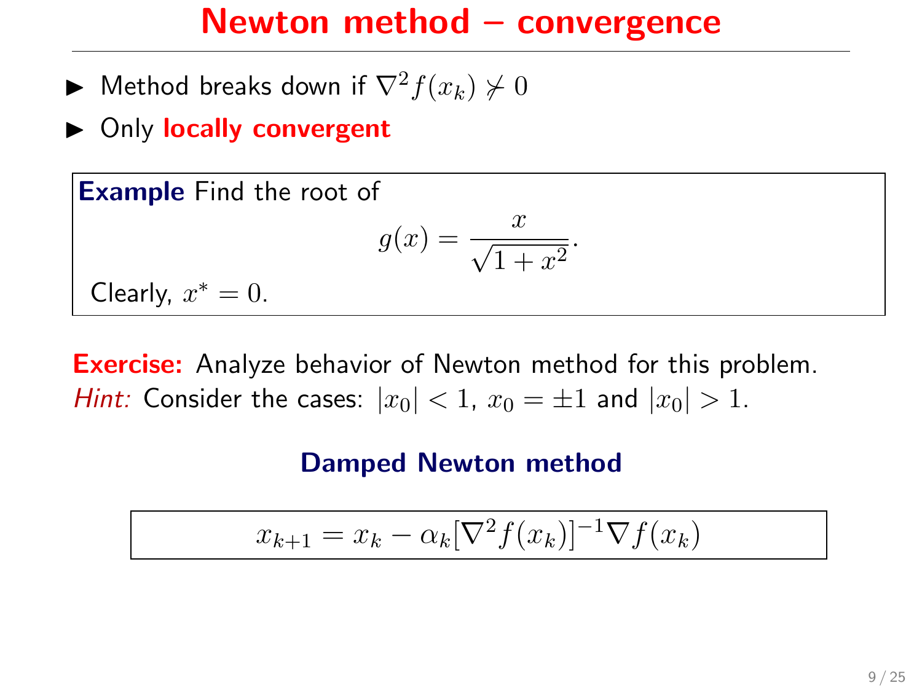# Newton method – convergence

- Method breaks down if $\nabla^2 f(x_k) \nsucc 0$
- Only **locally convergent**

**Example** Find the root of

$$g(x) = \frac{x}{\sqrt{1 + x^2}}.$$

Clearly, $x^* = 0$.

**Exercise:** Analyze behavior of Newton method for this problem.
*Hint:* Consider the cases: $|x_0| < 1$, $x_0 = \pm 1$ and $|x_0| > 1$.

### Damped Newton method

$$x_{k+1} = x_k - \alpha_k [\nabla^2 f(x_k)]^{-1} \nabla f(x_k)$$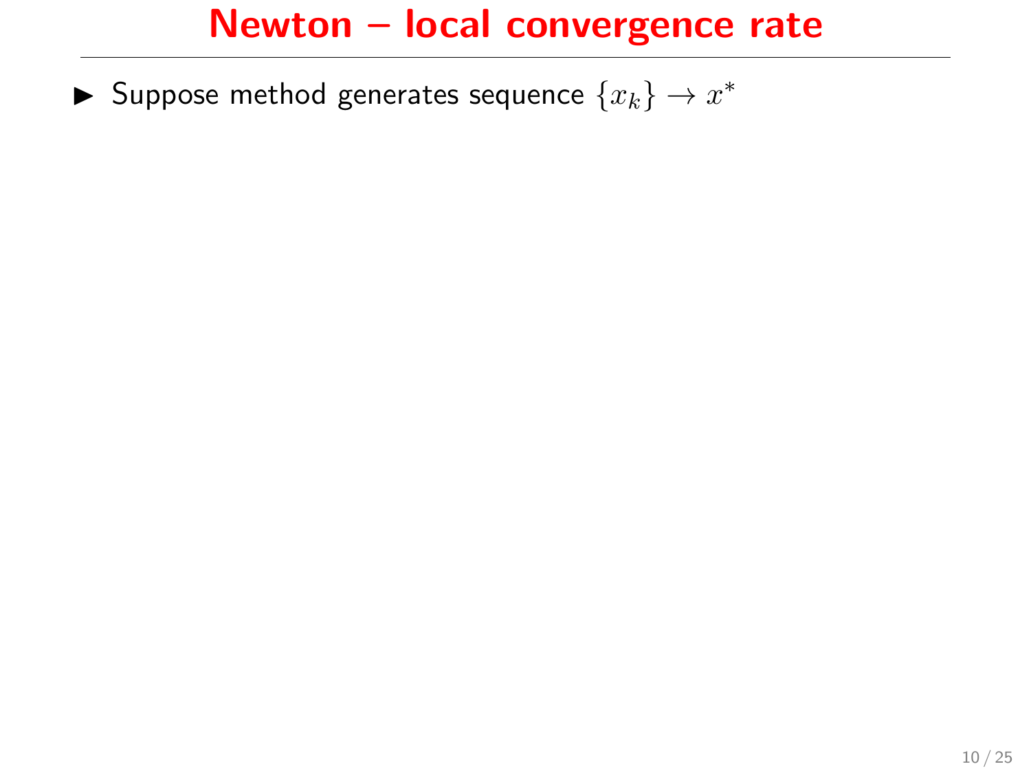# Newton – local convergence rate

- Suppose method generates sequence $\{x_k\} \to x^*$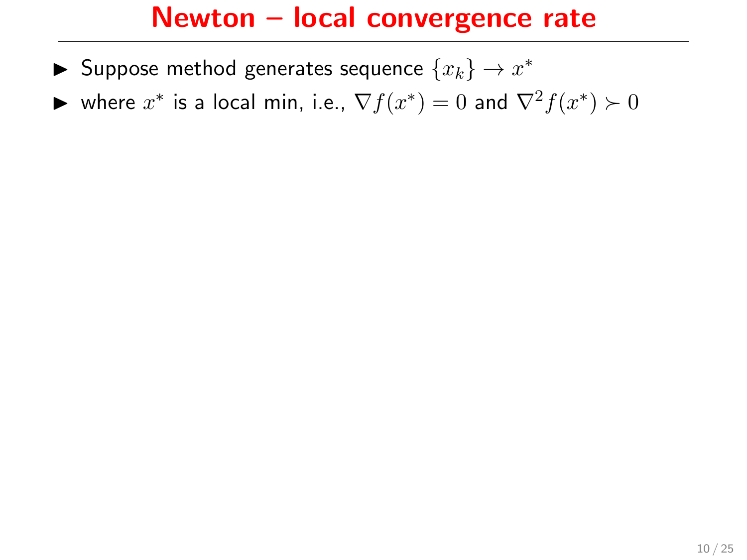# Newton – local convergence rate

- Suppose method generates sequence $\{x_k\} \to x^*$
- where $x^*$ is a local min, i.e., $\nabla f(x^*) = 0$ and $\nabla^2 f(x^*) \succ 0$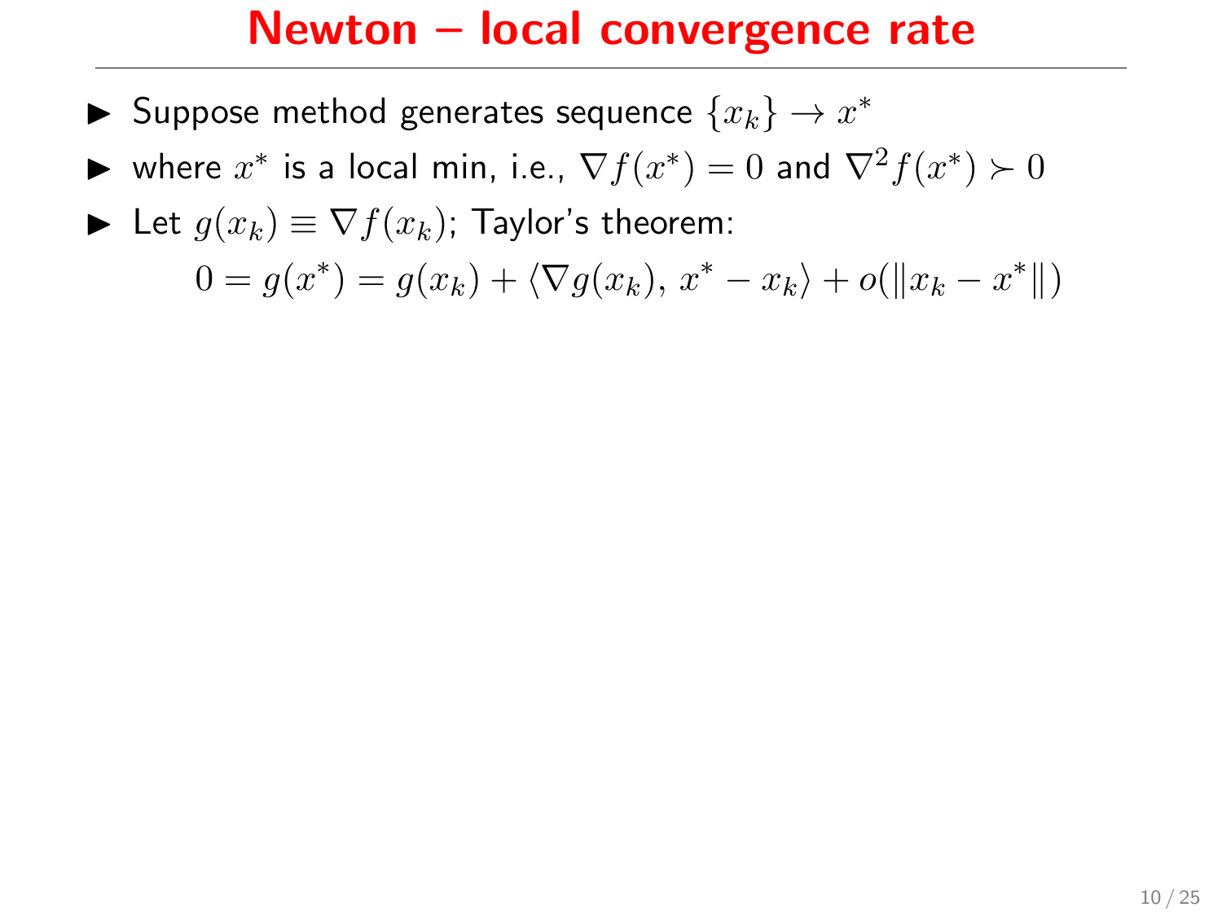# Newton – local convergence rate

- Suppose method generates sequence $\{x_k\} \to x^*$
- where $x^*$ is a local min, i.e., $\nabla f(x^*) = 0$ and $\nabla^2 f(x^*) \succ 0$
- Let $g(x_k) \equiv \nabla f(x_k)$; Taylor's theorem:

$$0 = g(x^*) = g(x_k) + \langle \nabla g(x_k),\, x^* - x_k \rangle + o(\|x_k - x^*\|)$$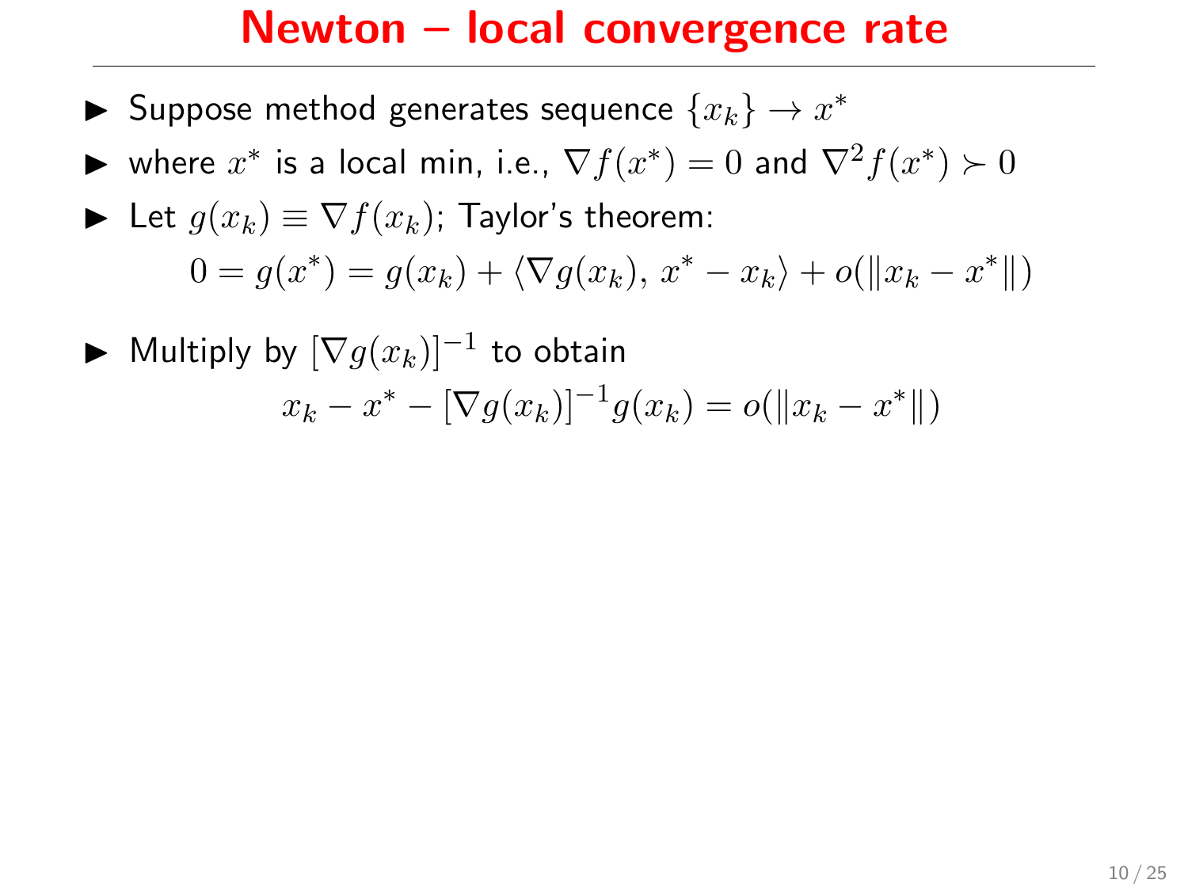# Newton – local convergence rate

- Suppose method generates sequence $\{x_k\} \to x^*$
- where $x^*$ is a local min, i.e., $\nabla f(x^*) = 0$ and $\nabla^2 f(x^*) \succ 0$
- Let $g(x_k) \equiv \nabla f(x_k)$; Taylor's theorem:

$$0 = g(x^*) = g(x_k) + \langle \nabla g(x_k),\, x^* - x_k \rangle + o(\|x_k - x^*\|)$$

- Multiply by $[\nabla g(x_k)]^{-1}$ to obtain

$$x_k - x^* - [\nabla g(x_k)]^{-1} g(x_k) = o(\|x_k - x^*\|)$$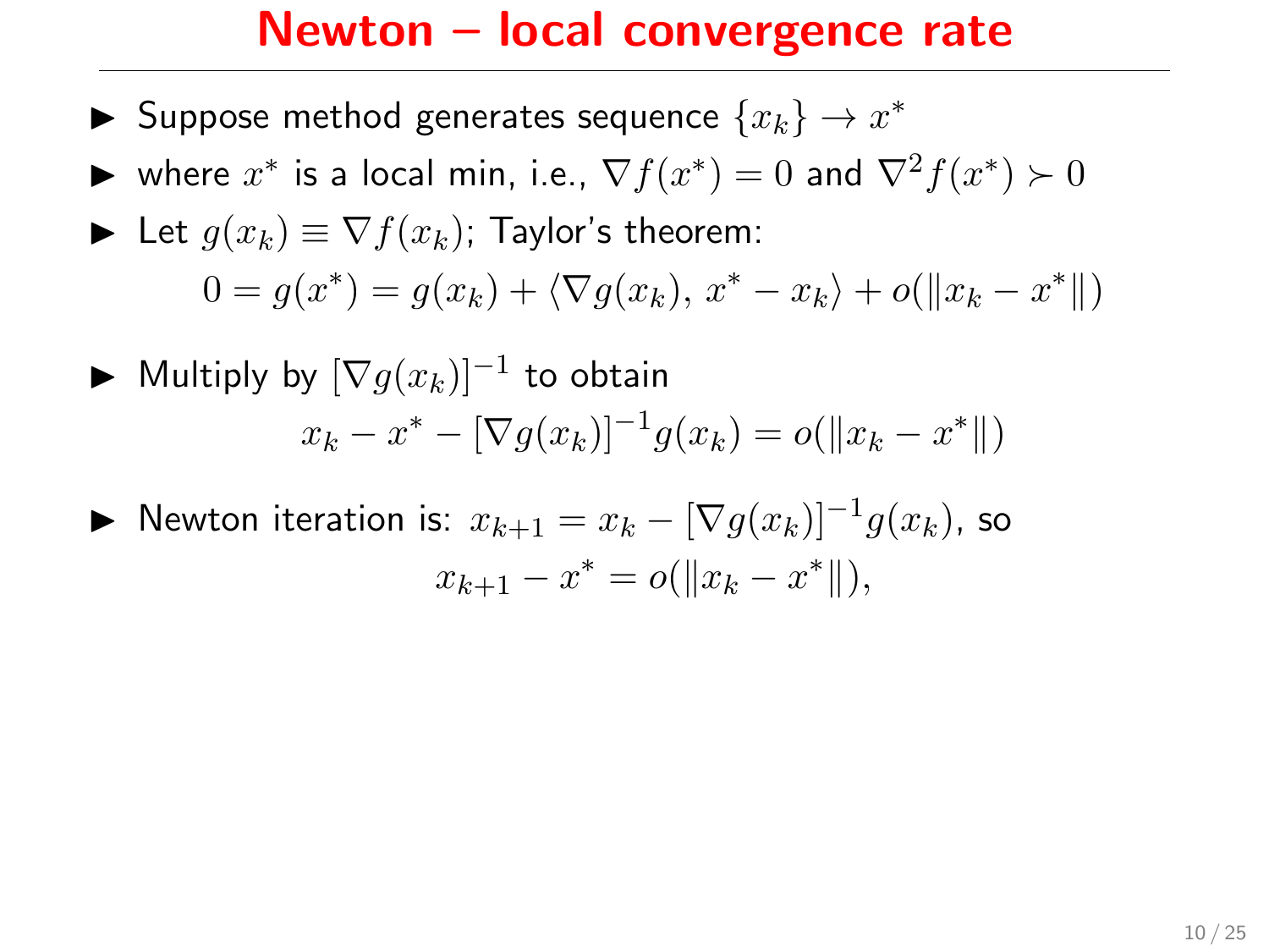# Newton – local convergence rate

- Suppose method generates sequence $\{x_k\} \to x^*$
- where $x^*$ is a local min, i.e., $\nabla f(x^*) = 0$ and $\nabla^2 f(x^*) \succ 0$
- Let $g(x_k) \equiv \nabla f(x_k)$; Taylor's theorem:

$$0 = g(x^*) = g(x_k) + \langle \nabla g(x_k),\, x^* - x_k \rangle + o(\|x_k - x^*\|)$$

- Multiply by $[\nabla g(x_k)]^{-1}$ to obtain

$$x_k - x^* - [\nabla g(x_k)]^{-1} g(x_k) = o(\|x_k - x^*\|)$$

- Newton iteration is: $x_{k+1} = x_k - [\nabla g(x_k)]^{-1} g(x_k)$, so

$$x_{k+1} - x^* = o(\|x_k - x^*\|),$$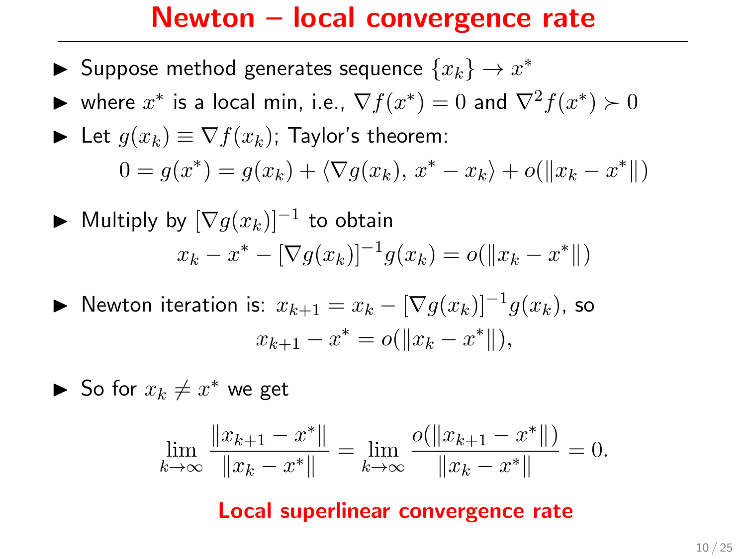# Newton – local convergence rate

- Suppose method generates sequence $\{x_k\} \to x^*$
- where $x^*$ is a local min, i.e., $\nabla f(x^*) = 0$ and $\nabla^2 f(x^*) \succ 0$
- Let $g(x_k) \equiv \nabla f(x_k)$; Taylor's theorem:

$$0 = g(x^*) = g(x_k) + \langle \nabla g(x_k),\, x^* - x_k \rangle + o(\|x_k - x^*\|)$$

- Multiply by $[\nabla g(x_k)]^{-1}$ to obtain

$$x_k - x^* - [\nabla g(x_k)]^{-1} g(x_k) = o(\|x_k - x^*\|)$$

- Newton iteration is: $x_{k+1} = x_k - [\nabla g(x_k)]^{-1} g(x_k)$, so

$$x_{k+1} - x^* = o(\|x_k - x^*\|),$$

- So for $x_k \neq x^*$ we get

$$\lim_{k\to\infty} \frac{\|x_{k+1} - x^*\|}{\|x_k - x^*\|} = \lim_{k\to\infty} \frac{o(\|x_{k+1} - x^*\|)}{\|x_k - x^*\|} = 0.$$

**Local superlinear convergence rate**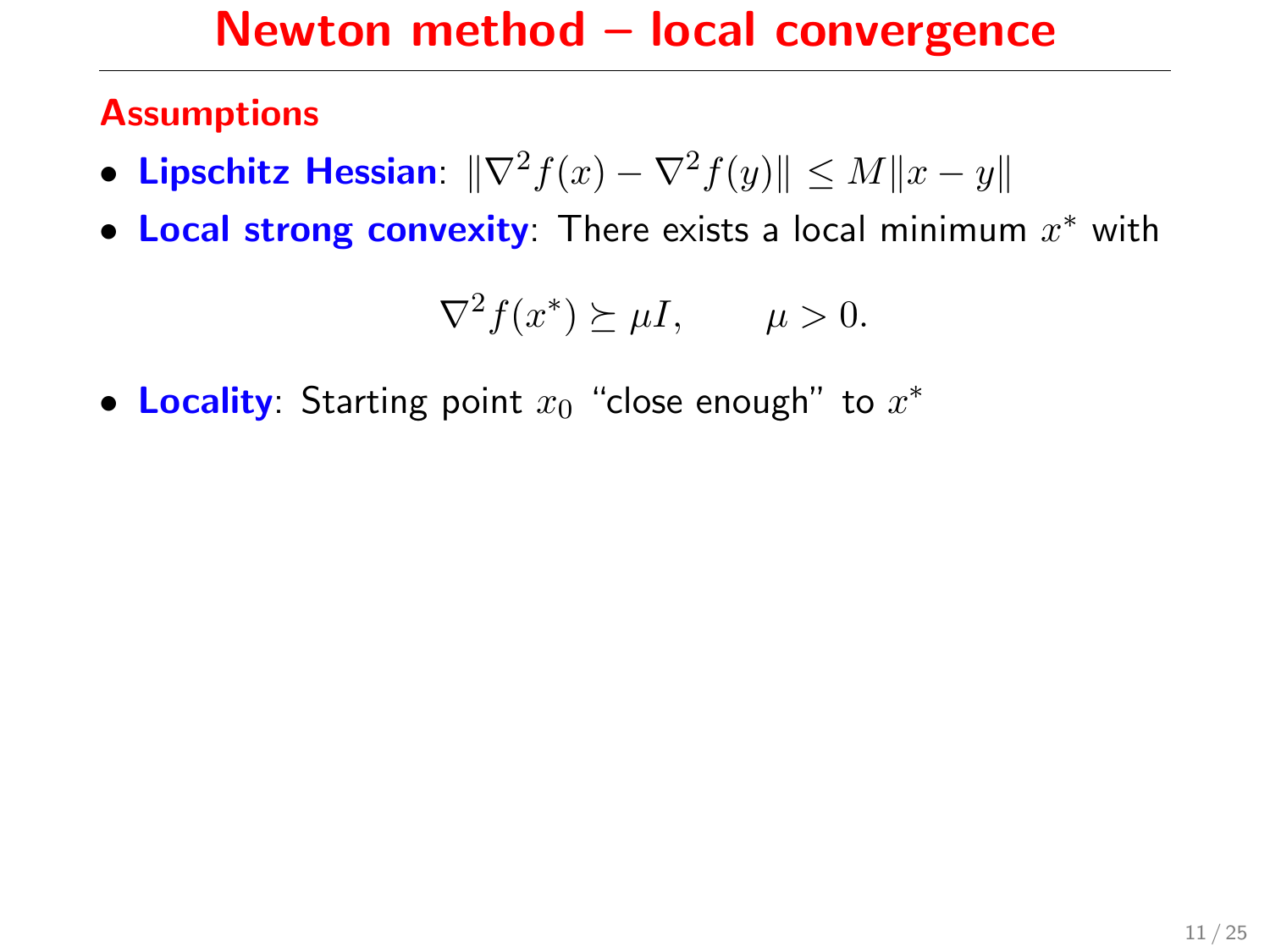# Newton method – local convergence

## Assumptions

- **Lipschitz Hessian**: $\|\nabla^2 f(x) - \nabla^2 f(y)\| \leq M\|x - y\|$
- **Local strong convexity**: There exists a local minimum $x^*$ with

$$\nabla^2 f(x^*) \succeq \mu I, \qquad \mu > 0.$$

- **Locality**: Starting point $x_0$ "close enough" to $x^*$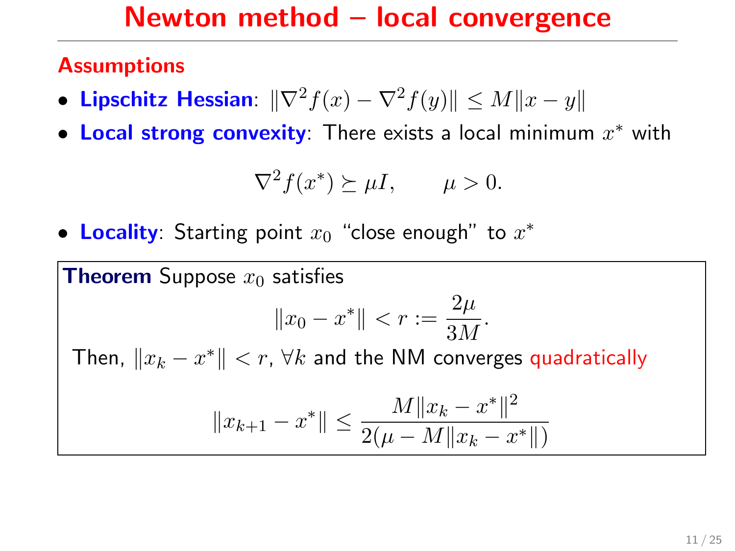# Newton method – local convergence

**Assumptions**

- **Lipschitz Hessian**: $\|\nabla^2 f(x) - \nabla^2 f(y)\| \leq M\|x - y\|$
- **Local strong convexity**: There exists a local minimum $x^*$ with

$$\nabla^2 f(x^*) \succeq \mu I, \qquad \mu > 0.$$

- **Locality**: Starting point $x_0$ "close enough" to $x^*$

**Theorem** Suppose $x_0$ satisfies

$$\|x_0 - x^*\| < r := \frac{2\mu}{3M}.$$

Then, $\|x_k - x^*\| < r$, $\forall k$ and the NM converges quadratically

$$\|x_{k+1} - x^*\| \leq \frac{M\|x_k - x^*\|^2}{2(\mu - M\|x_k - x^*\|)}$$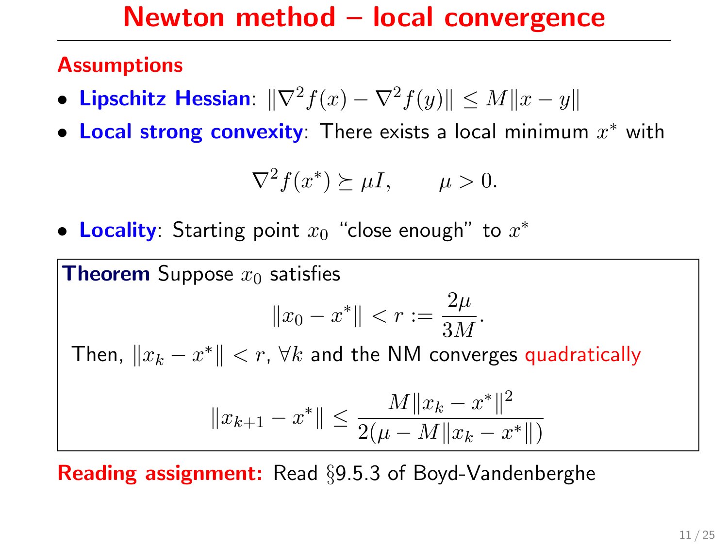# Newton method – local convergence

**Assumptions**

- **Lipschitz Hessian**: $\|\nabla^2 f(x) - \nabla^2 f(y)\| \leq M\|x - y\|$
- **Local strong convexity**: There exists a local minimum $x^*$ with

$$\nabla^2 f(x^*) \succeq \mu I, \qquad \mu > 0.$$

- **Locality**: Starting point $x_0$ "close enough" to $x^*$

**Theorem** Suppose $x_0$ satisfies

$$\|x_0 - x^*\| < r := \frac{2\mu}{3M}.$$

Then, $\|x_k - x^*\| < r$, $\forall k$ and the NM converges quadratically

$$\|x_{k+1} - x^*\| \leq \frac{M\|x_k - x^*\|^2}{2(\mu - M\|x_k - x^*\|)}$$

**Reading assignment:** Read §9.5.3 of Boyd-Vandenberghe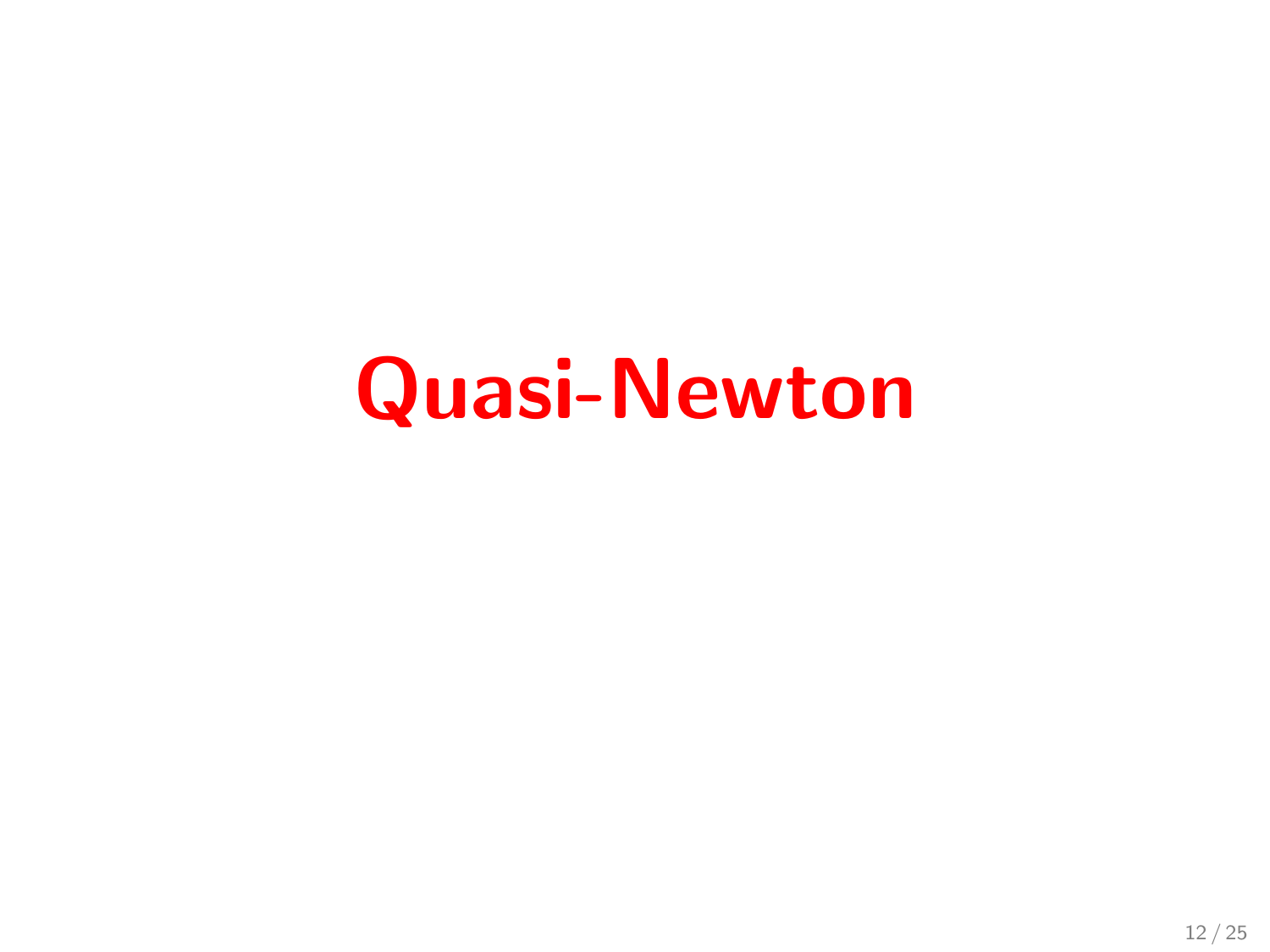# Quasi-Newton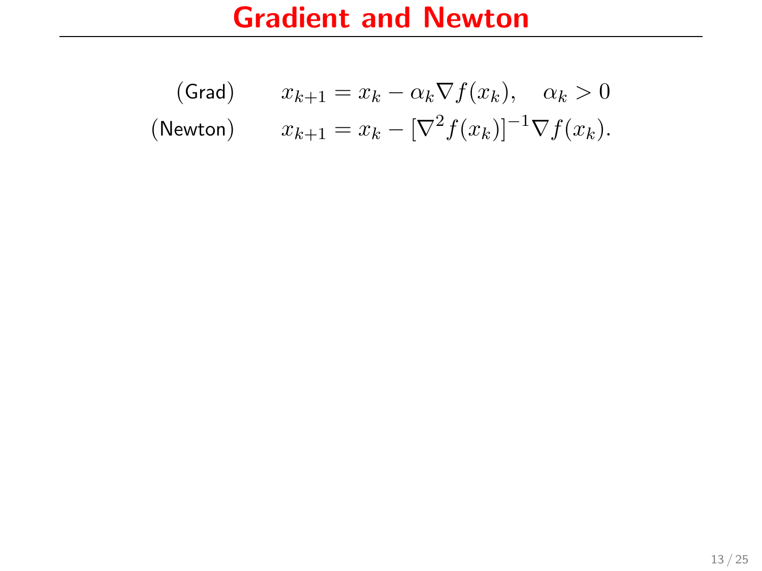# Gradient and Newton

$$
\begin{aligned}
&\text{(Grad)} \qquad x_{k+1} = x_k - \alpha_k \nabla f(x_k), \quad \alpha_k > 0 \\
&\text{(Newton)} \qquad x_{k+1} = x_k - [\nabla^2 f(x_k)]^{-1} \nabla f(x_k).
\end{aligned}
$$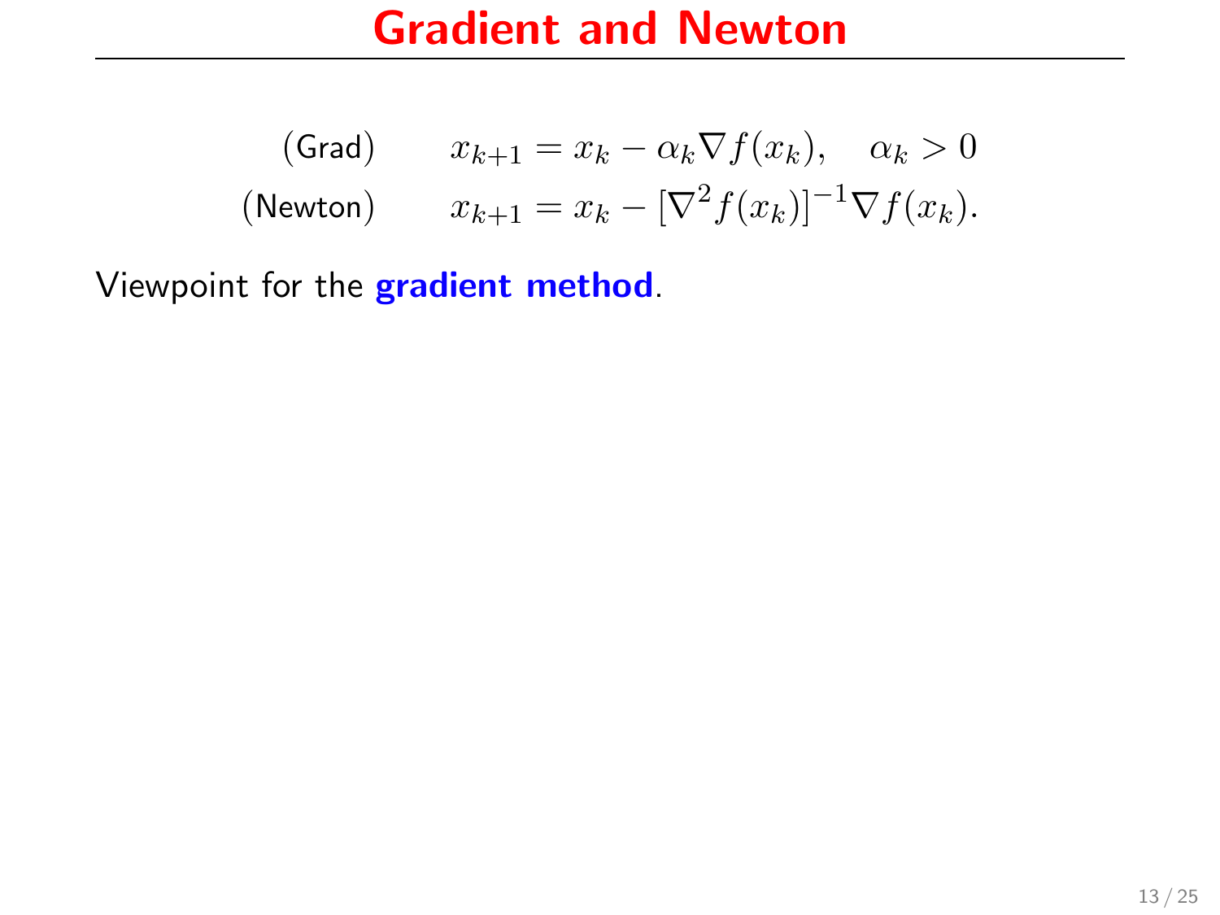# Gradient and Newton

$$
\begin{aligned}
&\text{(Grad)} \qquad && x_{k+1} = x_k - \alpha_k \nabla f(x_k), \quad \alpha_k > 0 \\
&\text{(Newton)} \qquad && x_{k+1} = x_k - [\nabla^2 f(x_k)]^{-1} \nabla f(x_k).
\end{aligned}
$$

Viewpoint for the **gradient method**.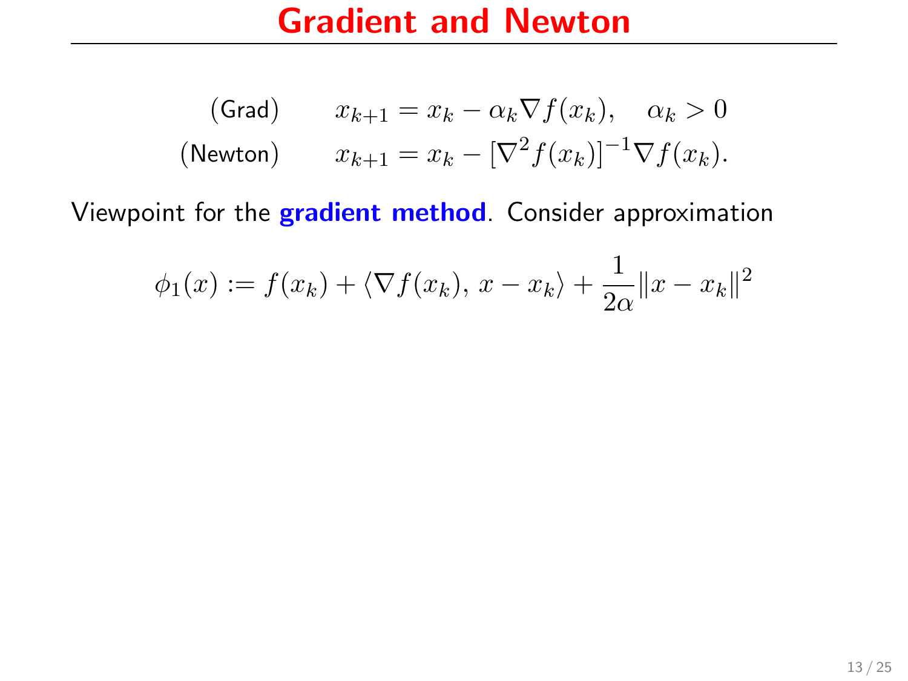# Gradient and Newton

$$
\begin{aligned}
&\text{(Grad)} \qquad && x_{k+1} = x_k - \alpha_k \nabla f(x_k), \quad \alpha_k > 0 \\
&\text{(Newton)} \qquad && x_{k+1} = x_k - [\nabla^2 f(x_k)]^{-1} \nabla f(x_k).
\end{aligned}
$$

Viewpoint for the **gradient method**. Consider approximation

$$
\phi_1(x) := f(x_k) + \langle \nabla f(x_k),\, x - x_k \rangle + \frac{1}{2\alpha} \|x - x_k\|^2
$$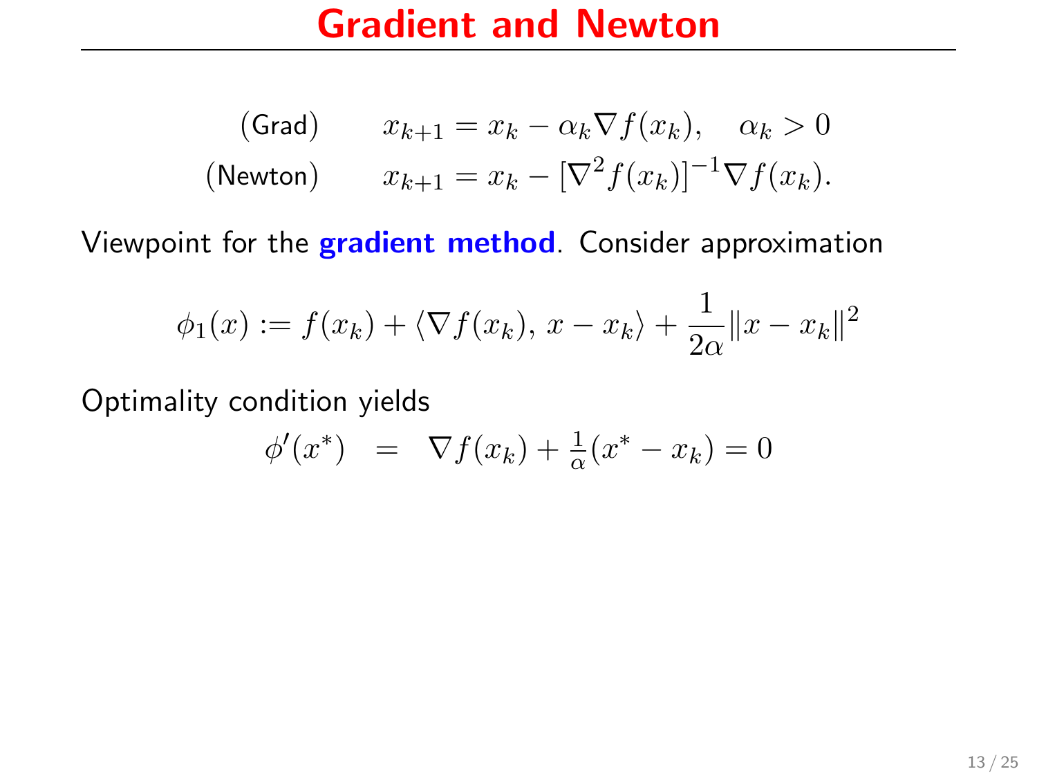# Gradient and Newton

$$
\begin{aligned}
&\text{(Grad)} \qquad x_{k+1} = x_k - \alpha_k \nabla f(x_k), \quad \alpha_k > 0 \\
&\text{(Newton)} \qquad x_{k+1} = x_k - [\nabla^2 f(x_k)]^{-1} \nabla f(x_k).
\end{aligned}
$$

Viewpoint for the **gradient method**. Consider approximation

$$
\phi_1(x) := f(x_k) + \langle \nabla f(x_k),\, x - x_k \rangle + \frac{1}{2\alpha} \|x - x_k\|^2
$$

Optimality condition yields

$$
\phi'(x^*) \quad = \quad \nabla f(x_k) + \tfrac{1}{\alpha}(x^* - x_k) = 0
$$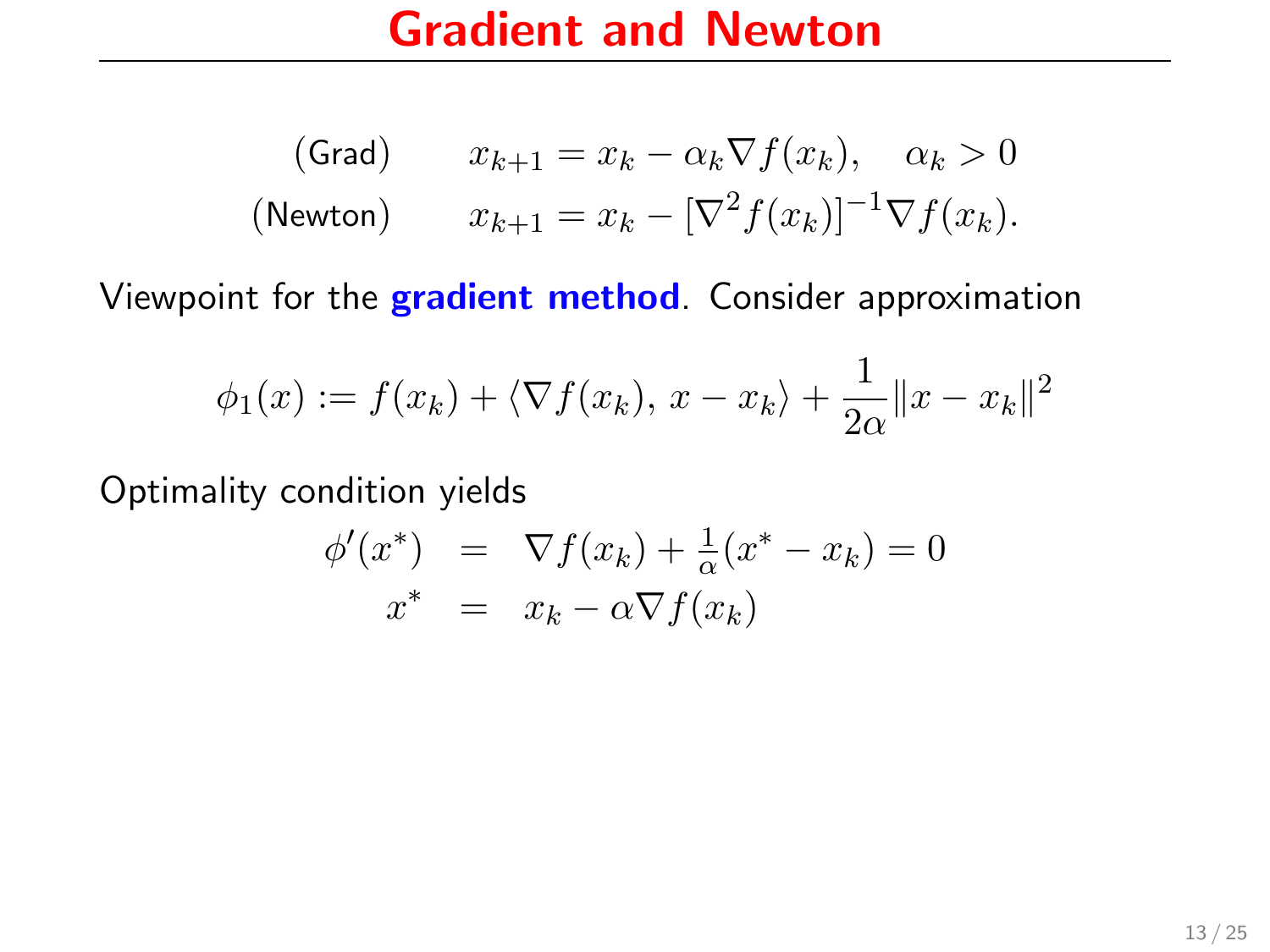# Gradient and Newton

$$
\begin{aligned}
&\text{(Grad)} \qquad x_{k+1} = x_k - \alpha_k \nabla f(x_k), \quad \alpha_k > 0 \\
&\text{(Newton)} \qquad x_{k+1} = x_k - [\nabla^2 f(x_k)]^{-1} \nabla f(x_k).
\end{aligned}
$$

Viewpoint for the **gradient method**. Consider approximation

$$
\phi_1(x) := f(x_k) + \langle \nabla f(x_k), \, x - x_k \rangle + \frac{1}{2\alpha} \|x - x_k\|^2
$$

Optimality condition yields

$$
\begin{aligned}
\phi'(x^*) &= \nabla f(x_k) + \tfrac{1}{\alpha}(x^* - x_k) = 0 \\
x^* &= x_k - \alpha \nabla f(x_k)
\end{aligned}
$$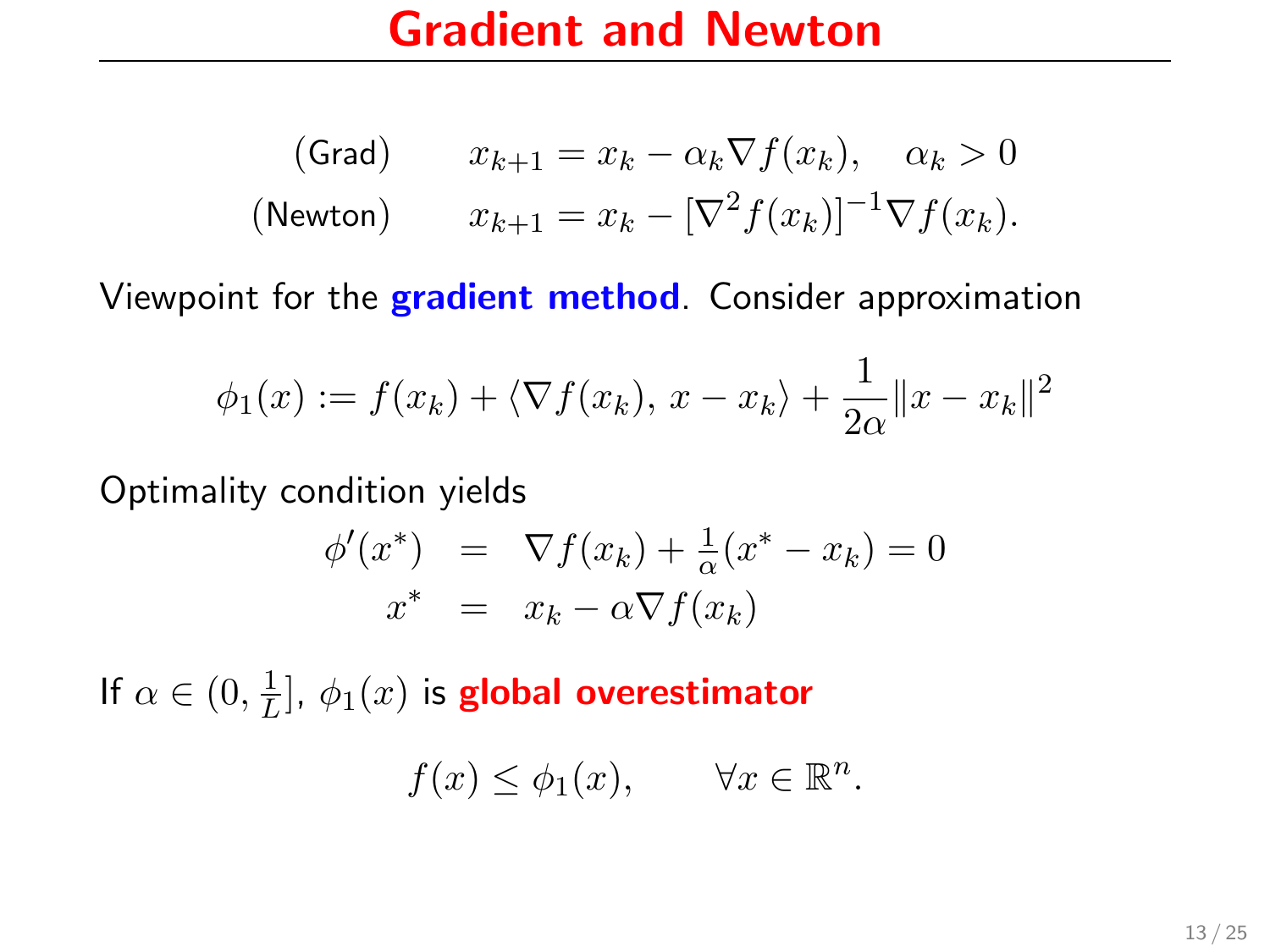# Gradient and Newton

$$
\begin{array}{ll}
\text{(Grad)} & x_{k+1} = x_k - \alpha_k \nabla f(x_k), \quad \alpha_k > 0 \\
\text{(Newton)} & x_{k+1} = x_k - [\nabla^2 f(x_k)]^{-1} \nabla f(x_k).
\end{array}
$$

Viewpoint for the **gradient method**. Consider approximation

$$
\phi_1(x) := f(x_k) + \langle \nabla f(x_k), \, x - x_k \rangle + \frac{1}{2\alpha} \|x - x_k\|^2
$$

Optimality condition yields

$$
\begin{array}{rcl}
\phi'(x^*) & = & \nabla f(x_k) + \frac{1}{\alpha}(x^* - x_k) = 0 \\
x^* & = & x_k - \alpha \nabla f(x_k)
\end{array}
$$

If $\alpha \in (0, \frac{1}{L}]$, $\phi_1(x)$ is **global overestimator**

$$
f(x) \leq \phi_1(x), \qquad \forall x \in \mathbb{R}^n.
$$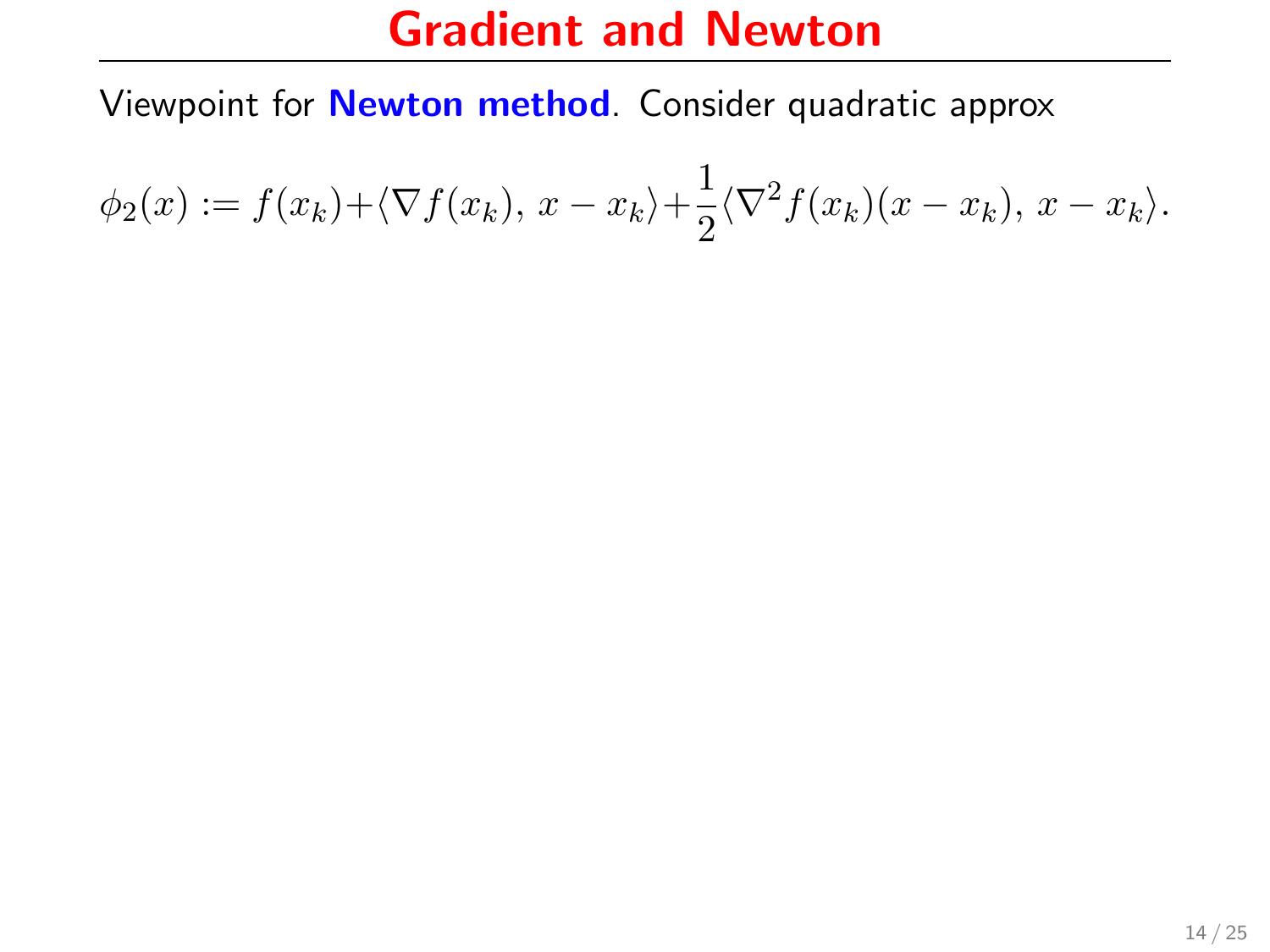# Gradient and Newton

Viewpoint for **Newton method**. Consider quadratic approx

$$\phi_2(x) := f(x_k) + \langle \nabla f(x_k),\, x - x_k \rangle + \frac{1}{2} \langle \nabla^2 f(x_k)(x - x_k),\, x - x_k \rangle.$$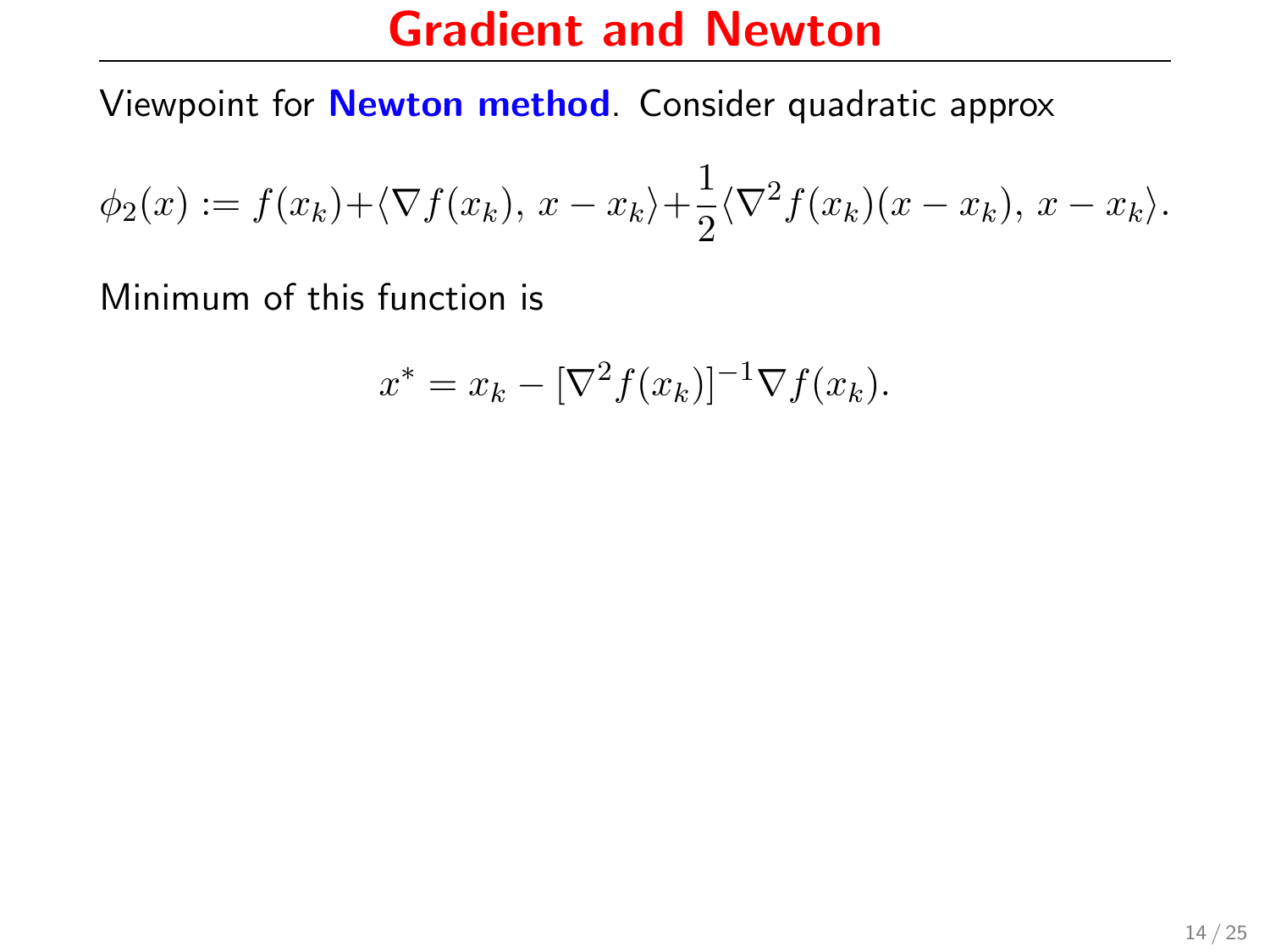# Gradient and Newton

Viewpoint for **Newton method**. Consider quadratic approx

$$\phi_2(x) := f(x_k)+\langle \nabla f(x_k),\, x - x_k\rangle+\frac{1}{2}\langle \nabla^2 f(x_k)(x-x_k),\, x-x_k\rangle.$$

Minimum of this function is

$$x^* = x_k - [\nabla^2 f(x_k)]^{-1}\nabla f(x_k).$$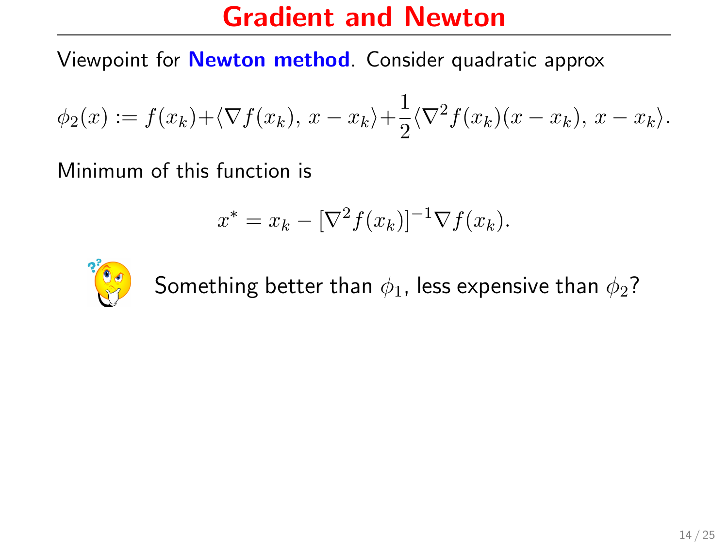# Gradient and Newton

Viewpoint for **Newton method**. Consider quadratic approx

$$\phi_2(x) := f(x_k)+\langle \nabla f(x_k),\, x - x_k\rangle+\frac{1}{2}\langle \nabla^2 f(x_k)(x - x_k),\, x - x_k\rangle.$$

Minimum of this function is

$$x^* = x_k - [\nabla^2 f(x_k)]^{-1}\nabla f(x_k).$$

Something better than $\phi_1$, less expensive than $\phi_2$?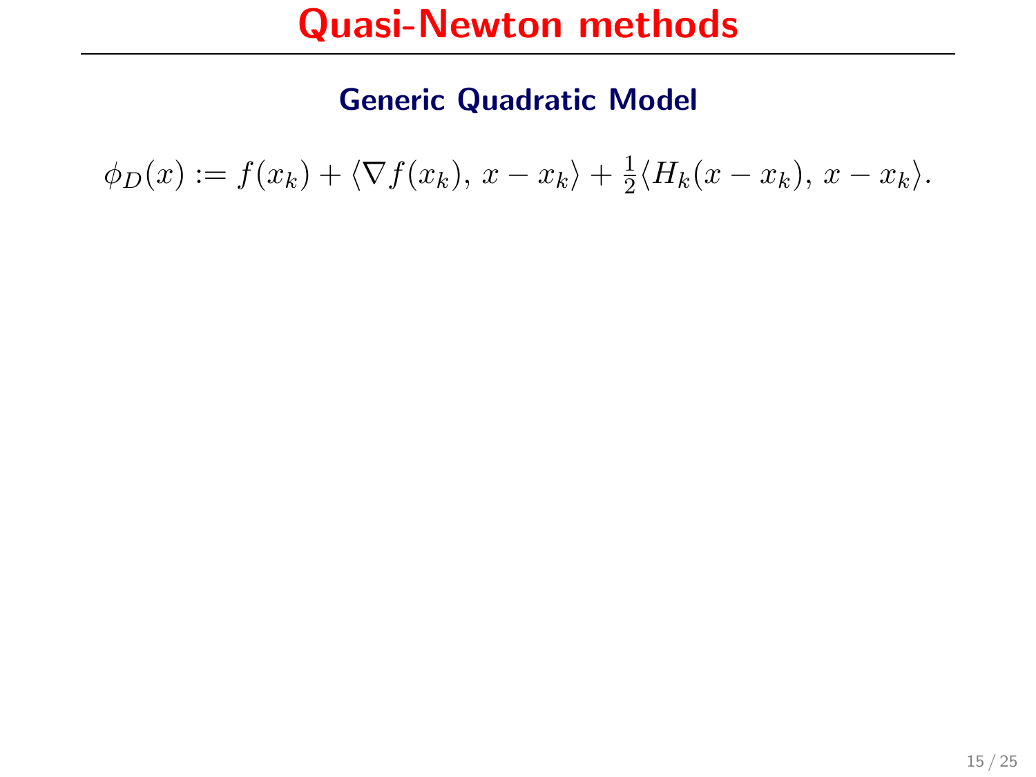# Quasi-Newton methods

## Generic Quadratic Model

$$\phi_D(x) := f(x_k) + \langle \nabla f(x_k),\, x - x_k \rangle + \tfrac{1}{2}\langle H_k(x - x_k),\, x - x_k \rangle.$$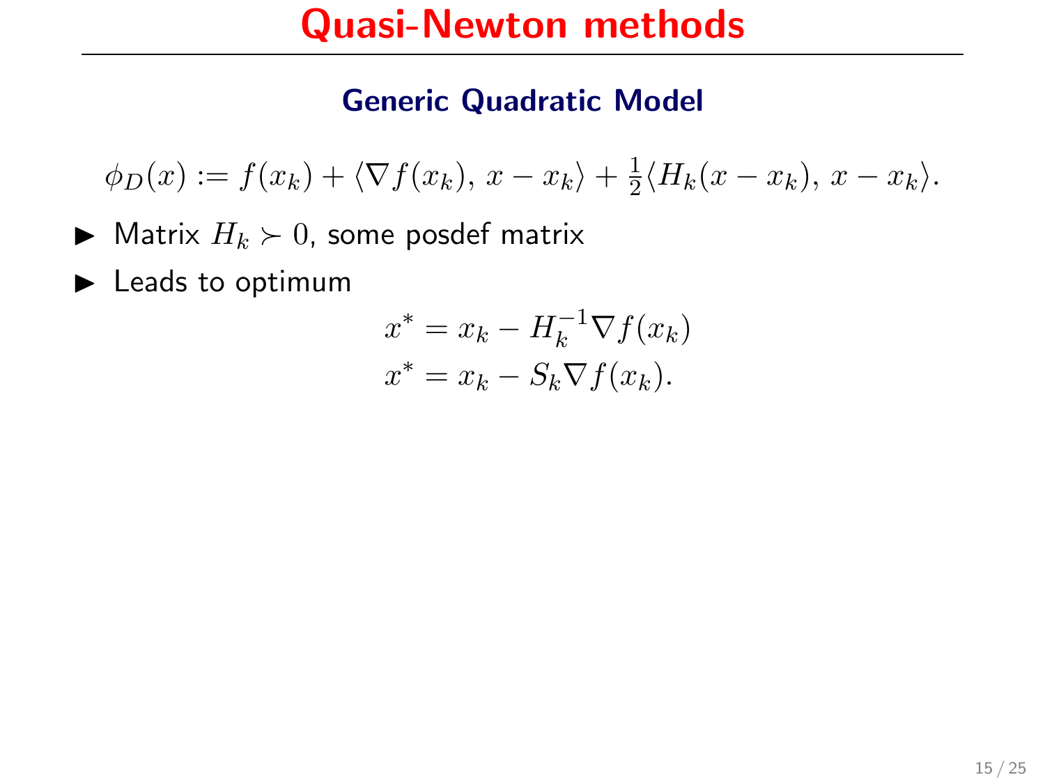# Quasi-Newton methods

### Generic Quadratic Model

$$\phi_D(x) := f(x_k) + \langle \nabla f(x_k),\, x - x_k \rangle + \tfrac{1}{2}\langle H_k(x - x_k),\, x - x_k \rangle.$$

- Matrix $H_k \succ 0$, some posdef matrix
- Leads to optimum

$$x^* = x_k - H_k^{-1} \nabla f(x_k)$$
$$x^* = x_k - S_k \nabla f(x_k).$$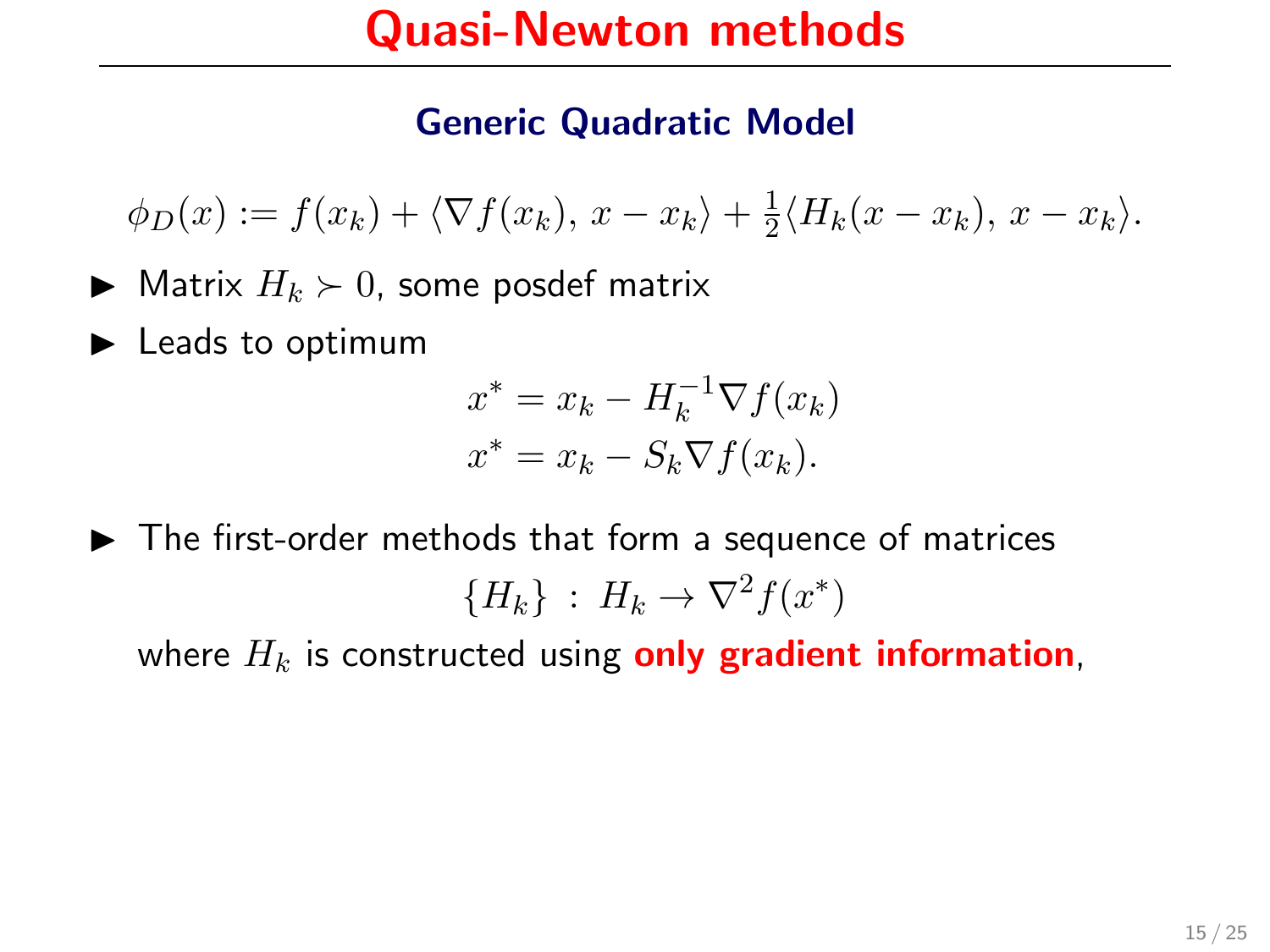# Quasi-Newton methods

### Generic Quadratic Model

$$\phi_D(x) := f(x_k) + \langle \nabla f(x_k),\, x - x_k \rangle + \tfrac{1}{2}\langle H_k(x - x_k),\, x - x_k \rangle.$$

- Matrix $H_k \succ 0$, some posdef matrix
- Leads to optimum

$$x^* = x_k - H_k^{-1}\nabla f(x_k)$$
$$x^* = x_k - S_k \nabla f(x_k).$$

- The first-order methods that form a sequence of matrices

$$\{H_k\} \;:\; H_k \to \nabla^2 f(x^*)$$

  where $H_k$ is constructed using **only gradient information**,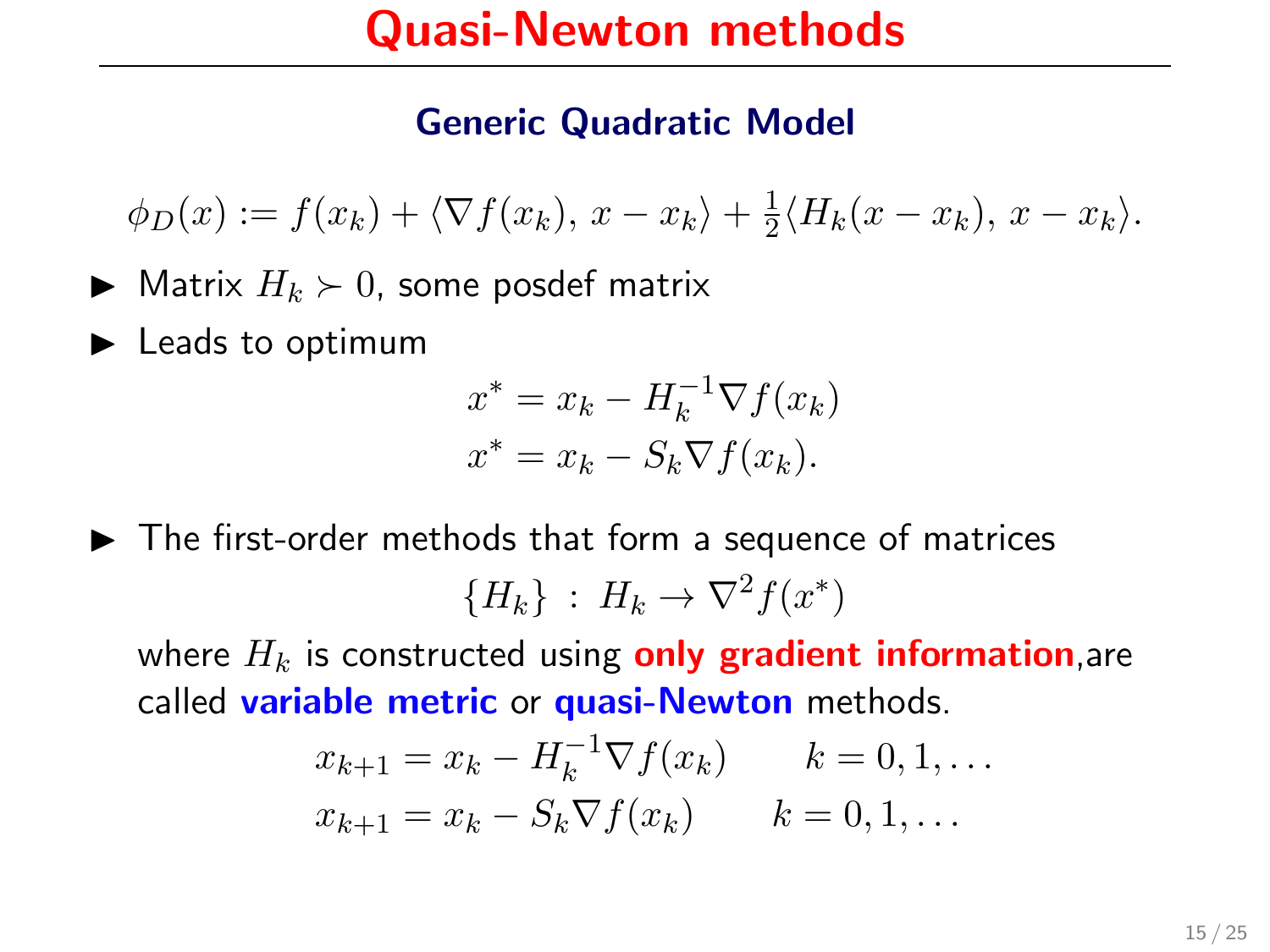# Quasi-Newton methods

## Generic Quadratic Model

$$\phi_D(x) := f(x_k) + \langle \nabla f(x_k),\, x - x_k \rangle + \tfrac{1}{2}\langle H_k(x - x_k),\, x - x_k \rangle.$$

- Matrix $H_k \succ 0$, some posdef matrix
- Leads to optimum

$$x^* = x_k - H_k^{-1} \nabla f(x_k)$$
$$x^* = x_k - S_k \nabla f(x_k).$$

- The first-order methods that form a sequence of matrices

$$\{H_k\} \,:\, H_k \to \nabla^2 f(x^*)$$

  where $H_k$ is constructed using **only gradient information**,are called **variable metric** or **quasi-Newton** methods.

$$x_{k+1} = x_k - H_k^{-1} \nabla f(x_k) \qquad k = 0, 1, \ldots$$
$$x_{k+1} = x_k - S_k \nabla f(x_k) \qquad k = 0, 1, \ldots$$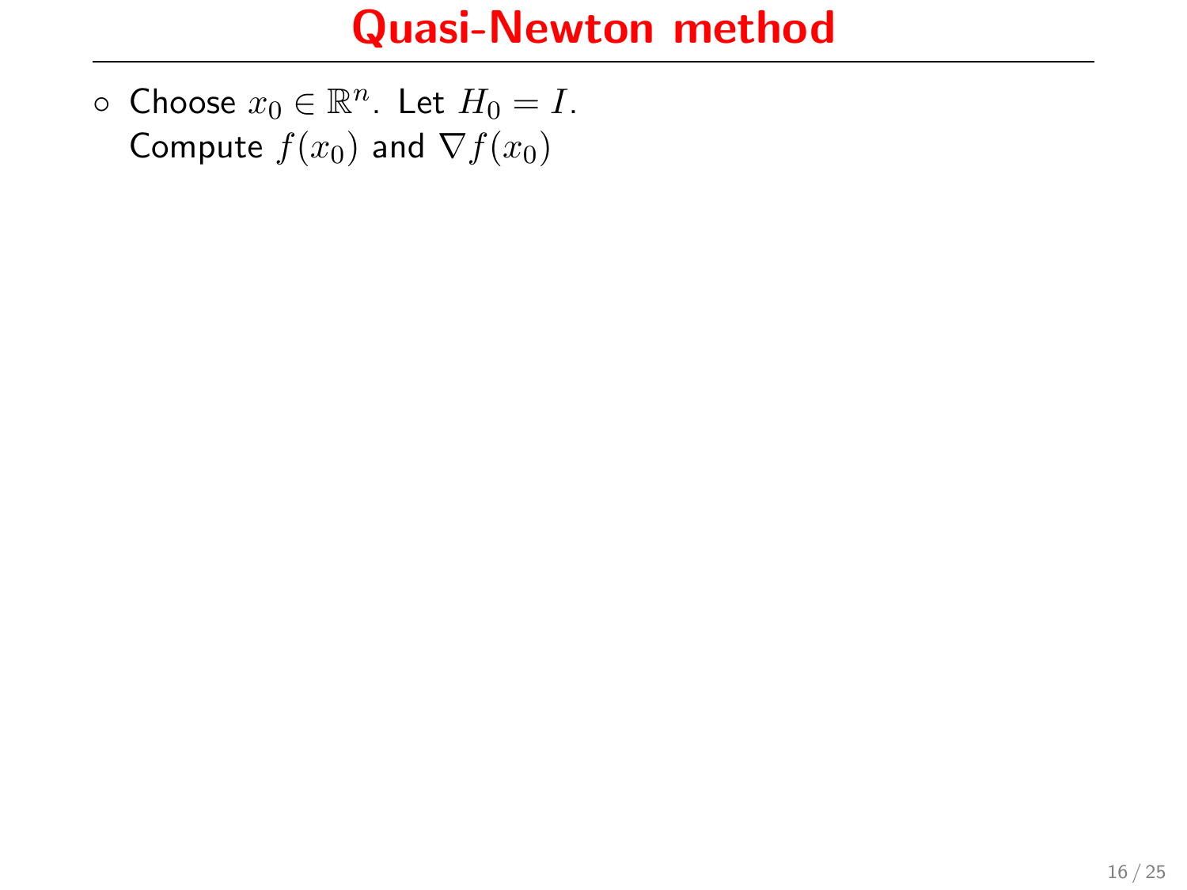# Quasi-Newton method

- Choose $x_0 \in \mathbb{R}^n$. Let $H_0 = I$.
  Compute $f(x_0)$ and $\nabla f(x_0)$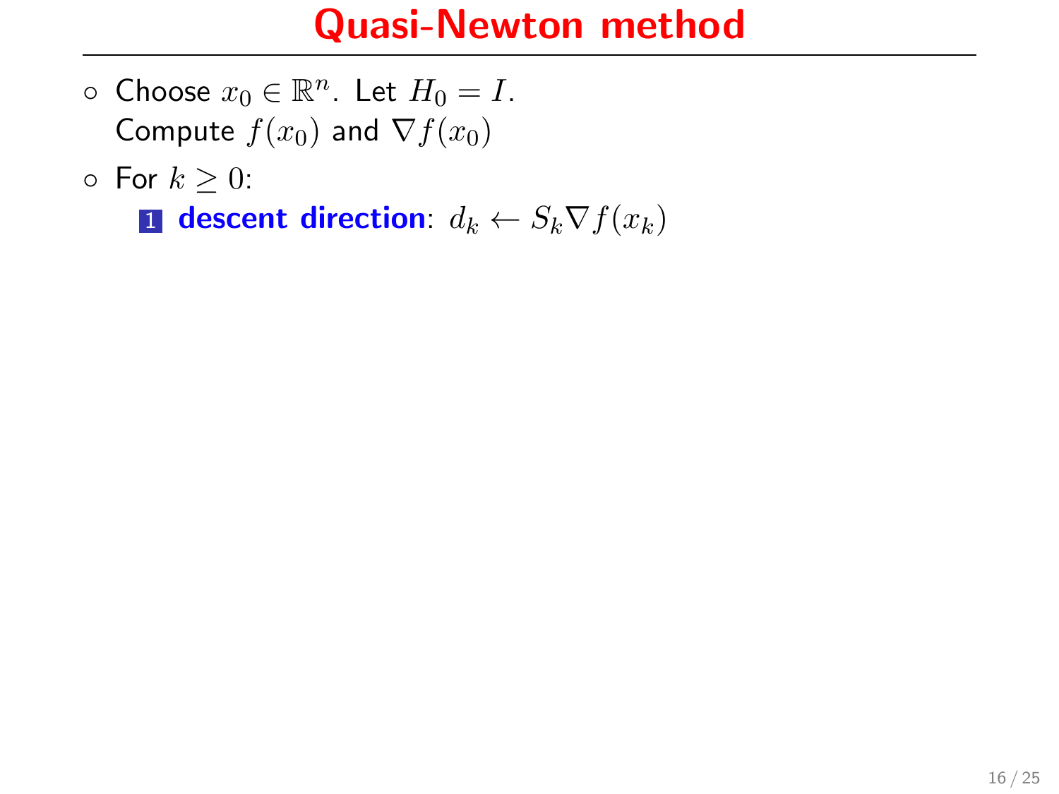# Quasi-Newton method

- Choose $x_0 \in \mathbb{R}^n$. Let $H_0 = I$.
  Compute $f(x_0)$ and $\nabla f(x_0)$
- For $k \geq 0$:
  1. **descent direction**: $d_k \leftarrow S_k \nabla f(x_k)$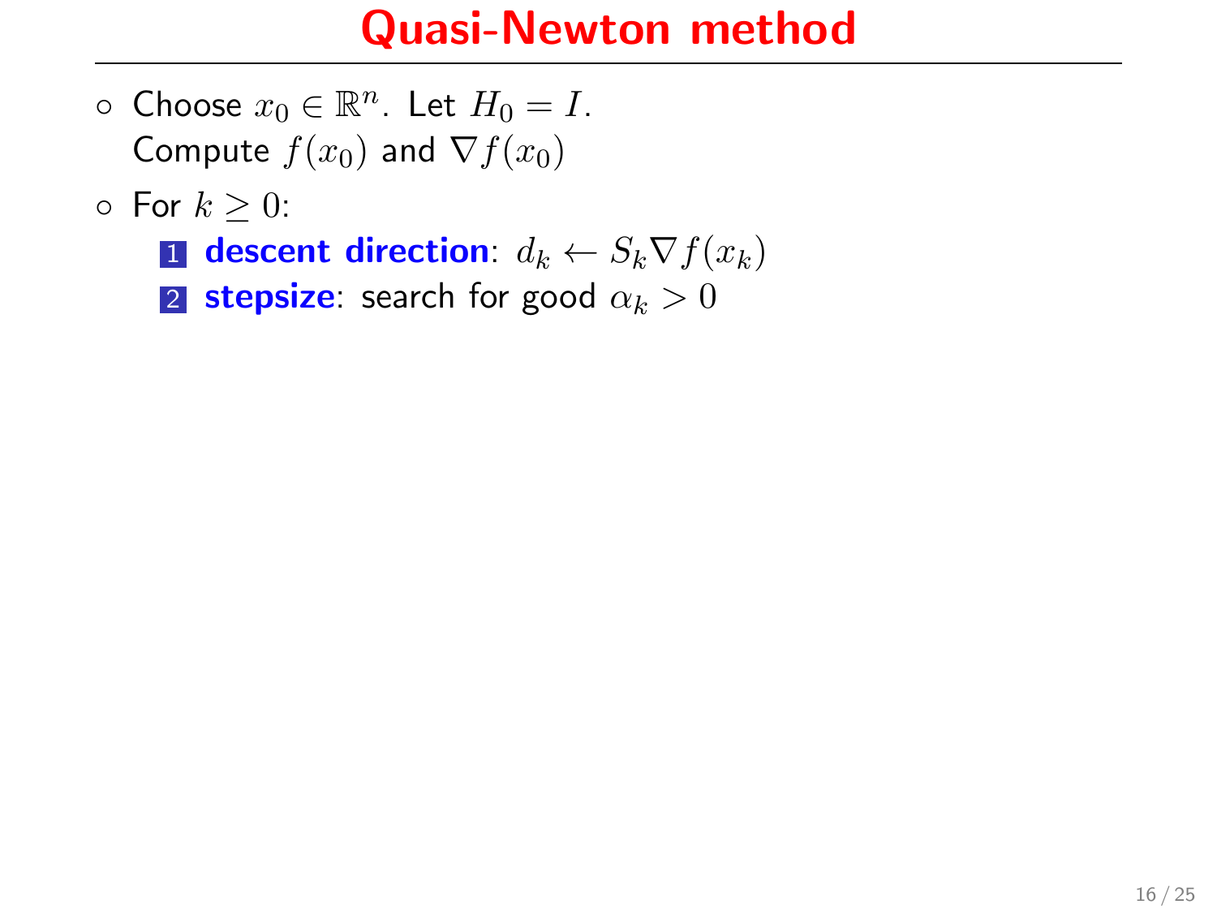# Quasi-Newton method

- Choose $x_0 \in \mathbb{R}^n$. Let $H_0 = I$.
  Compute $f(x_0)$ and $\nabla f(x_0)$
- For $k \geq 0$:
  1. **descent direction**: $d_k \leftarrow S_k \nabla f(x_k)$
  2. **stepsize**: search for good $\alpha_k > 0$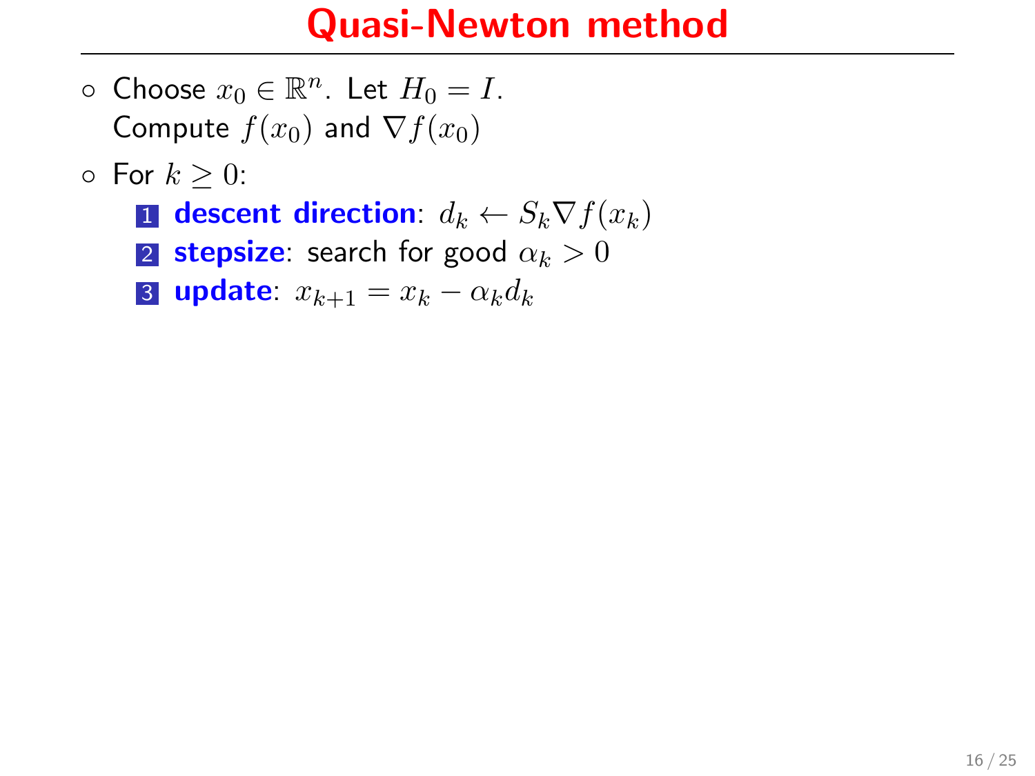# Quasi-Newton method

- Choose $x_0 \in \mathbb{R}^n$. Let $H_0 = I$.
  Compute $f(x_0)$ and $\nabla f(x_0)$
- For $k \geq 0$:
  1. **descent direction**: $d_k \leftarrow S_k \nabla f(x_k)$
  2. **stepsize**: search for good $\alpha_k > 0$
  3. **update**: $x_{k+1} = x_k - \alpha_k d_k$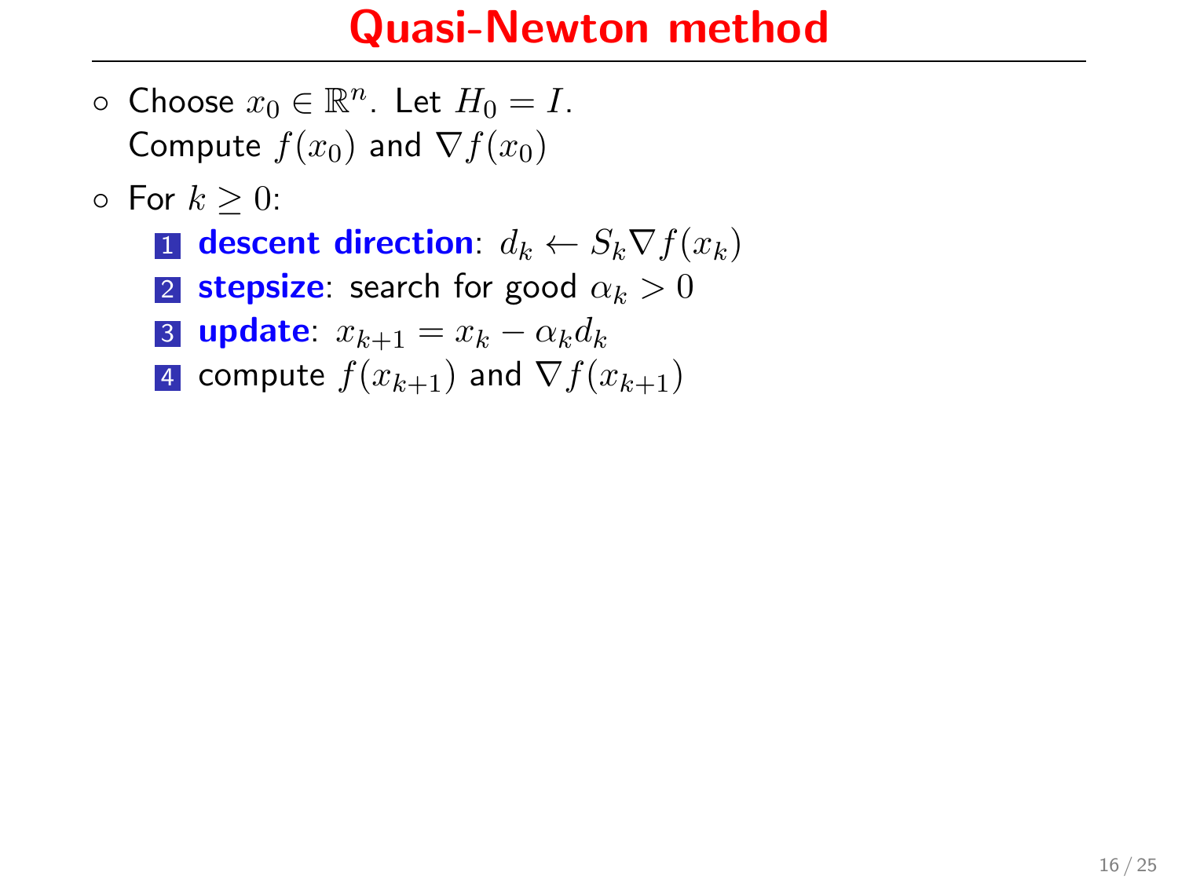# Quasi-Newton method

- Choose $x_0 \in \mathbb{R}^n$. Let $H_0 = I$.
  Compute $f(x_0)$ and $\nabla f(x_0)$
- For $k \geq 0$:
  1. **descent direction**: $d_k \leftarrow S_k \nabla f(x_k)$
  2. **stepsize**: search for good $\alpha_k > 0$
  3. **update**: $x_{k+1} = x_k - \alpha_k d_k$
  4. compute $f(x_{k+1})$ and $\nabla f(x_{k+1})$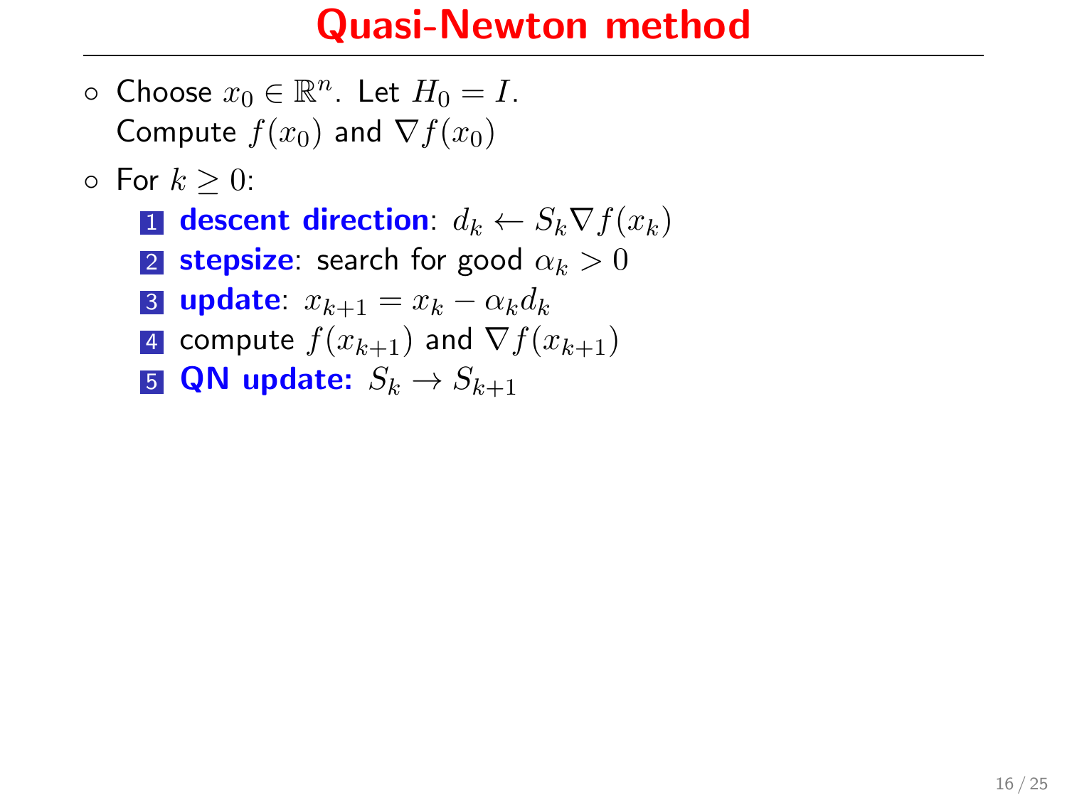# Quasi-Newton method

- Choose $x_0 \in \mathbb{R}^n$. Let $H_0 = I$.
  Compute $f(x_0)$ and $\nabla f(x_0)$
- For $k \geq 0$:
  1. **descent direction**: $d_k \leftarrow S_k \nabla f(x_k)$
  2. **stepsize**: search for good $\alpha_k > 0$
  3. **update**: $x_{k+1} = x_k - \alpha_k d_k$
  4. compute $f(x_{k+1})$ and $\nabla f(x_{k+1})$
  5. **QN update:** $S_k \to S_{k+1}$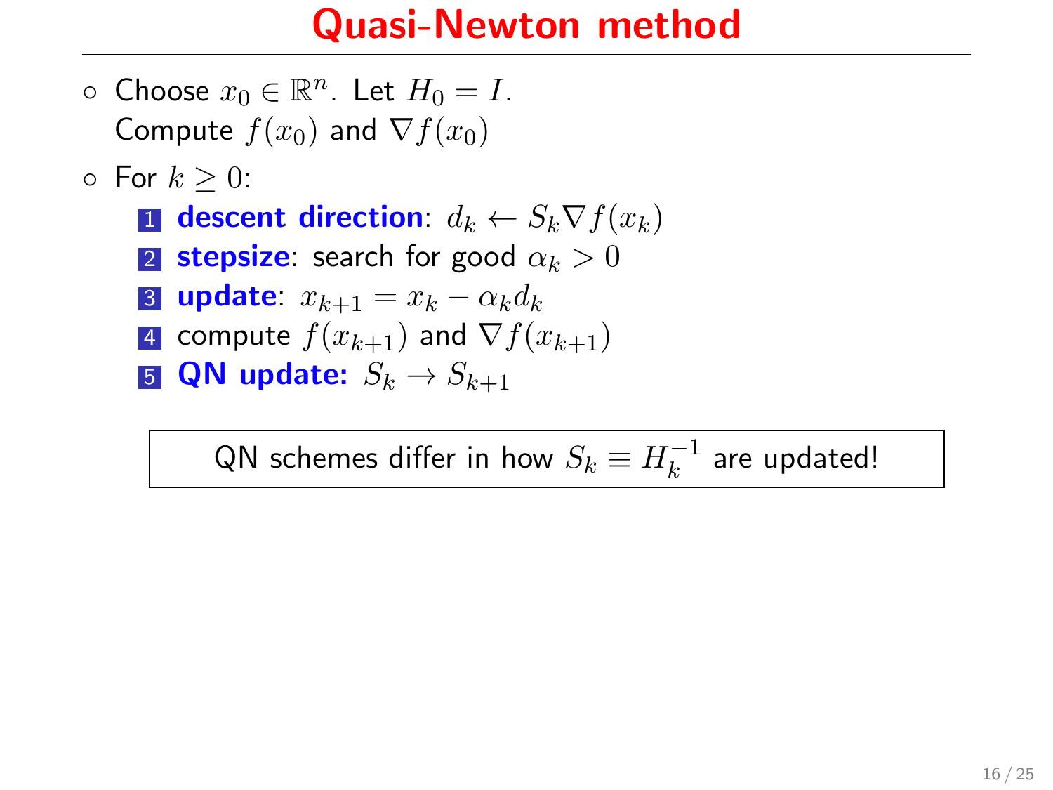# Quasi-Newton method

- Choose $x_0 \in \mathbb{R}^n$. Let $H_0 = I$.
  Compute $f(x_0)$ and $\nabla f(x_0)$
- For $k \geq 0$:
  1. **descent direction**: $d_k \leftarrow S_k \nabla f(x_k)$
  2. **stepsize**: search for good $\alpha_k > 0$
  3. **update**: $x_{k+1} = x_k - \alpha_k d_k$
  4. compute $f(x_{k+1})$ and $\nabla f(x_{k+1})$
  5. **QN update:** $S_k \to S_{k+1}$

QN schemes differ in how $S_k \equiv H_k^{-1}$ are updated!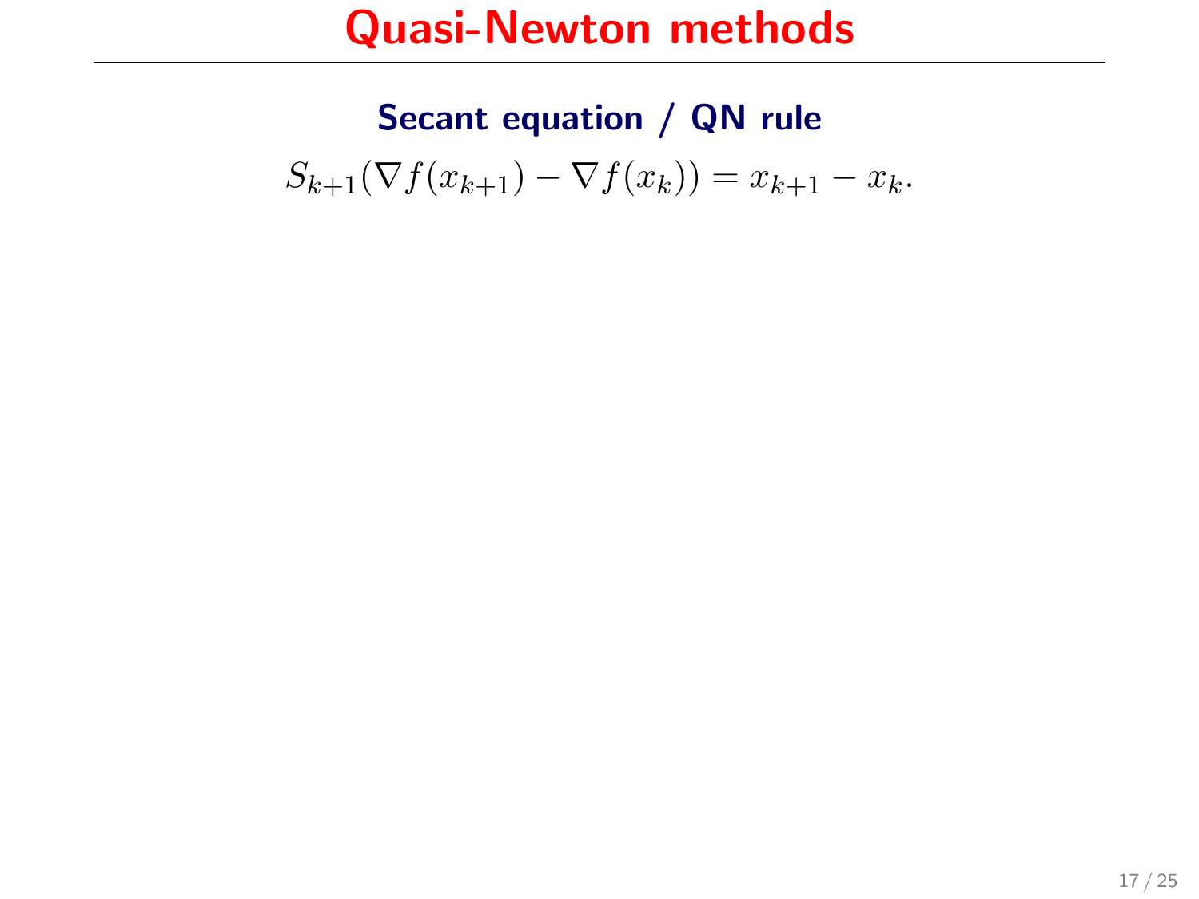# Quasi-Newton methods

### Secant equation / QN rule

$$S_{k+1}(\nabla f(x_{k+1}) - \nabla f(x_k)) = x_{k+1} - x_k.$$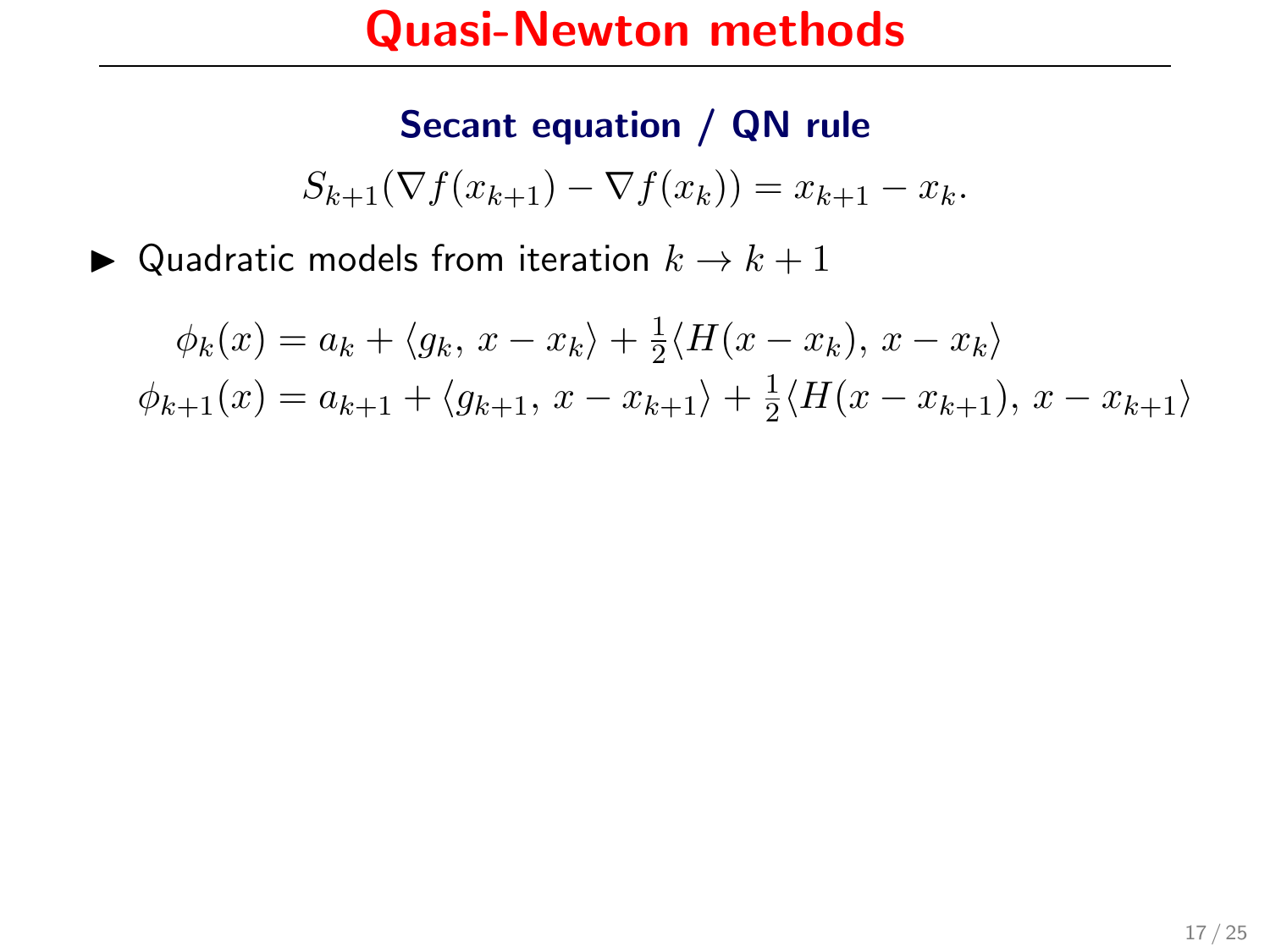# Quasi-Newton methods

### Secant equation / QN rule

$$S_{k+1}(\nabla f(x_{k+1}) - \nabla f(x_k)) = x_{k+1} - x_k.$$

- Quadratic models from iteration $k \to k+1$

$$\begin{aligned}
\phi_k(x) &= a_k + \langle g_k,\, x - x_k \rangle + \tfrac{1}{2}\langle H(x - x_k),\, x - x_k \rangle \\
\phi_{k+1}(x) &= a_{k+1} + \langle g_{k+1},\, x - x_{k+1} \rangle + \tfrac{1}{2}\langle H(x - x_{k+1}),\, x - x_{k+1} \rangle
\end{aligned}$$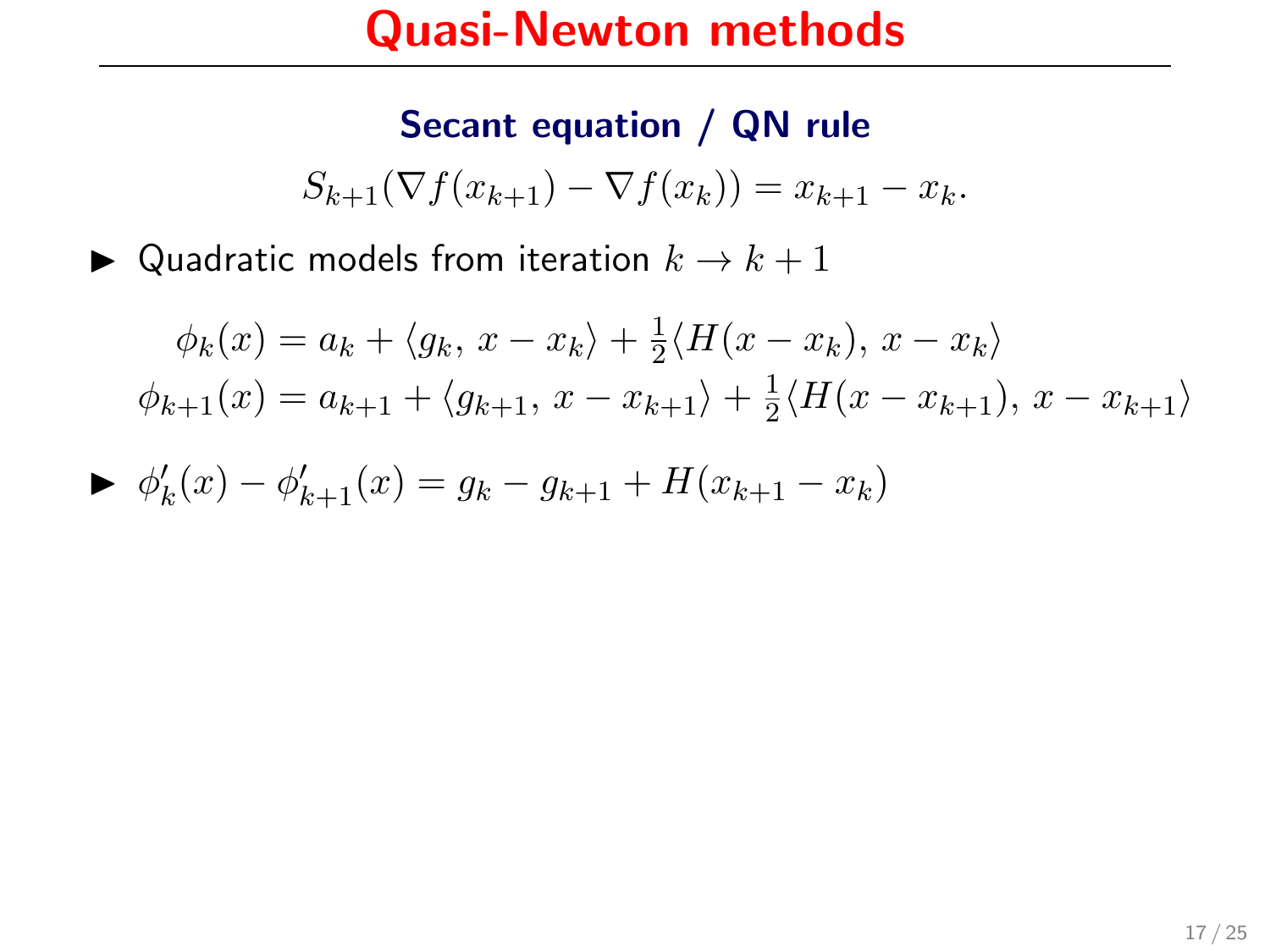# Quasi-Newton methods

### Secant equation / QN rule

$$S_{k+1}(\nabla f(x_{k+1}) - \nabla f(x_k)) = x_{k+1} - x_k.$$

- Quadratic models from iteration $k \to k+1$

$$\phi_k(x) = a_k + \langle g_k,\, x - x_k \rangle + \tfrac{1}{2}\langle H(x - x_k),\, x - x_k \rangle$$
$$\phi_{k+1}(x) = a_{k+1} + \langle g_{k+1},\, x - x_{k+1} \rangle + \tfrac{1}{2}\langle H(x - x_{k+1}),\, x - x_{k+1} \rangle$$

- $\phi_k'(x) - \phi_{k+1}'(x) = g_k - g_{k+1} + H(x_{k+1} - x_k)$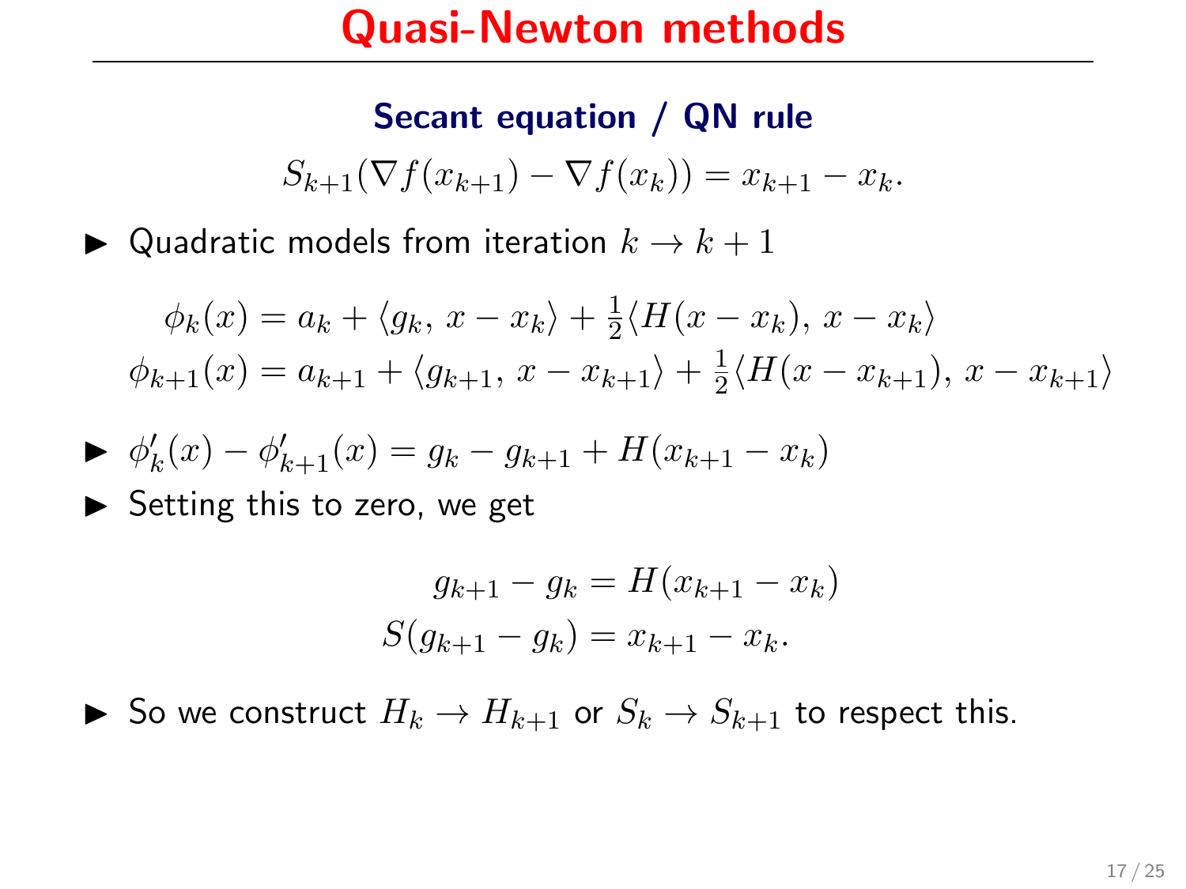# Quasi-Newton methods

### Secant equation / QN rule

$$S_{k+1}(\nabla f(x_{k+1}) - \nabla f(x_k)) = x_{k+1} - x_k.$$

- Quadratic models from iteration $k \to k+1$

$$\phi_k(x) = a_k + \langle g_k,\, x - x_k \rangle + \tfrac{1}{2}\langle H(x - x_k),\, x - x_k \rangle$$
$$\phi_{k+1}(x) = a_{k+1} + \langle g_{k+1},\, x - x_{k+1} \rangle + \tfrac{1}{2}\langle H(x - x_{k+1}),\, x - x_{k+1} \rangle$$

- $\phi_k'(x) - \phi_{k+1}'(x) = g_k - g_{k+1} + H(x_{k+1} - x_k)$
- Setting this to zero, we get

$$g_{k+1} - g_k = H(x_{k+1} - x_k)$$
$$S(g_{k+1} - g_k) = x_{k+1} - x_k.$$

- So we construct $H_k \to H_{k+1}$ or $S_k \to S_{k+1}$ to respect this.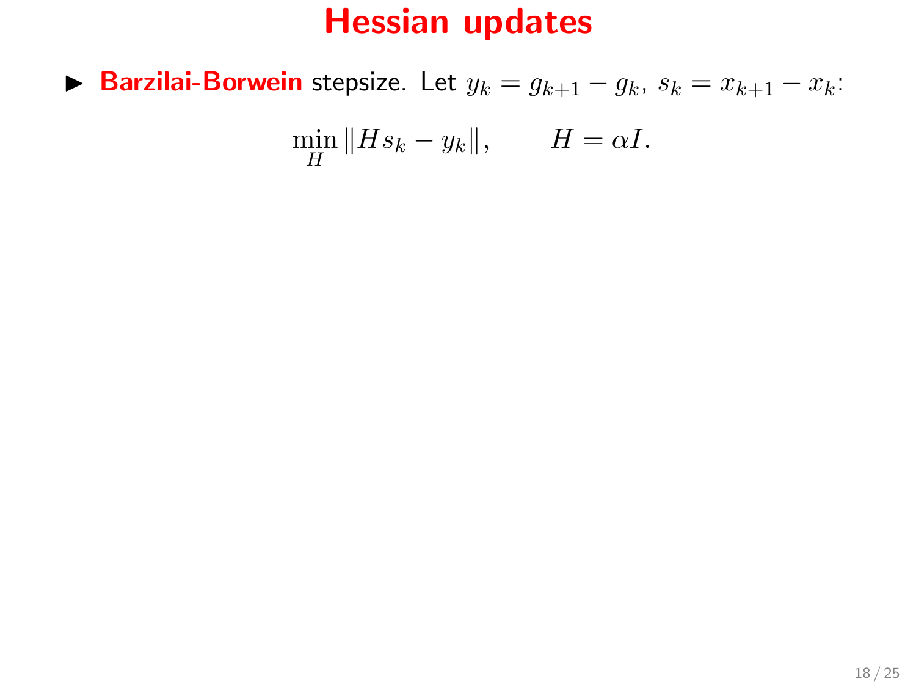# Hessian updates

- **Barzilai-Borwein** stepsize. Let $y_k = g_{k+1} - g_k$, $s_k = x_{k+1} - x_k$:

$$\min_H \|Hs_k - y_k\|, \qquad H = \alpha I.$$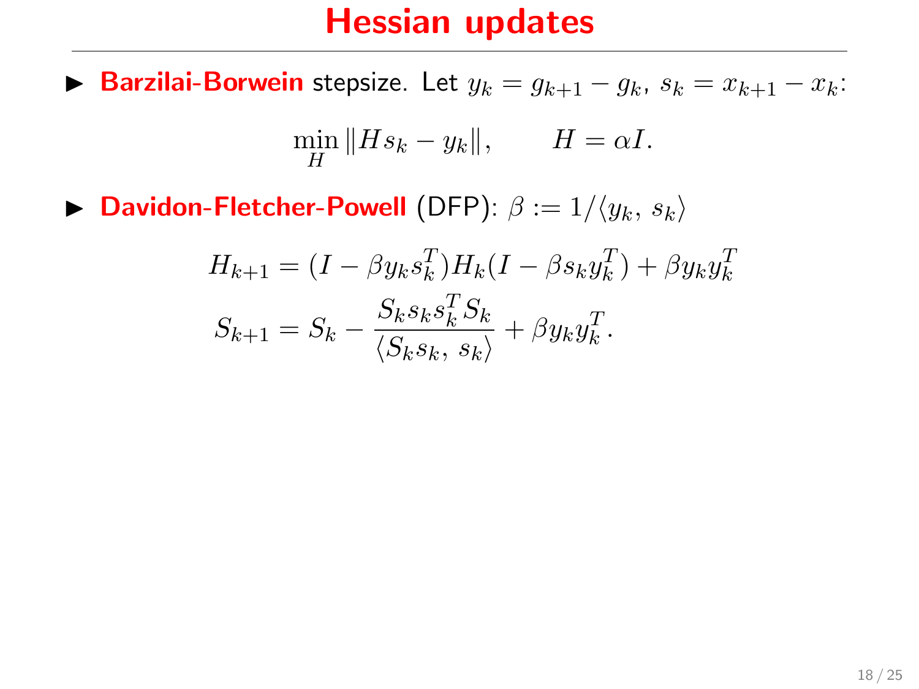# Hessian updates

- **Barzilai-Borwein** stepsize. Let $y_k = g_{k+1} - g_k$, $s_k = x_{k+1} - x_k$:

$$\min_H \|Hs_k - y_k\|, \qquad H = \alpha I.$$

- **Davidon-Fletcher-Powell** (DFP): $\beta := 1/\langle y_k,\, s_k \rangle$

$$H_{k+1} = (I - \beta y_k s_k^T) H_k (I - \beta s_k y_k^T) + \beta y_k y_k^T$$

$$S_{k+1} = S_k - \frac{S_k s_k s_k^T S_k}{\langle S_k s_k,\, s_k \rangle} + \beta y_k y_k^T.$$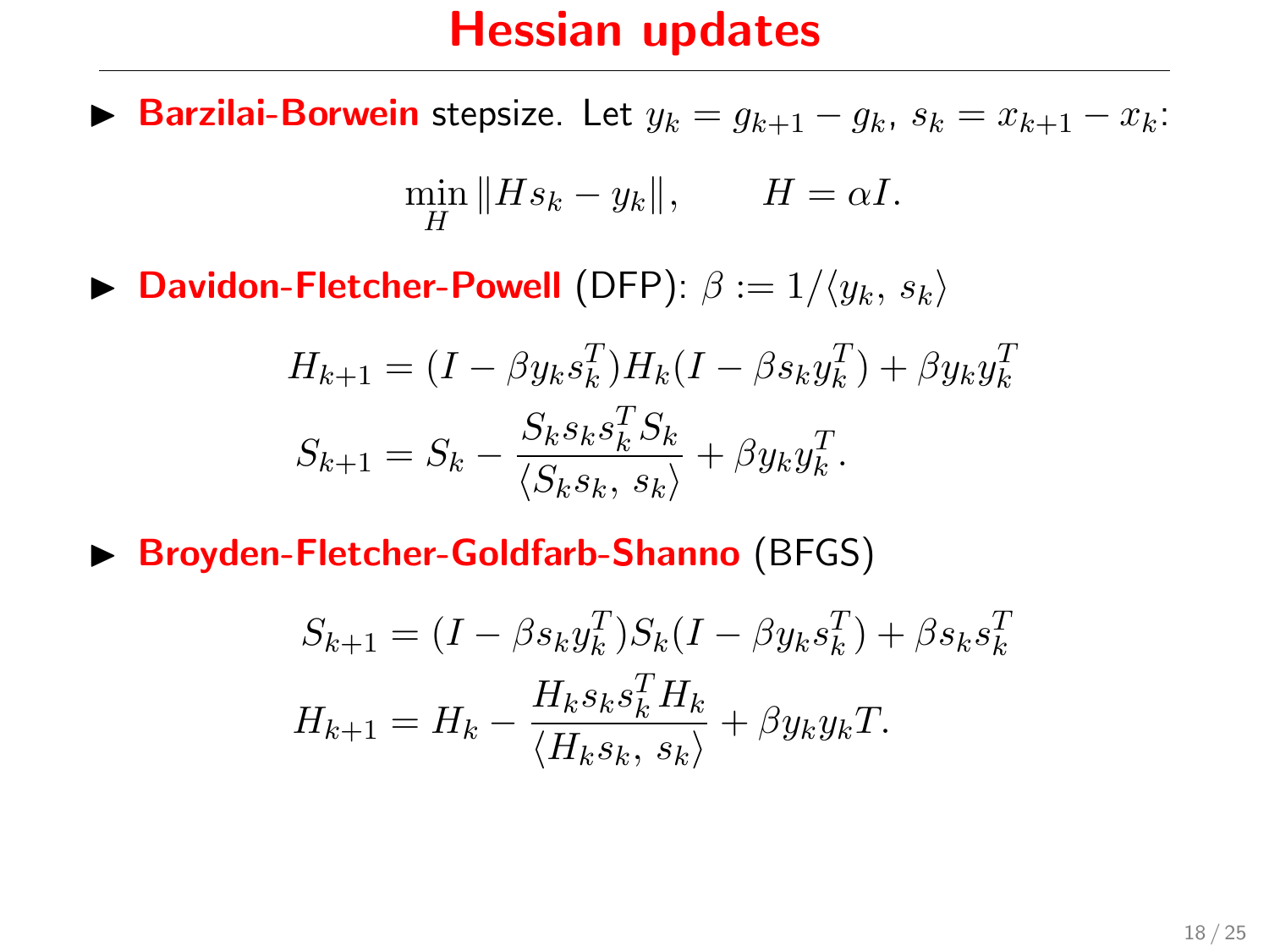# Hessian updates

- **Barzilai-Borwein** stepsize. Let $y_k = g_{k+1} - g_k$, $s_k = x_{k+1} - x_k$:

$$\min_H \|Hs_k - y_k\|, \qquad H = \alpha I.$$

- **Davidon-Fletcher-Powell** (DFP): $\beta := 1/\langle y_k,\, s_k\rangle$

$$H_{k+1} = (I - \beta y_k s_k^T) H_k (I - \beta s_k y_k^T) + \beta y_k y_k^T$$

$$S_{k+1} = S_k - \frac{S_k s_k s_k^T S_k}{\langle S_k s_k,\, s_k\rangle} + \beta y_k y_k^T.$$

- **Broyden-Fletcher-Goldfarb-Shanno** (BFGS)

$$S_{k+1} = (I - \beta s_k y_k^T) S_k (I - \beta y_k s_k^T) + \beta s_k s_k^T$$

$$H_{k+1} = H_k - \frac{H_k s_k s_k^T H_k}{\langle H_k s_k,\, s_k\rangle} + \beta y_k y_k T.$$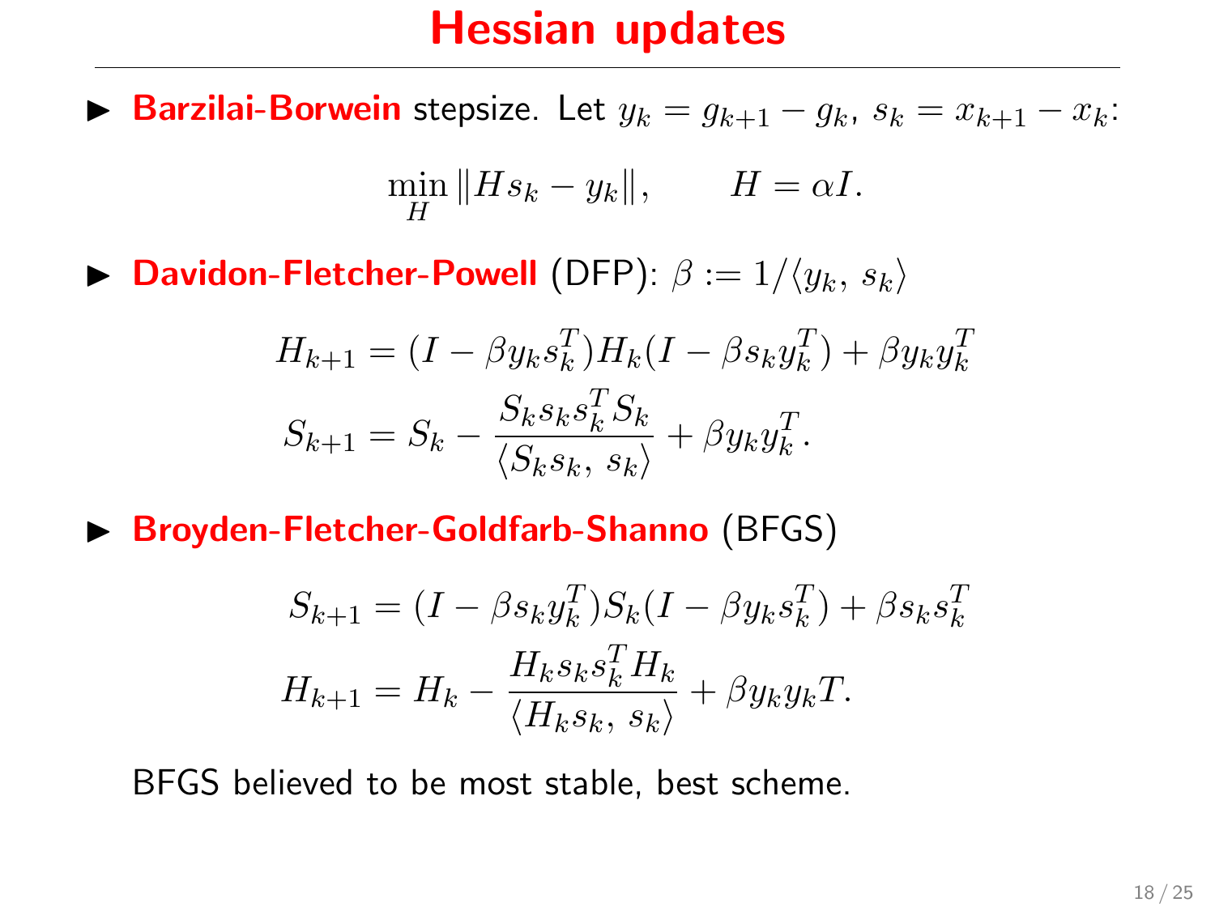# Hessian updates

- **Barzilai-Borwein** stepsize. Let $y_k = g_{k+1} - g_k$, $s_k = x_{k+1} - x_k$:

$$\min_H \|Hs_k - y_k\|, \qquad H = \alpha I.$$

- **Davidon-Fletcher-Powell** (DFP): $\beta := 1/\langle y_k,\, s_k\rangle$

$$H_{k+1} = (I - \beta y_k s_k^T) H_k (I - \beta s_k y_k^T) + \beta y_k y_k^T$$

$$S_{k+1} = S_k - \frac{S_k s_k s_k^T S_k}{\langle S_k s_k,\, s_k\rangle} + \beta y_k y_k^T.$$

- **Broyden-Fletcher-Goldfarb-Shanno** (BFGS)

$$S_{k+1} = (I - \beta s_k y_k^T) S_k (I - \beta y_k s_k^T) + \beta s_k s_k^T$$

$$H_{k+1} = H_k - \frac{H_k s_k s_k^T H_k}{\langle H_k s_k,\, s_k\rangle} + \beta y_k y_k T.$$

BFGS believed to be most stable, best scheme.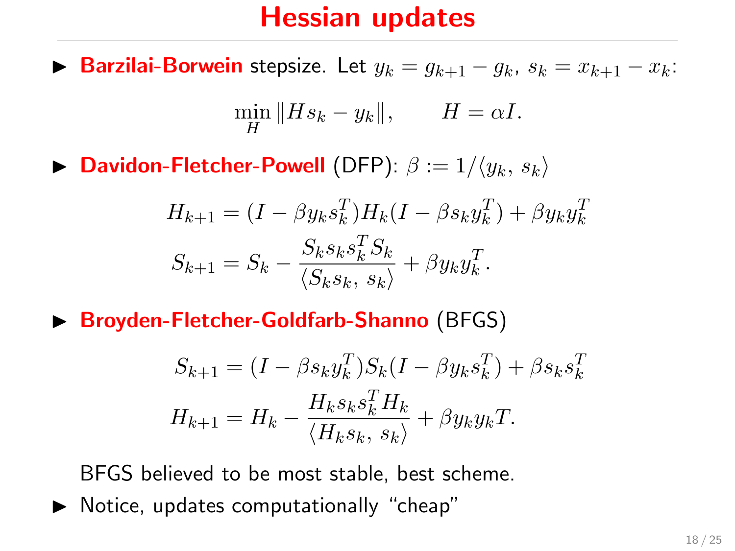# Hessian updates

- **Barzilai-Borwein** stepsize. Let $y_k = g_{k+1} - g_k$, $s_k = x_{k+1} - x_k$:

$$\min_H \|Hs_k - y_k\|, \qquad H = \alpha I.$$

- **Davidon-Fletcher-Powell** (DFP): $\beta := 1/\langle y_k,\, s_k\rangle$

$$H_{k+1} = (I - \beta y_k s_k^T) H_k (I - \beta s_k y_k^T) + \beta y_k y_k^T$$

$$S_{k+1} = S_k - \frac{S_k s_k s_k^T S_k}{\langle S_k s_k,\, s_k\rangle} + \beta y_k y_k^T.$$

- **Broyden-Fletcher-Goldfarb-Shanno** (BFGS)

$$S_{k+1} = (I - \beta s_k y_k^T) S_k (I - \beta y_k s_k^T) + \beta s_k s_k^T$$

$$H_{k+1} = H_k - \frac{H_k s_k s_k^T H_k}{\langle H_k s_k,\, s_k\rangle} + \beta y_k y_k T.$$

  BFGS believed to be most stable, best scheme.

- Notice, updates computationally "cheap"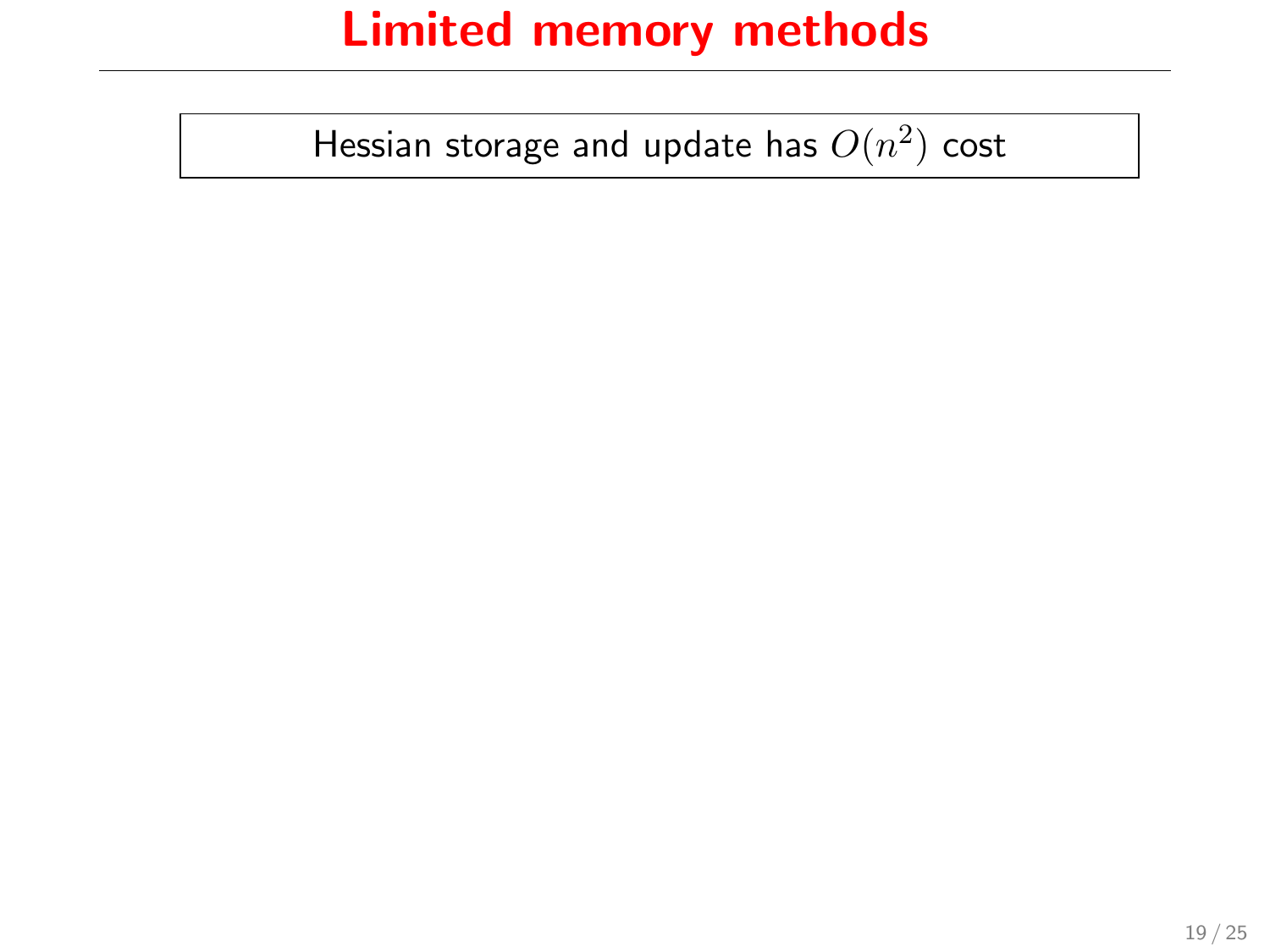# Limited memory methods

Hessian storage and update has $O(n^2)$ cost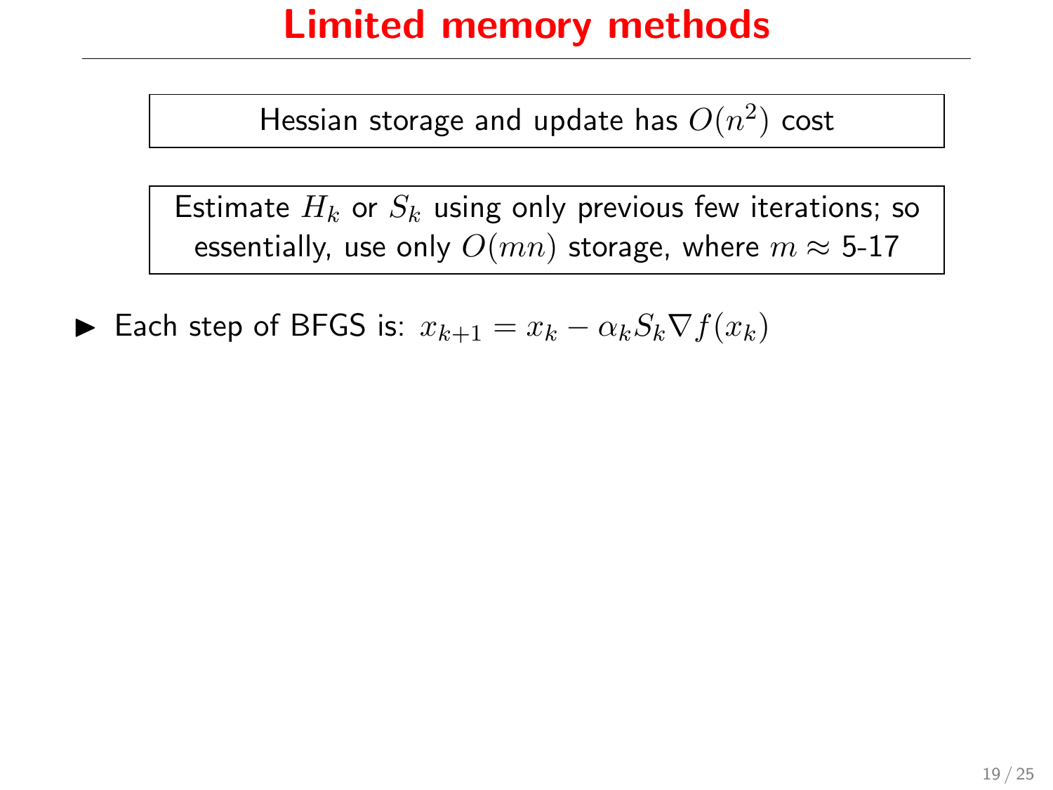# Limited memory methods

Hessian storage and update has $O(n^2)$ cost

Estimate $H_k$ or $S_k$ using only previous few iterations; so essentially, use only $O(mn)$ storage, where $m \approx$ 5-17

- Each step of BFGS is: $x_{k+1} = x_k - \alpha_k S_k \nabla f(x_k)$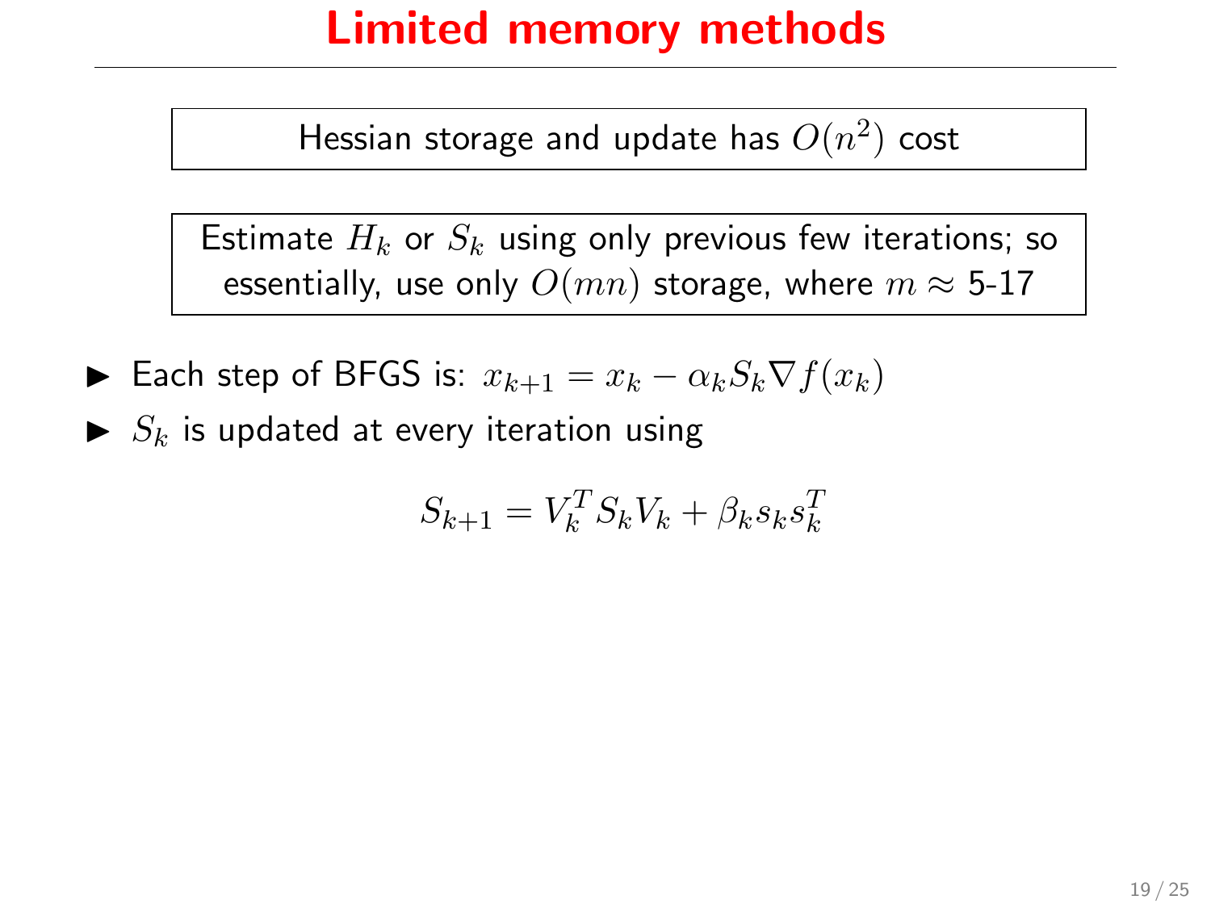# Limited memory methods

Hessian storage and update has $O(n^2)$ cost

Estimate $H_k$ or $S_k$ using only previous few iterations; so essentially, use only $O(mn)$ storage, where $m \approx$ 5-17

- Each step of BFGS is: $x_{k+1} = x_k - \alpha_k S_k \nabla f(x_k)$
- $S_k$ is updated at every iteration using

$$S_{k+1} = V_k^T S_k V_k + \beta_k s_k s_k^T$$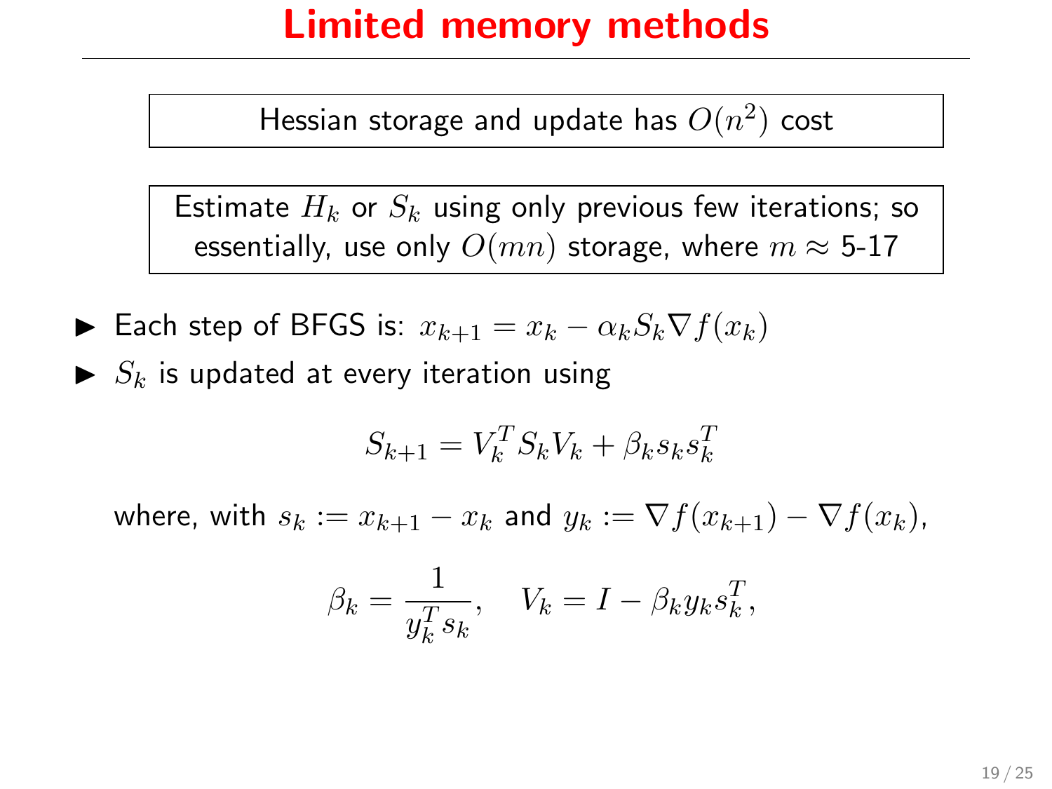# Limited memory methods

Hessian storage and update has $O(n^2)$ cost

Estimate $H_k$ or $S_k$ using only previous few iterations; so essentially, use only $O(mn)$ storage, where $m \approx$ 5-17

- Each step of BFGS is: $x_{k+1} = x_k - \alpha_k S_k \nabla f(x_k)$
- $S_k$ is updated at every iteration using

$$S_{k+1} = V_k^T S_k V_k + \beta_k s_k s_k^T$$

where, with $s_k := x_{k+1} - x_k$ and $y_k := \nabla f(x_{k+1}) - \nabla f(x_k)$,

$$\beta_k = \frac{1}{y_k^T s_k}, \quad V_k = I - \beta_k y_k s_k^T,$$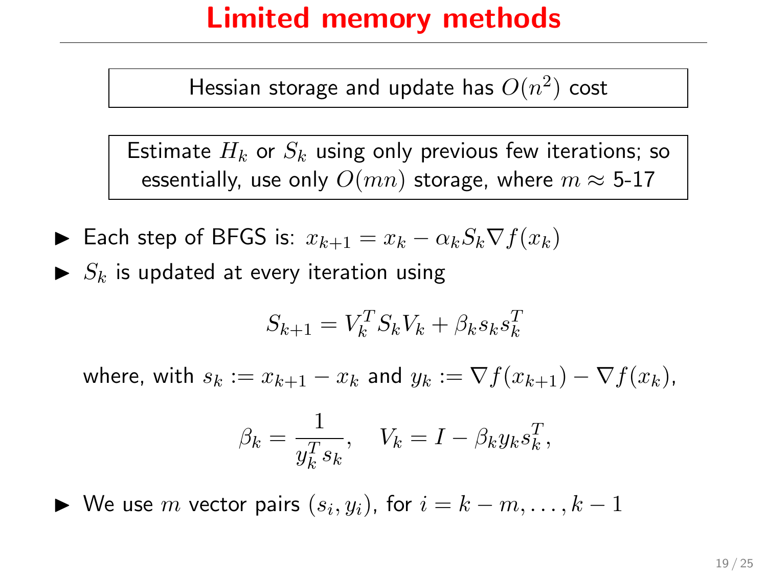# Limited memory methods

Hessian storage and update has $O(n^2)$ cost

Estimate $H_k$ or $S_k$ using only previous few iterations; so essentially, use only $O(mn)$ storage, where $m \approx$ 5-17

- Each step of BFGS is: $x_{k+1} = x_k - \alpha_k S_k \nabla f(x_k)$
- $S_k$ is updated at every iteration using

$$S_{k+1} = V_k^T S_k V_k + \beta_k s_k s_k^T$$

where, with $s_k := x_{k+1} - x_k$ and $y_k := \nabla f(x_{k+1}) - \nabla f(x_k)$,

$$\beta_k = \frac{1}{y_k^T s_k}, \quad V_k = I - \beta_k y_k s_k^T,$$

- We use $m$ vector pairs $(s_i, y_i)$, for $i = k - m, \ldots, k - 1$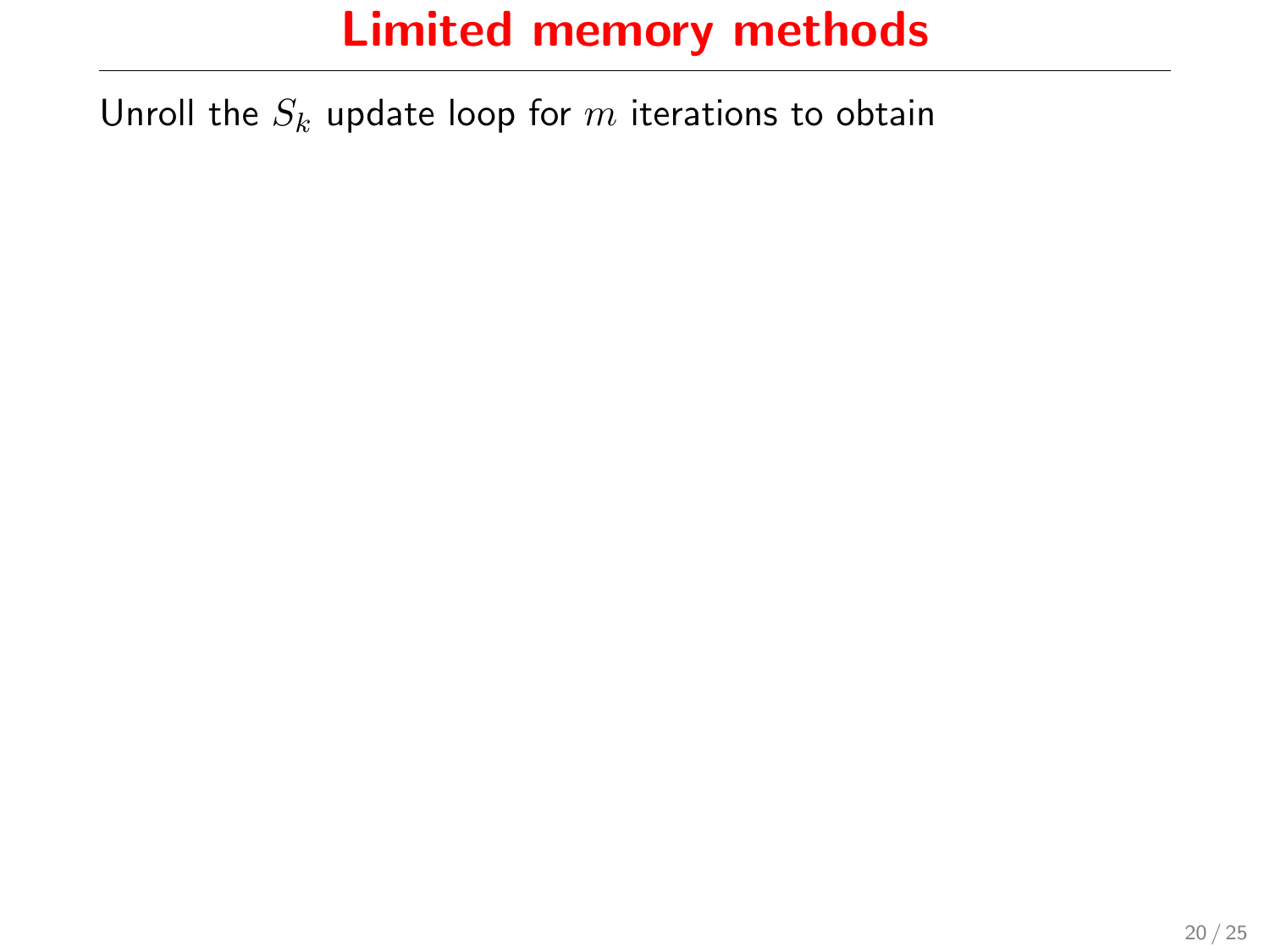# Limited memory methods

Unroll the $S_k$ update loop for $m$ iterations to obtain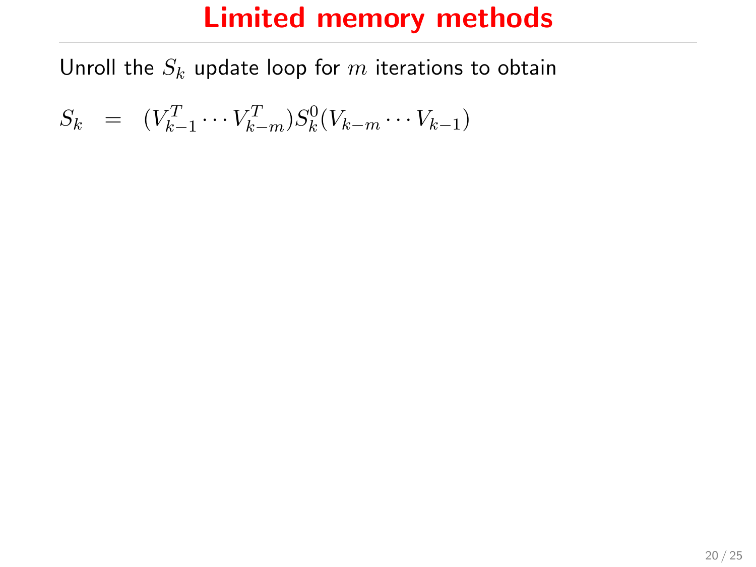# Limited memory methods

Unroll the $S_k$ update loop for $m$ iterations to obtain

$$S_k = (V_{k-1}^T \cdots V_{k-m}^T) S_k^0 (V_{k-m} \cdots V_{k-1})$$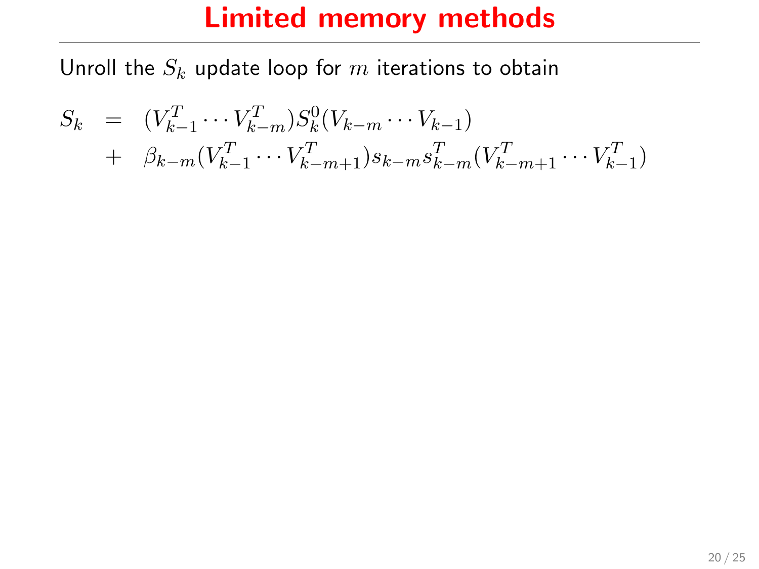# Limited memory methods

Unroll the $S_k$ update loop for $m$ iterations to obtain

$$
\begin{aligned}
S_k &= (V_{k-1}^T \cdots V_{k-m}^T) S_k^0 (V_{k-m} \cdots V_{k-1}) \\
&+ \beta_{k-m} (V_{k-1}^T \cdots V_{k-m+1}^T) s_{k-m} s_{k-m}^T (V_{k-m+1}^T \cdots V_{k-1}^T)
\end{aligned}
$$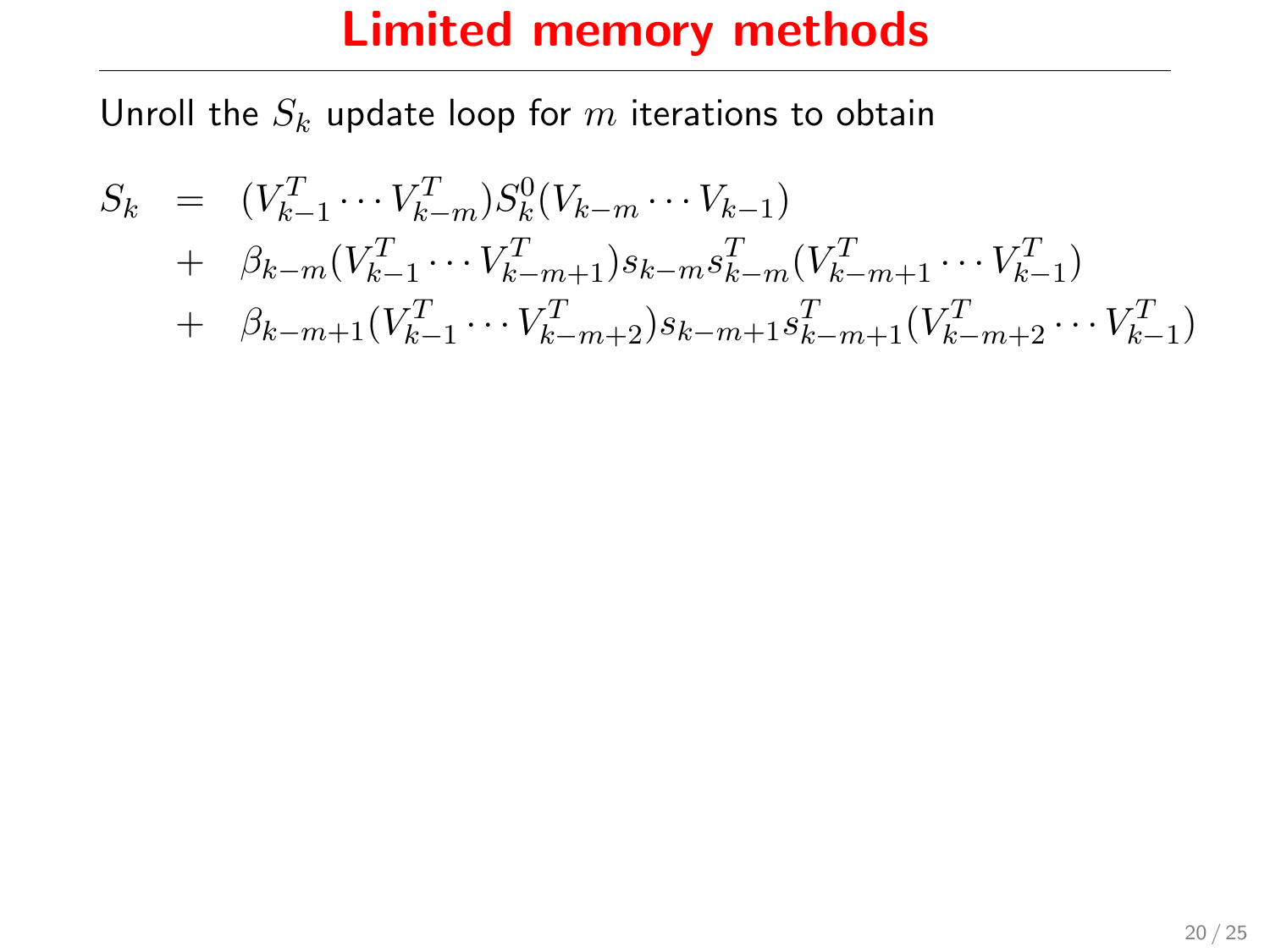# Limited memory methods

Unroll the $S_k$ update loop for $m$ iterations to obtain

$$
\begin{aligned}
S_k &= (V_{k-1}^T \cdots V_{k-m}^T) S_k^0 (V_{k-m} \cdots V_{k-1}) \\
&+ \beta_{k-m} (V_{k-1}^T \cdots V_{k-m+1}^T) s_{k-m} s_{k-m}^T (V_{k-m+1}^T \cdots V_{k-1}^T) \\
&+ \beta_{k-m+1} (V_{k-1}^T \cdots V_{k-m+2}^T) s_{k-m+1} s_{k-m+1}^T (V_{k-m+2}^T \cdots V_{k-1}^T)
\end{aligned}
$$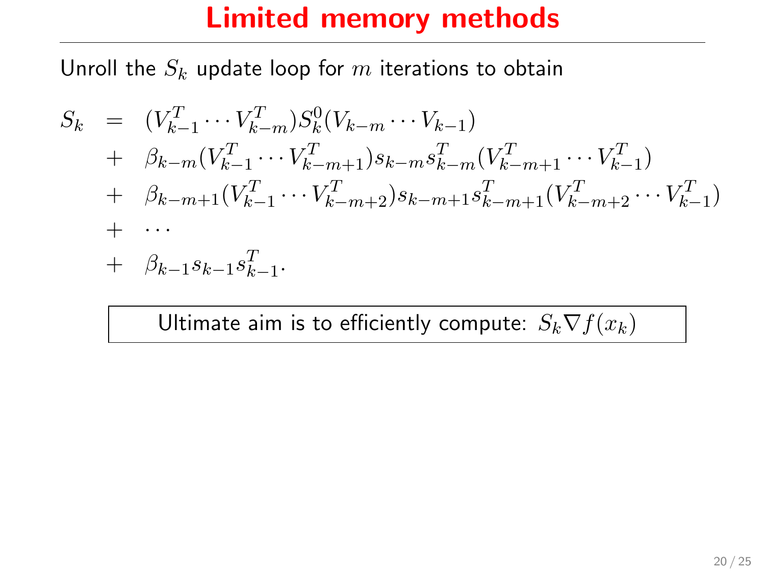# Limited memory methods

Unroll the $S_k$ update loop for $m$ iterations to obtain

$$
\begin{aligned}
S_k &= (V_{k-1}^T \cdots V_{k-m}^T) S_k^0 (V_{k-m} \cdots V_{k-1}) \\
&+ \beta_{k-m} (V_{k-1}^T \cdots V_{k-m+1}^T) s_{k-m} s_{k-m}^T (V_{k-m+1}^T \cdots V_{k-1}^T) \\
&+ \beta_{k-m+1} (V_{k-1}^T \cdots V_{k-m+2}^T) s_{k-m+1} s_{k-m+1}^T (V_{k-m+2}^T \cdots V_{k-1}^T) \\
&+ \cdots \\
&+ \beta_{k-1} s_{k-1} s_{k-1}^T.
\end{aligned}
$$

Ultimate aim is to efficiently compute: $S_k \nabla f(x_k)$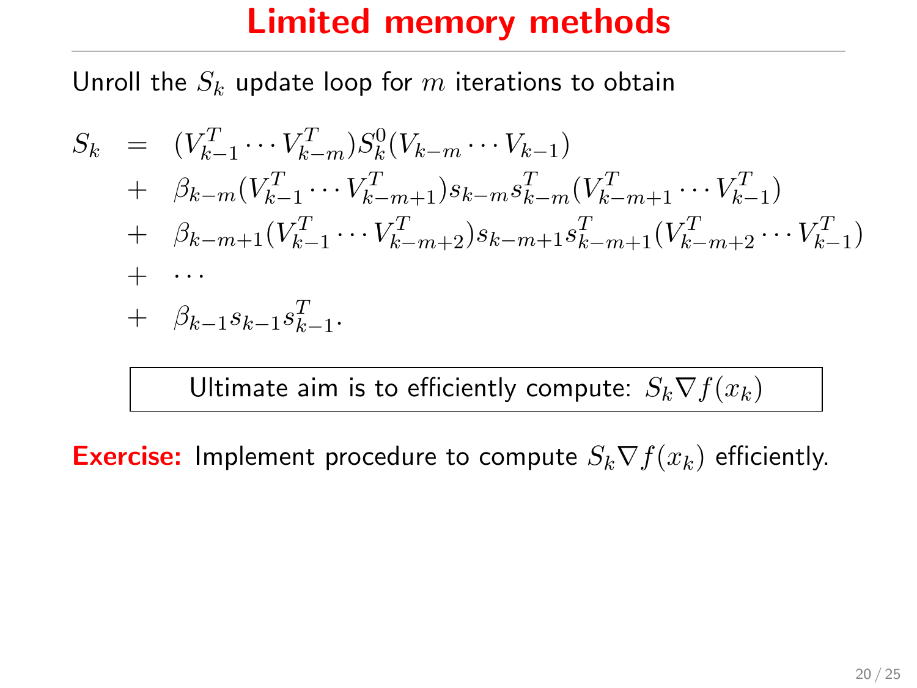# Limited memory methods

Unroll the $S_k$ update loop for $m$ iterations to obtain

$$
\begin{aligned}
S_k &= (V_{k-1}^T \cdots V_{k-m}^T) S_k^0 (V_{k-m} \cdots V_{k-1}) \\
&+ \beta_{k-m} (V_{k-1}^T \cdots V_{k-m+1}^T) s_{k-m} s_{k-m}^T (V_{k-m+1}^T \cdots V_{k-1}^T) \\
&+ \beta_{k-m+1} (V_{k-1}^T \cdots V_{k-m+2}^T) s_{k-m+1} s_{k-m+1}^T (V_{k-m+2}^T \cdots V_{k-1}^T) \\
&+ \cdots \\
&+ \beta_{k-1} s_{k-1} s_{k-1}^T.
\end{aligned}
$$

Ultimate aim is to efficiently compute: $S_k \nabla f(x_k)$

**Exercise:** Implement procedure to compute $S_k \nabla f(x_k)$ efficiently.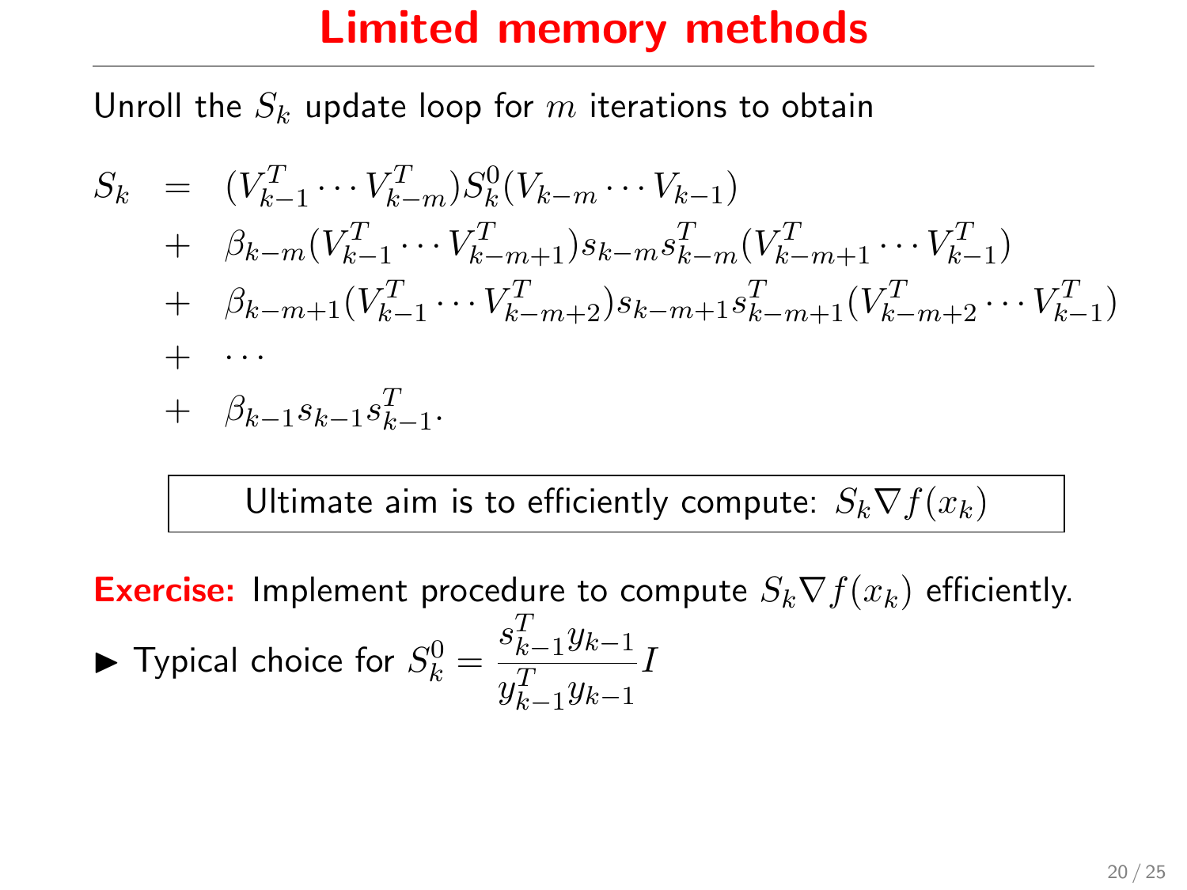# Limited memory methods

Unroll the $S_k$ update loop for $m$ iterations to obtain

$$
\begin{aligned}
S_k &= (V_{k-1}^T \cdots V_{k-m}^T) S_k^0 (V_{k-m} \cdots V_{k-1}) \\
&+ \beta_{k-m} (V_{k-1}^T \cdots V_{k-m+1}^T) s_{k-m} s_{k-m}^T (V_{k-m+1}^T \cdots V_{k-1}^T) \\
&+ \beta_{k-m+1} (V_{k-1}^T \cdots V_{k-m+2}^T) s_{k-m+1} s_{k-m+1}^T (V_{k-m+2}^T \cdots V_{k-1}^T) \\
&+ \cdots \\
&+ \beta_{k-1} s_{k-1} s_{k-1}^T.
\end{aligned}
$$

Ultimate aim is to efficiently compute: $S_k \nabla f(x_k)$

**Exercise:** Implement procedure to compute $S_k \nabla f(x_k)$ efficiently.

- Typical choice for $S_k^0 = \dfrac{s_{k-1}^T y_{k-1}}{y_{k-1}^T y_{k-1}} I$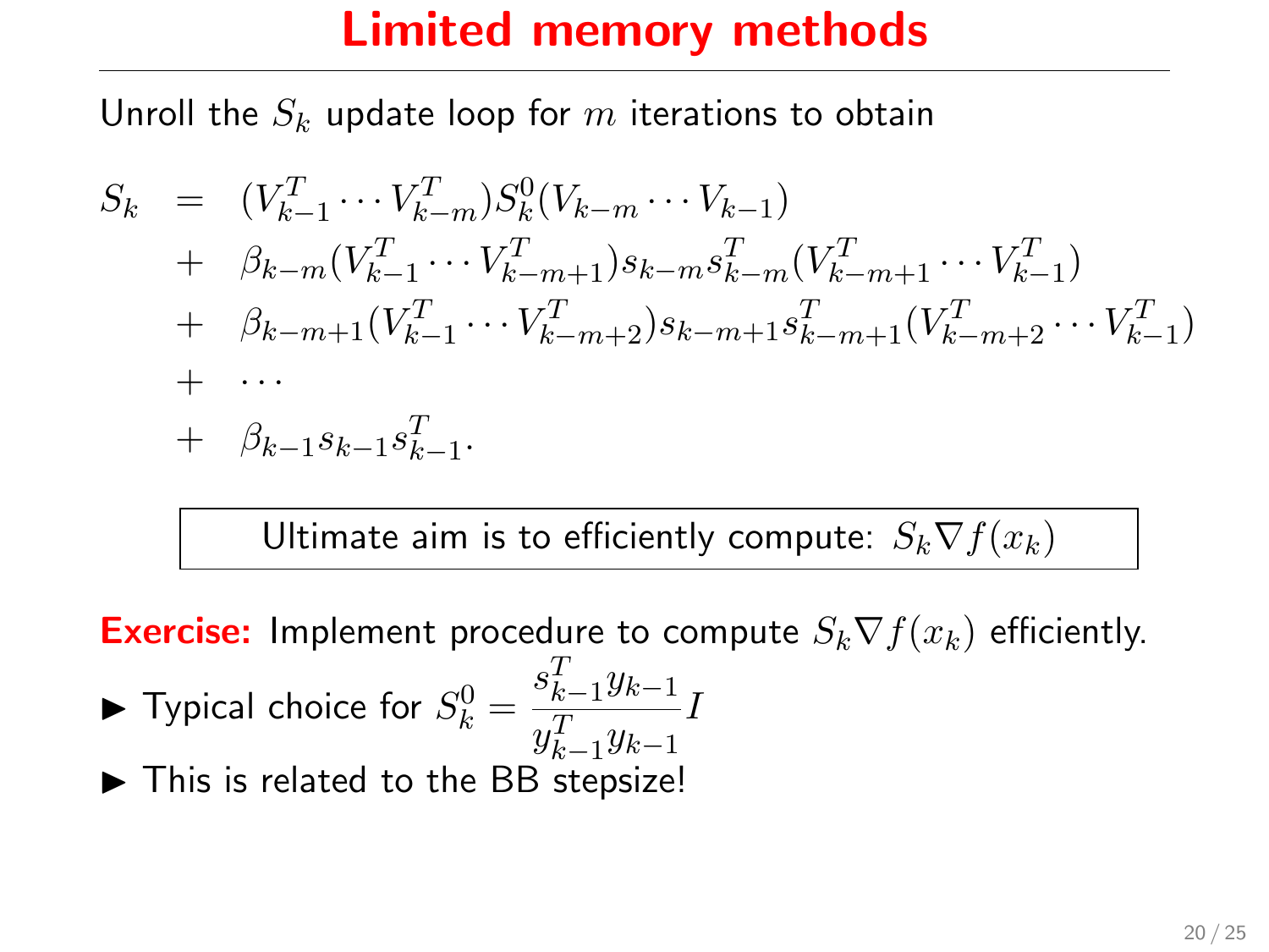# Limited memory methods

Unroll the $S_k$ update loop for $m$ iterations to obtain

$$
\begin{aligned}
S_k &= (V_{k-1}^T \cdots V_{k-m}^T) S_k^0 (V_{k-m} \cdots V_{k-1}) \\
&+ \beta_{k-m} (V_{k-1}^T \cdots V_{k-m+1}^T) s_{k-m} s_{k-m}^T (V_{k-m+1}^T \cdots V_{k-1}^T) \\
&+ \beta_{k-m+1} (V_{k-1}^T \cdots V_{k-m+2}^T) s_{k-m+1} s_{k-m+1}^T (V_{k-m+2}^T \cdots V_{k-1}^T) \\
&+ \cdots \\
&+ \beta_{k-1} s_{k-1} s_{k-1}^T.
\end{aligned}
$$

Ultimate aim is to efficiently compute: $S_k \nabla f(x_k)$

**Exercise:** Implement procedure to compute $S_k \nabla f(x_k)$ efficiently.

- Typical choice for $S_k^0 = \dfrac{s_{k-1}^T y_{k-1}}{y_{k-1}^T y_{k-1}} I$
- This is related to the BB stepsize!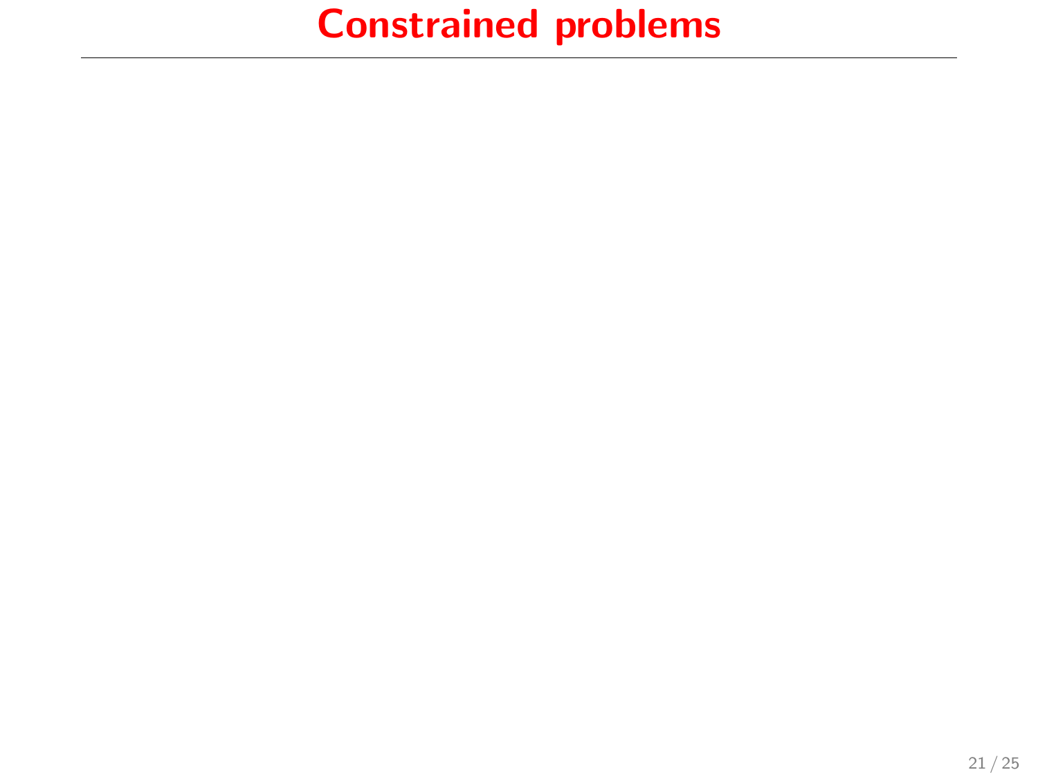# Constrained problems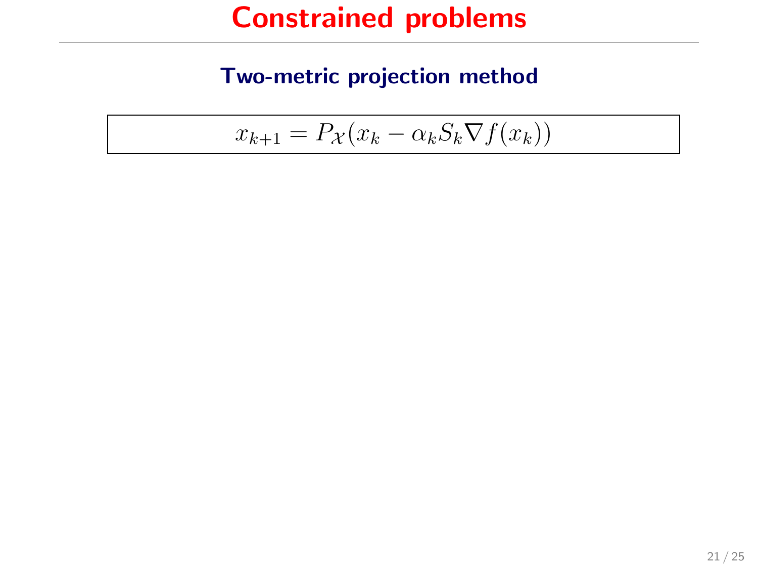# Constrained problems

## Two-metric projection method

$$x_{k+1} = P_{\mathcal{X}}(x_k - \alpha_k S_k \nabla f(x_k))$$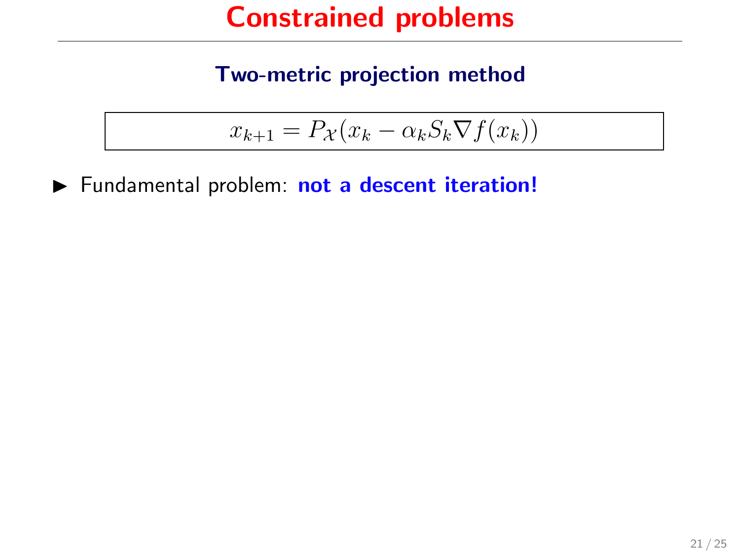# Constrained problems

### Two-metric projection method

$$x_{k+1} = P_{\mathcal{X}}(x_k - \alpha_k S_k \nabla f(x_k))$$

- Fundamental problem: **not a descent iteration!**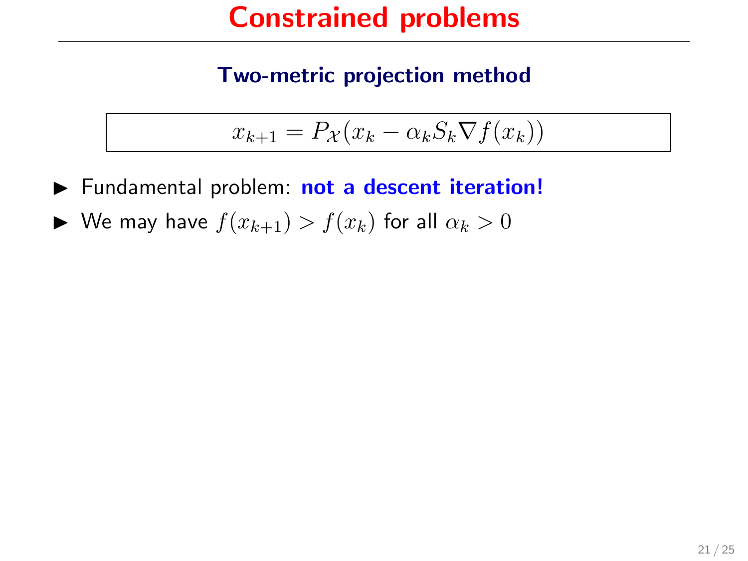# Constrained problems

### Two-metric projection method

$$x_{k+1} = P_{\mathcal{X}}(x_k - \alpha_k S_k \nabla f(x_k))$$

- Fundamental problem: **not a descent iteration!**
- We may have $f(x_{k+1}) > f(x_k)$ for all $\alpha_k > 0$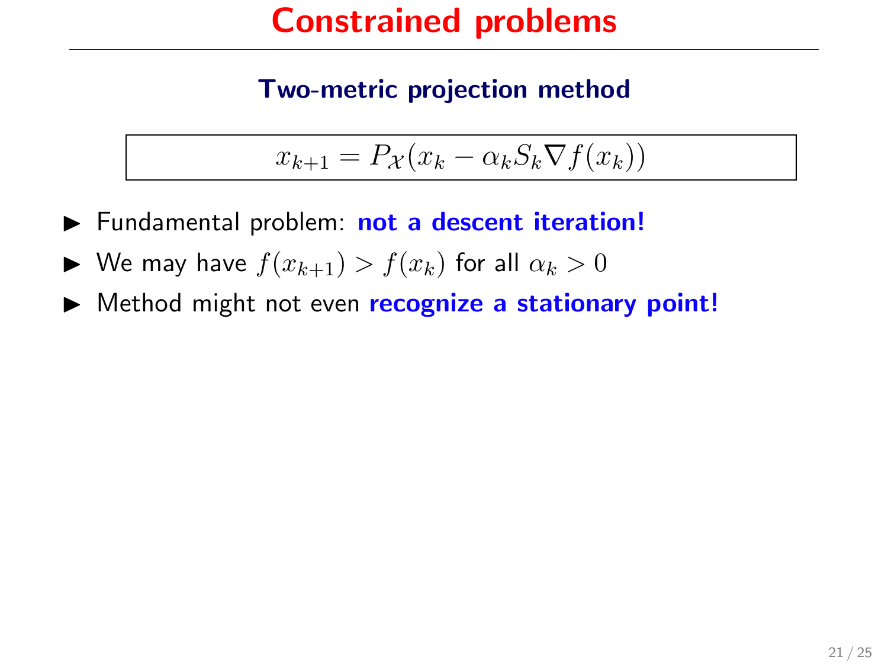# Constrained problems

### Two-metric projection method

$$x_{k+1} = P_{\mathcal{X}}(x_k - \alpha_k S_k \nabla f(x_k))$$

- Fundamental problem: **not a descent iteration!**
- We may have $f(x_{k+1}) > f(x_k)$ for all $\alpha_k > 0$
- Method might not even **recognize a stationary point!**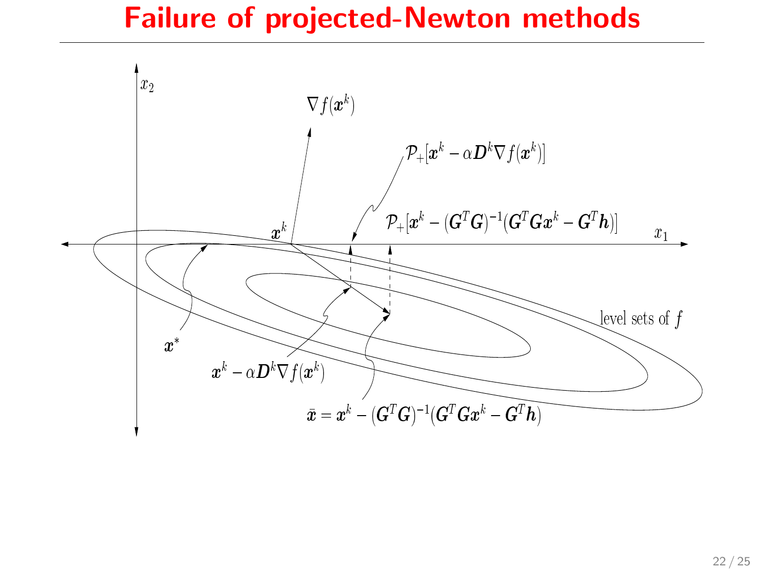# Failure of projected-Newton methods

$x_2$

$\nabla f(\boldsymbol{x}^k)$

$\mathcal{P}_+[\boldsymbol{x}^k - \alpha \boldsymbol{D}^k \nabla f(\boldsymbol{x}^k)]$

$\mathcal{P}_+[\boldsymbol{x}^k - (\boldsymbol{G}^T\boldsymbol{G})^{-1}(\boldsymbol{G}^T\boldsymbol{G}\boldsymbol{x}^k - \boldsymbol{G}^T\boldsymbol{h})]$

$\boldsymbol{x}^k$

$x_1$

level sets of $f$

$\boldsymbol{x}^*$

$\boldsymbol{x}^k - \alpha \boldsymbol{D}^k \nabla f(\boldsymbol{x}^k)$

$\bar{\boldsymbol{x}} = \boldsymbol{x}^k - (\boldsymbol{G}^T\boldsymbol{G})^{-1}(\boldsymbol{G}^T\boldsymbol{G}\boldsymbol{x}^k - \boldsymbol{G}^T\boldsymbol{h})$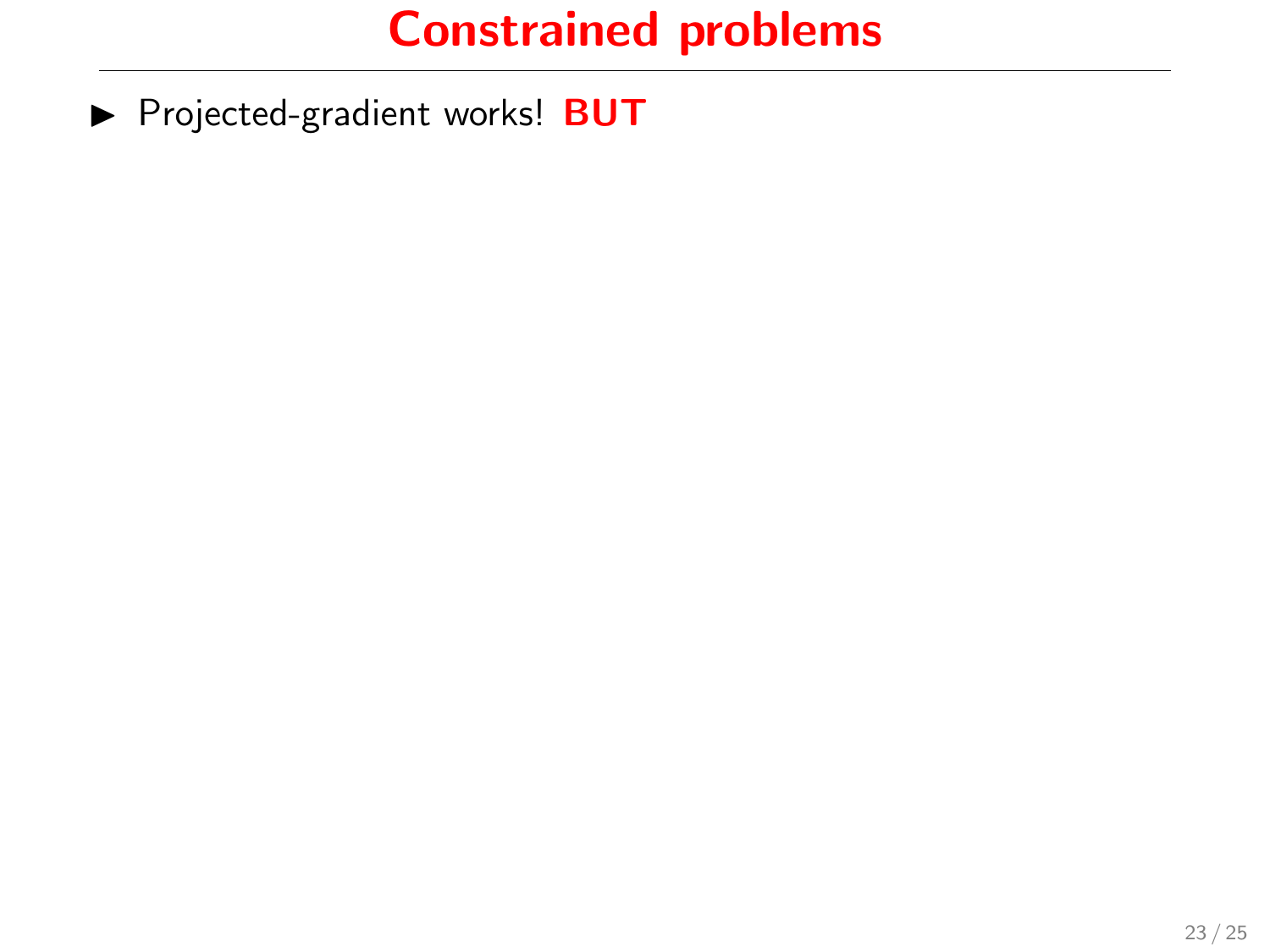# Constrained problems

- Projected-gradient works! **BUT**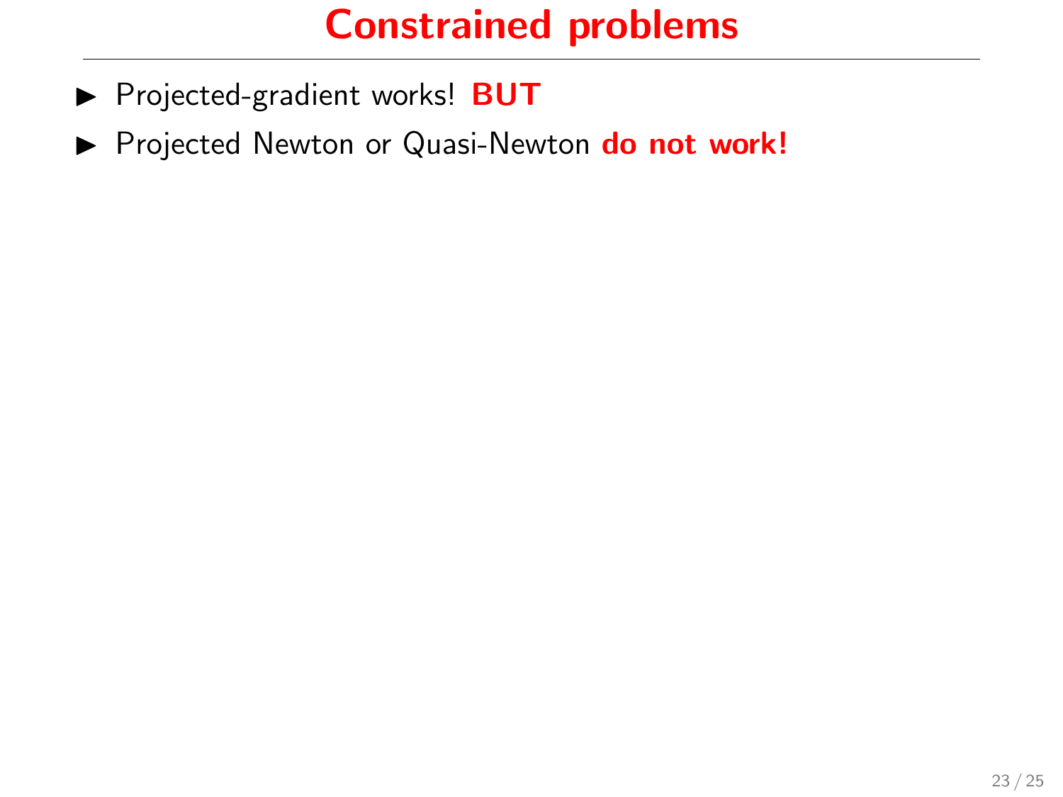# Constrained problems

- Projected-gradient works! **BUT**
- Projected Newton or Quasi-Newton **do not work!**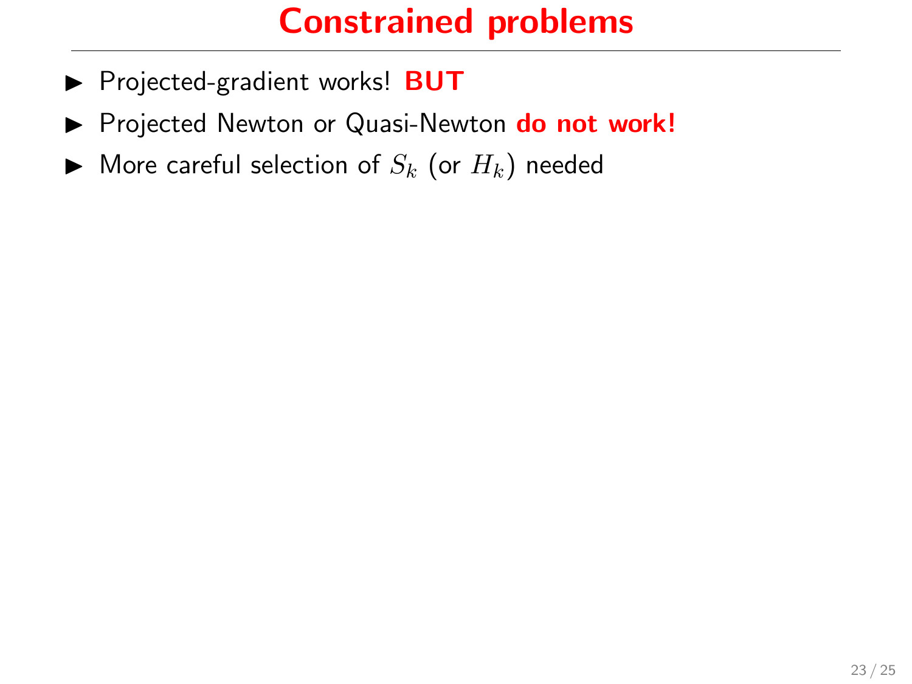# Constrained problems

- Projected-gradient works! **BUT**
- Projected Newton or Quasi-Newton **do not work!**
- More careful selection of $S_k$ (or $H_k$) needed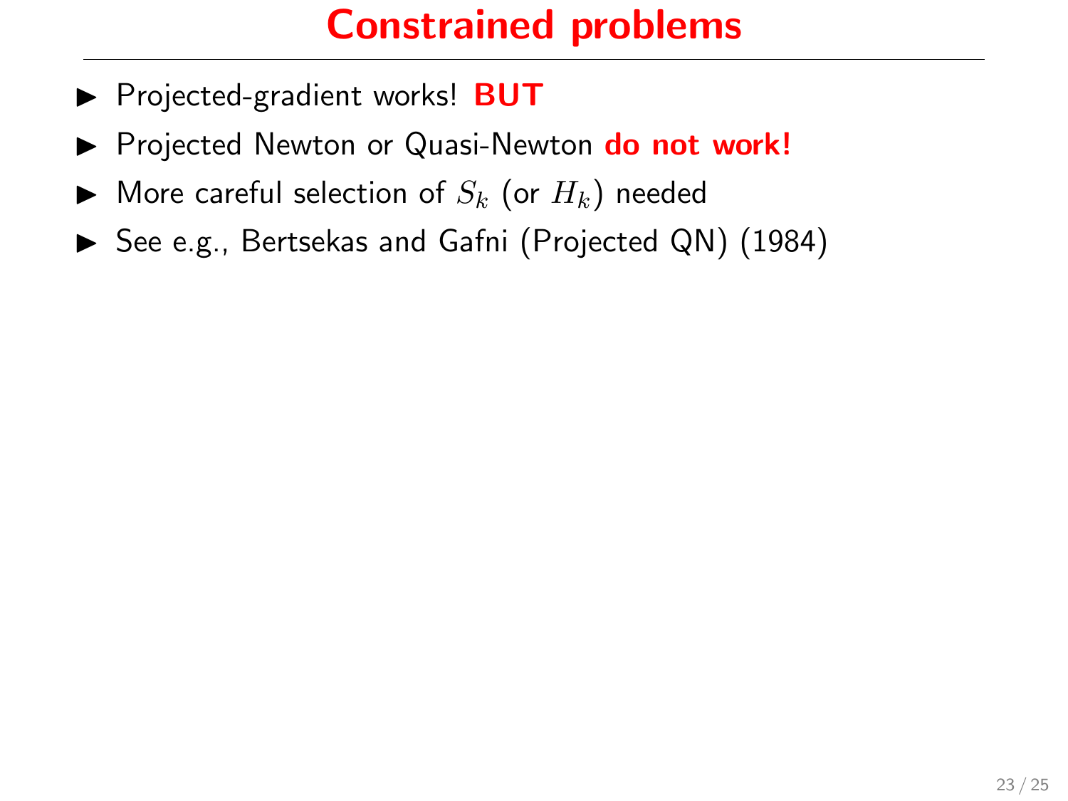# Constrained problems

- Projected-gradient works! **BUT**
- Projected Newton or Quasi-Newton **do not work!**
- More careful selection of $S_k$ (or $H_k$) needed
- See e.g., Bertsekas and Gafni (Projected QN) (1984)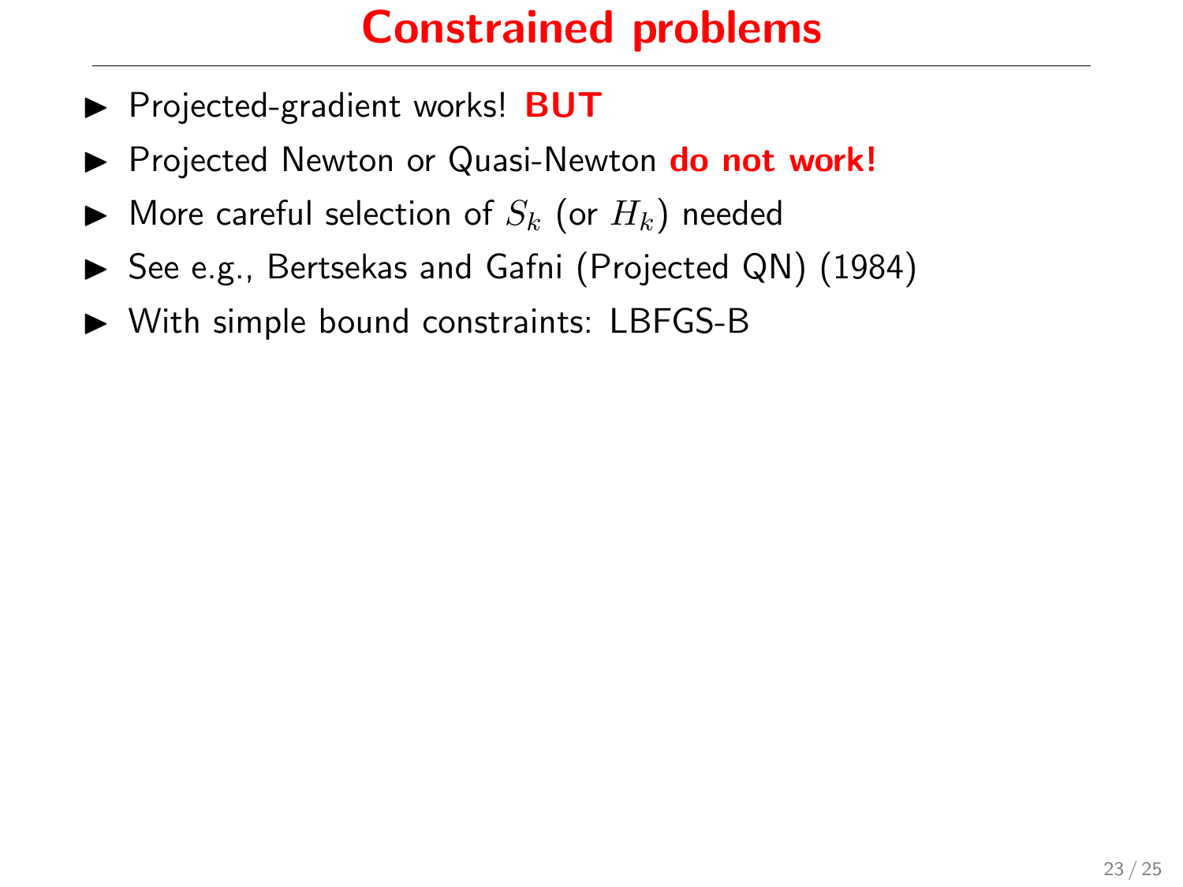# Constrained problems

- Projected-gradient works! **BUT**
- Projected Newton or Quasi-Newton **do not work!**
- More careful selection of $S_k$ (or $H_k$) needed
- See e.g., Bertsekas and Gafni (Projected QN) (1984)
- With simple bound constraints: LBFGS-B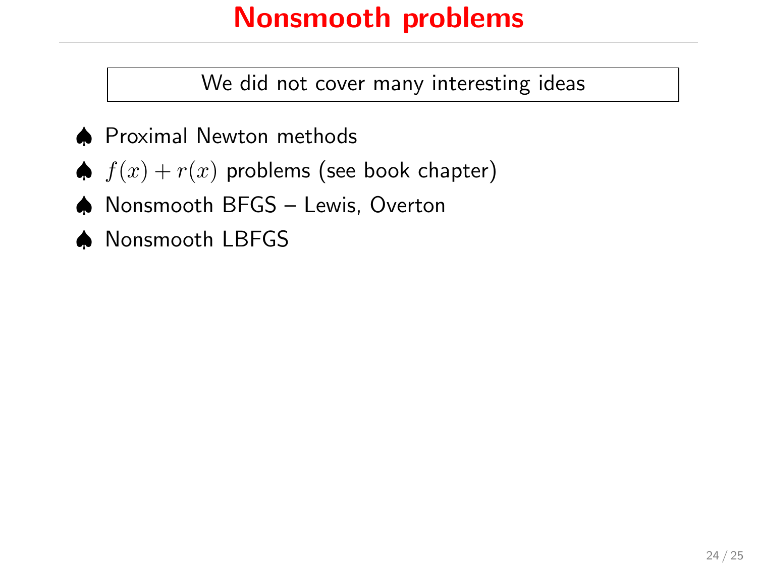# Nonsmooth problems

We did not cover many interesting ideas

- Proximal Newton methods
- $f(x) + r(x)$ problems (see book chapter)
- Nonsmooth BFGS – Lewis, Overton
- Nonsmooth LBFGS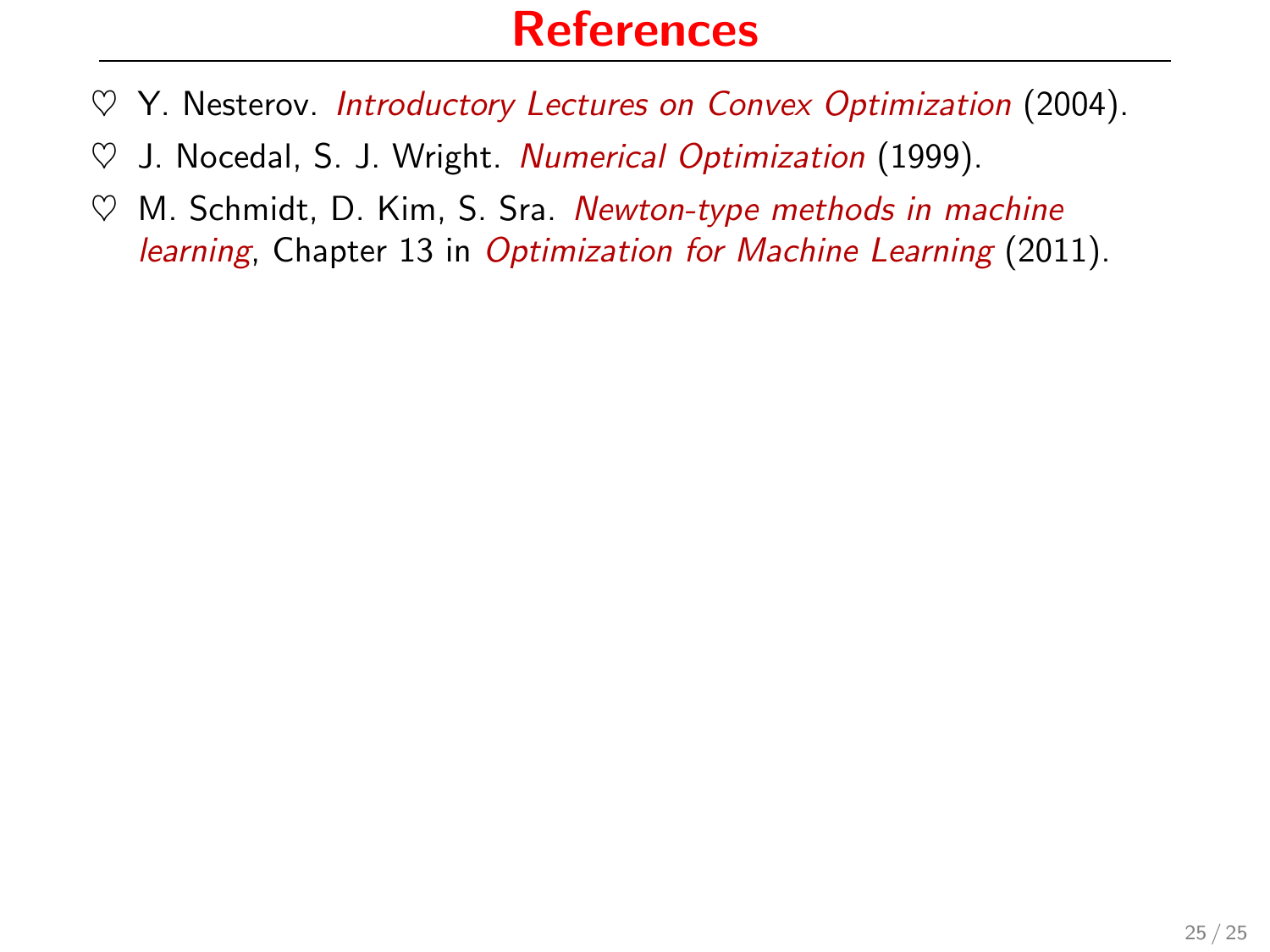# References

- ♡ Y. Nesterov. *Introductory Lectures on Convex Optimization* (2004).
- ♡ J. Nocedal, S. J. Wright. *Numerical Optimization* (1999).
- ♡ M. Schmidt, D. Kim, S. Sra. *Newton-type methods in machine learning*, Chapter 13 in *Optimization for Machine Learning* (2011).